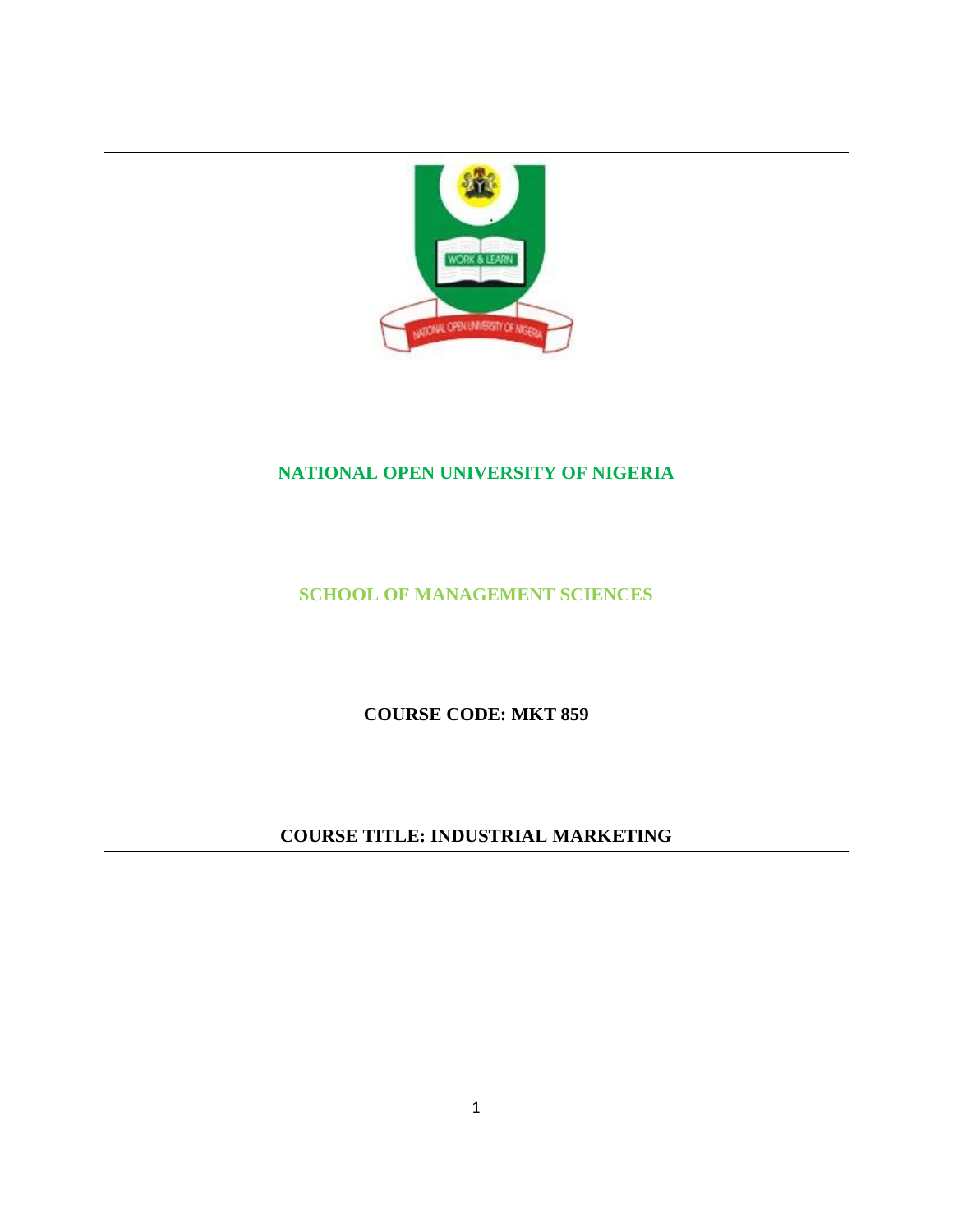# NATIONAL OPEN UNIVERSITY OF NIGERIA

## SCHOOL OF MANAGEMENT SCIENCES

**COURSE CODE: MKT 859**

**COURSE TITLE: INDUSTRIAL MARKETING**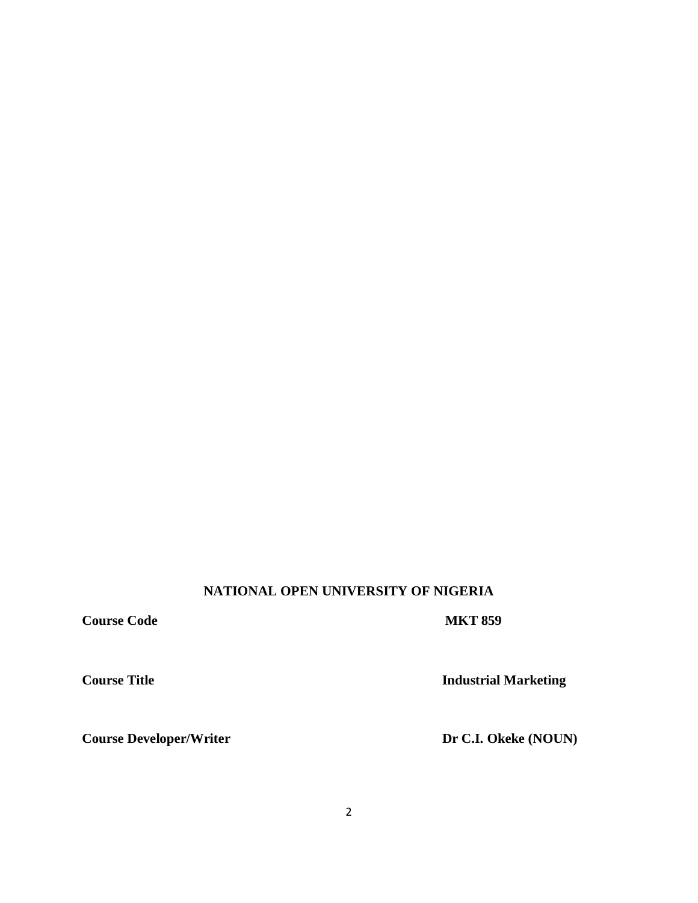**NATIONAL OPEN UNIVERSITY OF NIGERIA**

| | |
|---|---|
| **Course Code** | **MKT 859** |
| **Course Title** | **Industrial Marketing** |
| **Course Developer/Writer** | **Dr C.I. Okeke (NOUN)** |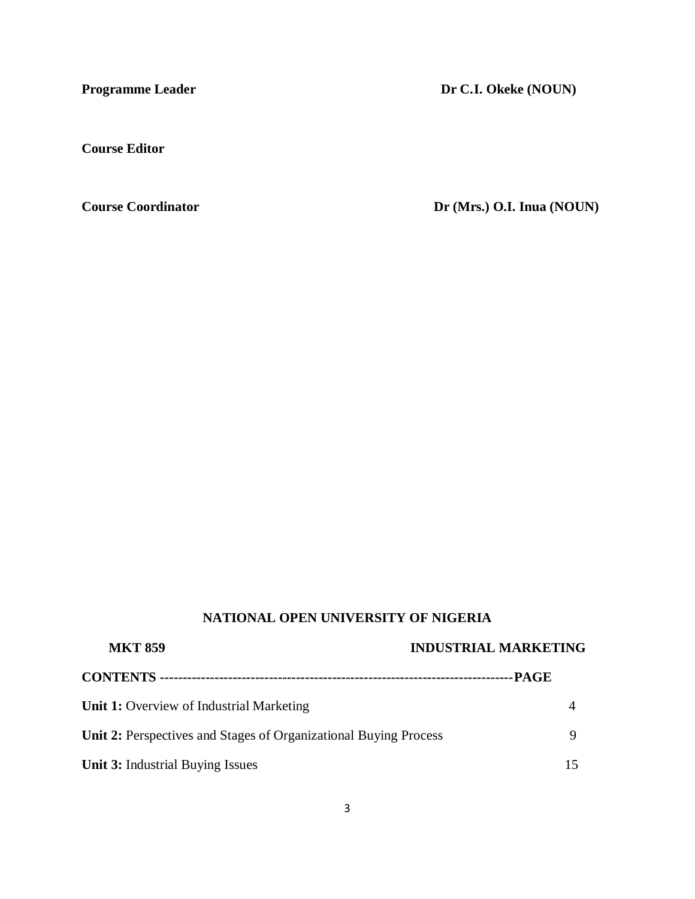| | |
|---|---|
| **Programme Leader** | **Dr C.I. Okeke (NOUN)** |
| **Course Editor** | |
| **Course Coordinator** | **Dr (Mrs.) O.I. Inua (NOUN)** |

## NATIONAL OPEN UNIVERSITY OF NIGERIA

**MKT 859** **INDUSTRIAL MARKETING**

**CONTENTS ---------------------------------------------------------------------------PAGE**

| | |
|---|---|
| **Unit 1:** Overview of Industrial Marketing | 4 |
| **Unit 2:** Perspectives and Stages of Organizational Buying Process | 9 |
| **Unit 3:** Industrial Buying Issues | 15 |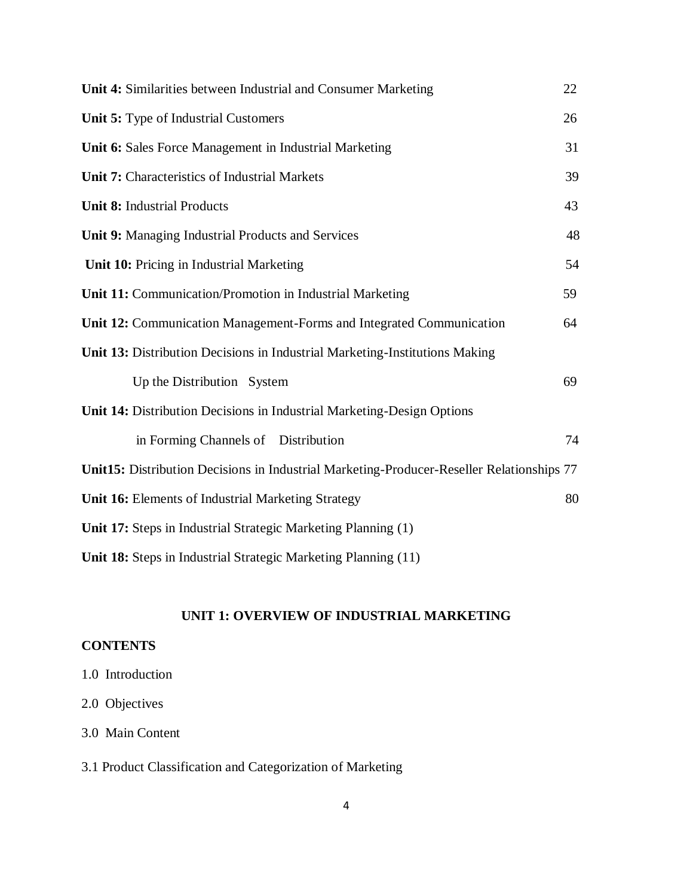| | |
|---|---|
| **Unit 4:** Similarities between Industrial and Consumer Marketing | 22 |
| **Unit 5:** Type of Industrial Customers | 26 |
| **Unit 6:** Sales Force Management in Industrial Marketing | 31 |
| **Unit 7:** Characteristics of Industrial Markets | 39 |
| **Unit 8:** Industrial Products | 43 |
| **Unit 9:** Managing Industrial Products and Services | 48 |
| **Unit 10:** Pricing in Industrial Marketing | 54 |
| **Unit 11:** Communication/Promotion in Industrial Marketing | 59 |
| **Unit 12:** Communication Management-Forms and Integrated Communication | 64 |
| **Unit 13:** Distribution Decisions in Industrial Marketing-Institutions Making Up the Distribution System | 69 |
| **Unit 14:** Distribution Decisions in Industrial Marketing-Design Options in Forming Channels of Distribution | 74 |
| **Unit15:** Distribution Decisions in Industrial Marketing-Producer-Reseller Relationships | 77 |
| **Unit 16:** Elements of Industrial Marketing Strategy | 80 |
| **Unit 17:** Steps in Industrial Strategic Marketing Planning (1) | |
| **Unit 18:** Steps in Industrial Strategic Marketing Planning (11) | |

## UNIT 1: OVERVIEW OF INDUSTRIAL MARKETING

**CONTENTS**

1.0 Introduction

2.0 Objectives

3.0 Main Content

3.1 Product Classification and Categorization of Marketing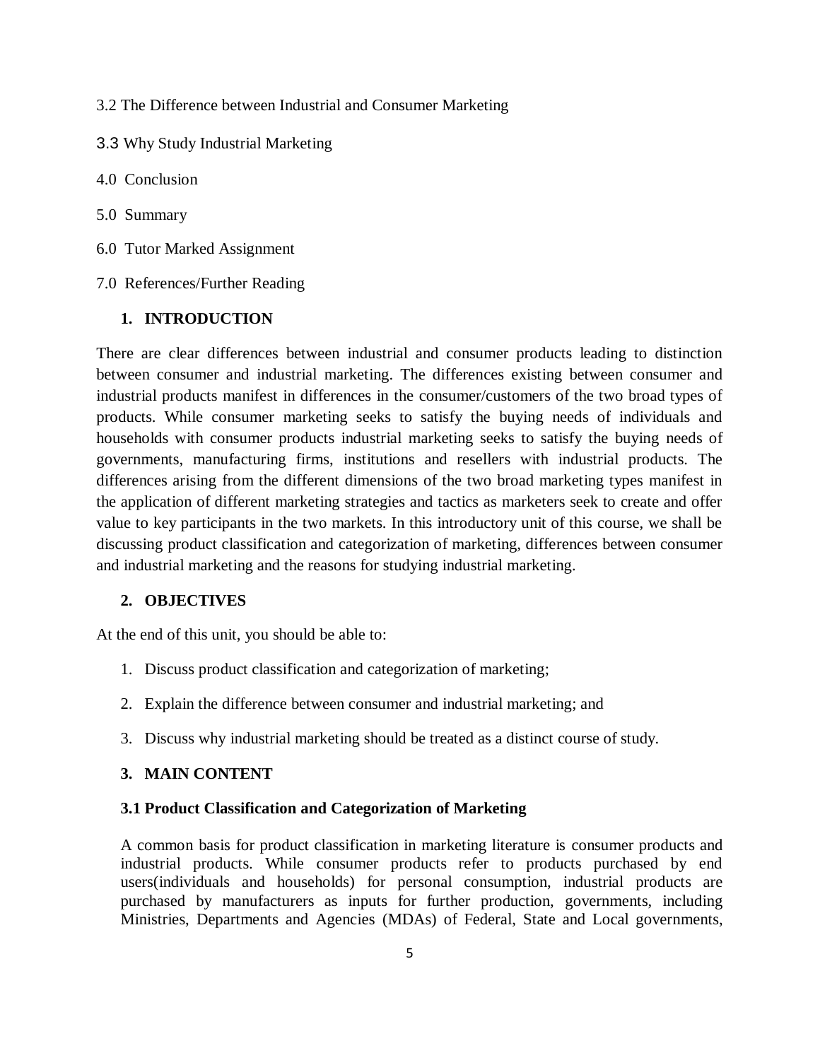3.2 The Difference between Industrial and Consumer Marketing

3.3 Why Study Industrial Marketing

4.0 Conclusion

5.0 Summary

6.0 Tutor Marked Assignment

7.0 References/Further Reading

## 1. INTRODUCTION

There are clear differences between industrial and consumer products leading to distinction between consumer and industrial marketing. The differences existing between consumer and industrial products manifest in differences in the consumer/customers of the two broad types of products. While consumer marketing seeks to satisfy the buying needs of individuals and households with consumer products industrial marketing seeks to satisfy the buying needs of governments, manufacturing firms, institutions and resellers with industrial products. The differences arising from the different dimensions of the two broad marketing types manifest in the application of different marketing strategies and tactics as marketers seek to create and offer value to key participants in the two markets. In this introductory unit of this course, we shall be discussing product classification and categorization of marketing, differences between consumer and industrial marketing and the reasons for studying industrial marketing.

## 2. OBJECTIVES

At the end of this unit, you should be able to:

1. Discuss product classification and categorization of marketing;
2. Explain the difference between consumer and industrial marketing; and
3. Discuss why industrial marketing should be treated as a distinct course of study.

## 3. MAIN CONTENT

### 3.1 Product Classification and Categorization of Marketing

A common basis for product classification in marketing literature is consumer products and industrial products. While consumer products refer to products purchased by end users(individuals and households) for personal consumption, industrial products are purchased by manufacturers as inputs for further production, governments, including Ministries, Departments and Agencies (MDAs) of Federal, State and Local governments,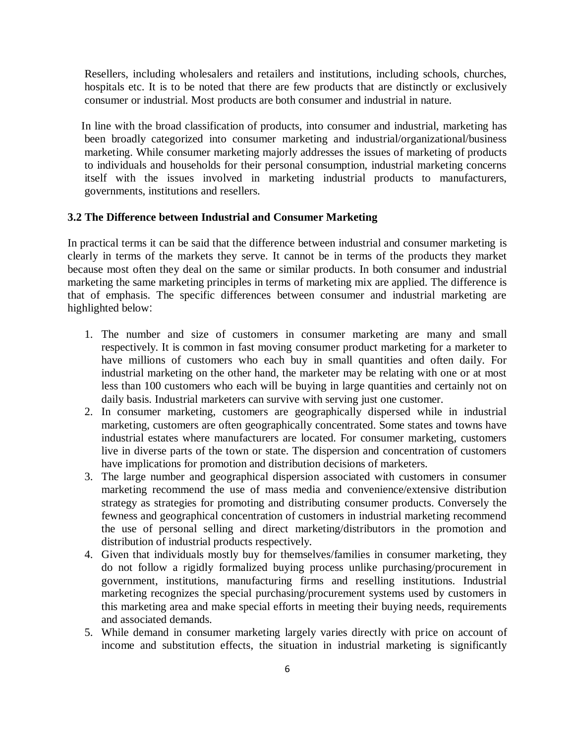Resellers, including wholesalers and retailers and institutions, including schools, churches, hospitals etc. It is to be noted that there are few products that are distinctly or exclusively consumer or industrial. Most products are both consumer and industrial in nature.

In line with the broad classification of products, into consumer and industrial, marketing has been broadly categorized into consumer marketing and industrial/organizational/business marketing. While consumer marketing majorly addresses the issues of marketing of products to individuals and households for their personal consumption, industrial marketing concerns itself with the issues involved in marketing industrial products to manufacturers, governments, institutions and resellers.

### 3.2 The Difference between Industrial and Consumer Marketing

In practical terms it can be said that the difference between industrial and consumer marketing is clearly in terms of the markets they serve. It cannot be in terms of the products they market because most often they deal on the same or similar products. In both consumer and industrial marketing the same marketing principles in terms of marketing mix are applied. The difference is that of emphasis. The specific differences between consumer and industrial marketing are highlighted below:

1. The number and size of customers in consumer marketing are many and small respectively. It is common in fast moving consumer product marketing for a marketer to have millions of customers who each buy in small quantities and often daily. For industrial marketing on the other hand, the marketer may be relating with one or at most less than 100 customers who each will be buying in large quantities and certainly not on daily basis. Industrial marketers can survive with serving just one customer.
2. In consumer marketing, customers are geographically dispersed while in industrial marketing, customers are often geographically concentrated. Some states and towns have industrial estates where manufacturers are located. For consumer marketing, customers live in diverse parts of the town or state. The dispersion and concentration of customers have implications for promotion and distribution decisions of marketers.
3. The large number and geographical dispersion associated with customers in consumer marketing recommend the use of mass media and convenience/extensive distribution strategy as strategies for promoting and distributing consumer products. Conversely the fewness and geographical concentration of customers in industrial marketing recommend the use of personal selling and direct marketing/distributors in the promotion and distribution of industrial products respectively.
4. Given that individuals mostly buy for themselves/families in consumer marketing, they do not follow a rigidly formalized buying process unlike purchasing/procurement in government, institutions, manufacturing firms and reselling institutions. Industrial marketing recognizes the special purchasing/procurement systems used by customers in this marketing area and make special efforts in meeting their buying needs, requirements and associated demands.
5. While demand in consumer marketing largely varies directly with price on account of income and substitution effects, the situation in industrial marketing is significantly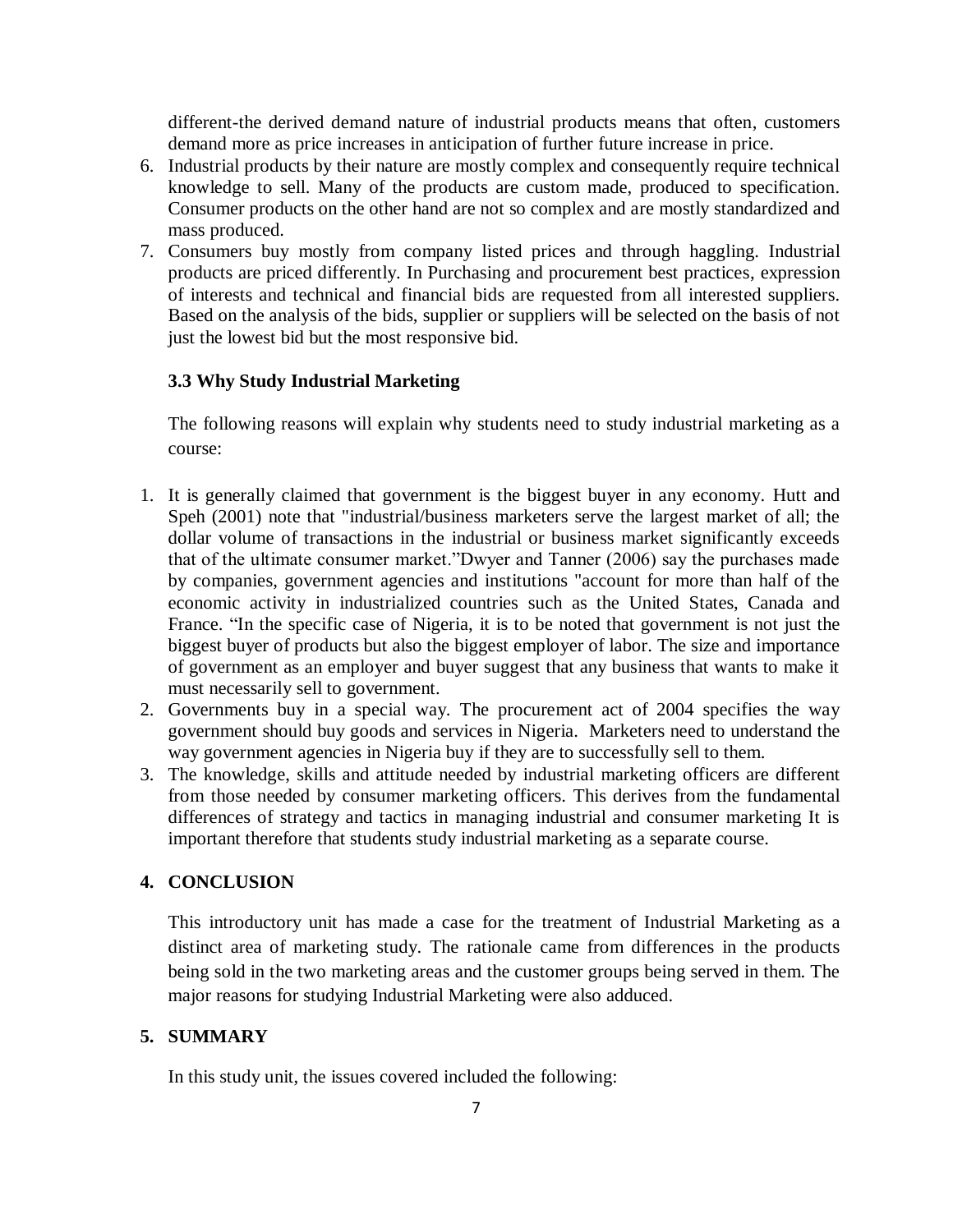different-the derived demand nature of industrial products means that often, customers demand more as price increases in anticipation of further future increase in price.

6. Industrial products by their nature are mostly complex and consequently require technical knowledge to sell. Many of the products are custom made, produced to specification. Consumer products on the other hand are not so complex and are mostly standardized and mass produced.
7. Consumers buy mostly from company listed prices and through haggling. Industrial products are priced differently. In Purchasing and procurement best practices, expression of interests and technical and financial bids are requested from all interested suppliers. Based on the analysis of the bids, supplier or suppliers will be selected on the basis of not just the lowest bid but the most responsive bid.

### 3.3 Why Study Industrial Marketing

The following reasons will explain why students need to study industrial marketing as a course:

1. It is generally claimed that government is the biggest buyer in any economy. Hutt and Speh (2001) note that "industrial/business marketers serve the largest market of all; the dollar volume of transactions in the industrial or business market significantly exceeds that of the ultimate consumer market."Dwyer and Tanner (2006) say the purchases made by companies, government agencies and institutions "account for more than half of the economic activity in industrialized countries such as the United States, Canada and France. "In the specific case of Nigeria, it is to be noted that government is not just the biggest buyer of products but also the biggest employer of labor. The size and importance of government as an employer and buyer suggest that any business that wants to make it must necessarily sell to government.
2. Governments buy in a special way. The procurement act of 2004 specifies the way government should buy goods and services in Nigeria. Marketers need to understand the way government agencies in Nigeria buy if they are to successfully sell to them.
3. The knowledge, skills and attitude needed by industrial marketing officers are different from those needed by consumer marketing officers. This derives from the fundamental differences of strategy and tactics in managing industrial and consumer marketing It is important therefore that students study industrial marketing as a separate course.

## 4. CONCLUSION

This introductory unit has made a case for the treatment of Industrial Marketing as a distinct area of marketing study. The rationale came from differences in the products being sold in the two marketing areas and the customer groups being served in them. The major reasons for studying Industrial Marketing were also adduced.

## 5. SUMMARY

In this study unit, the issues covered included the following: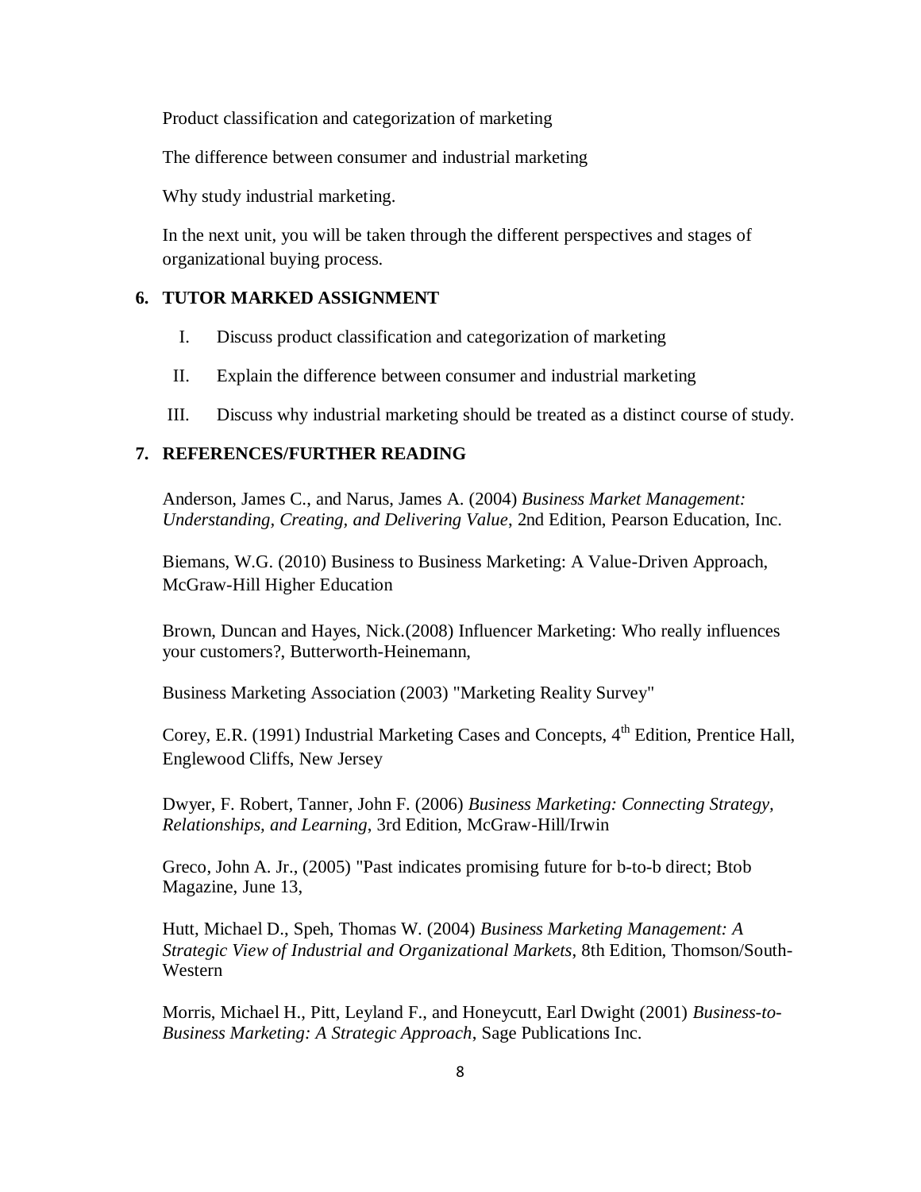Product classification and categorization of marketing

The difference between consumer and industrial marketing

Why study industrial marketing.

In the next unit, you will be taken through the different perspectives and stages of organizational buying process.

## 6. TUTOR MARKED ASSIGNMENT

I. Discuss product classification and categorization of marketing

II. Explain the difference between consumer and industrial marketing

III. Discuss why industrial marketing should be treated as a distinct course of study.

## 7. REFERENCES/FURTHER READING

Anderson, James C., and Narus, James A. (2004) *Business Market Management: Understanding, Creating, and Delivering Value*, 2nd Edition, Pearson Education, Inc.

Biemans, W.G. (2010) Business to Business Marketing: A Value-Driven Approach, McGraw-Hill Higher Education

Brown, Duncan and Hayes, Nick.(2008) Influencer Marketing: Who really influences your customers?, Butterworth-Heinemann,

Business Marketing Association (2003) "Marketing Reality Survey"

Corey, E.R. (1991) Industrial Marketing Cases and Concepts, 4th Edition, Prentice Hall, Englewood Cliffs, New Jersey

Dwyer, F. Robert, Tanner, John F. (2006) *Business Marketing: Connecting Strategy, Relationships, and Learning*, 3rd Edition, McGraw-Hill/Irwin

Greco, John A. Jr., (2005) "Past indicates promising future for b-to-b direct; Btob Magazine, June 13,

Hutt, Michael D., Speh, Thomas W. (2004) *Business Marketing Management: A Strategic View of Industrial and Organizational Markets*, 8th Edition, Thomson/South-Western

Morris, Michael H., Pitt, Leyland F., and Honeycutt, Earl Dwight (2001) *Business-to-Business Marketing: A Strategic Approach*, Sage Publications Inc.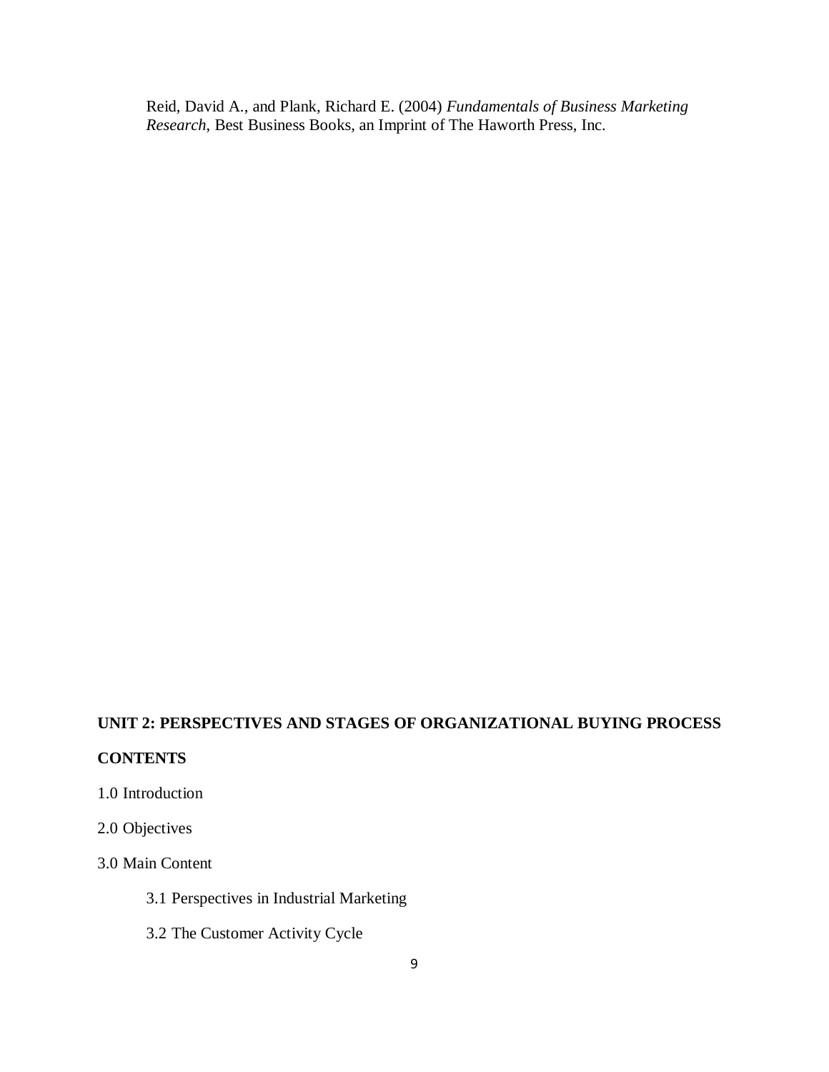Reid, David A., and Plank, Richard E. (2004) *Fundamentals of Business Marketing Research*, Best Business Books, an Imprint of The Haworth Press, Inc.

## UNIT 2: PERSPECTIVES AND STAGES OF ORGANIZATIONAL BUYING PROCESS

**CONTENTS**

1.0 Introduction

2.0 Objectives

3.0 Main Content

- 3.1 Perspectives in Industrial Marketing
- 3.2 The Customer Activity Cycle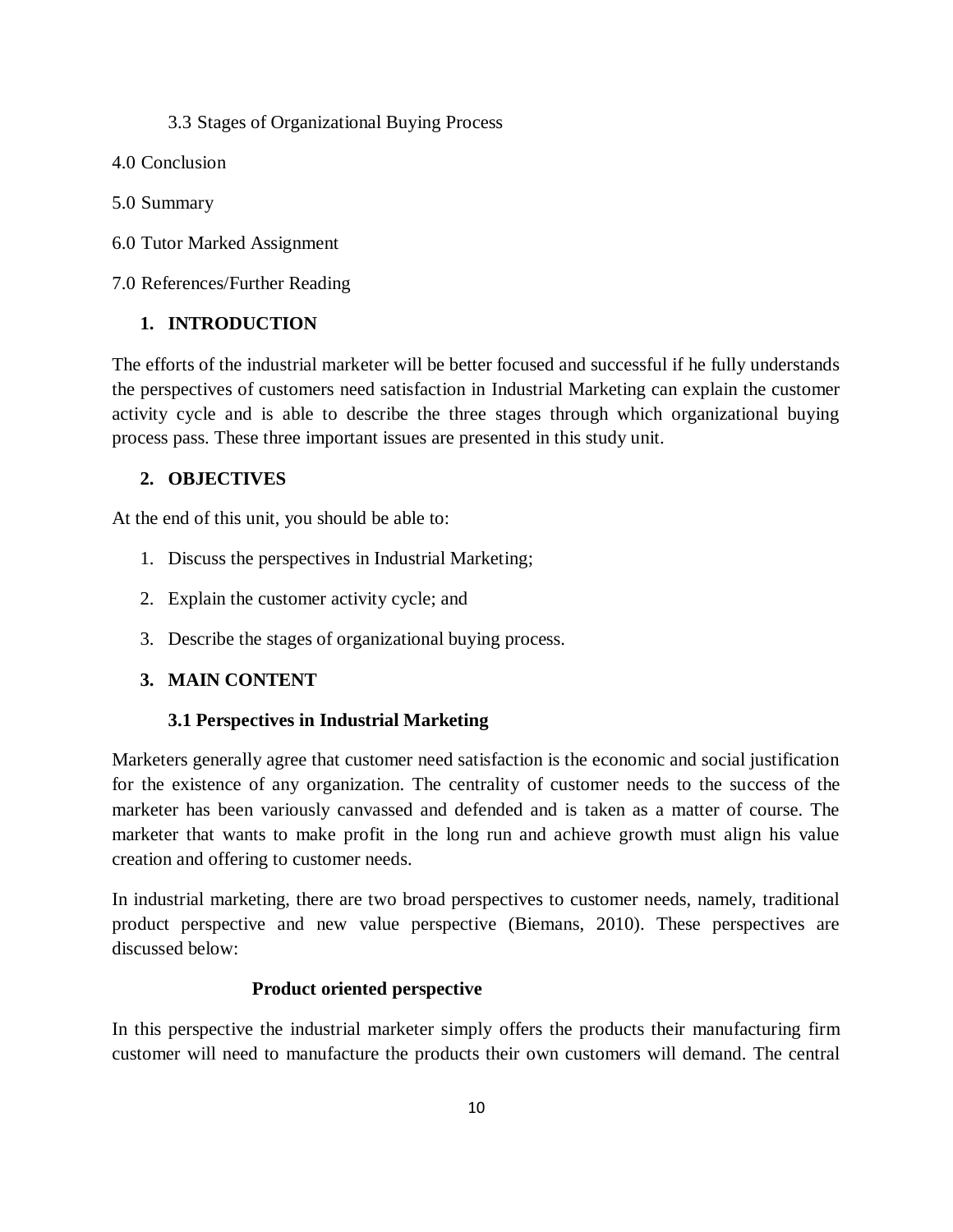3.3 Stages of Organizational Buying Process

4.0 Conclusion

5.0 Summary

6.0 Tutor Marked Assignment

7.0 References/Further Reading

## 1. INTRODUCTION

The efforts of the industrial marketer will be better focused and successful if he fully understands the perspectives of customers need satisfaction in Industrial Marketing can explain the customer activity cycle and is able to describe the three stages through which organizational buying process pass. These three important issues are presented in this study unit.

## 2. OBJECTIVES

At the end of this unit, you should be able to:

1. Discuss the perspectives in Industrial Marketing;
2. Explain the customer activity cycle; and
3. Describe the stages of organizational buying process.

## 3. MAIN CONTENT

### 3.1 Perspectives in Industrial Marketing

Marketers generally agree that customer need satisfaction is the economic and social justification for the existence of any organization. The centrality of customer needs to the success of the marketer has been variously canvassed and defended and is taken as a matter of course. The marketer that wants to make profit in the long run and achieve growth must align his value creation and offering to customer needs.

In industrial marketing, there are two broad perspectives to customer needs, namely, traditional product perspective and new value perspective (Biemans, 2010). These perspectives are discussed below:

**Product oriented perspective**

In this perspective the industrial marketer simply offers the products their manufacturing firm customer will need to manufacture the products their own customers will demand. The central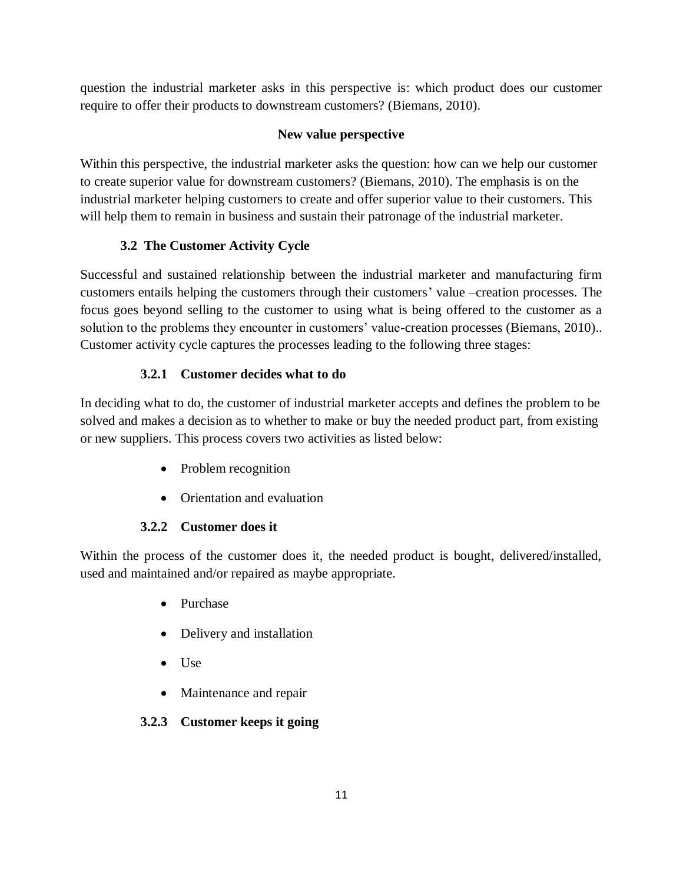question the industrial marketer asks in this perspective is: which product does our customer require to offer their products to downstream customers? (Biemans, 2010).

**New value perspective**

Within this perspective, the industrial marketer asks the question: how can we help our customer to create superior value for downstream customers? (Biemans, 2010). The emphasis is on the industrial marketer helping customers to create and offer superior value to their customers. This will help them to remain in business and sustain their patronage of the industrial marketer.

## 3.2 The Customer Activity Cycle

Successful and sustained relationship between the industrial marketer and manufacturing firm customers entails helping the customers through their customers' value –creation processes. The focus goes beyond selling to the customer to using what is being offered to the customer as a solution to the problems they encounter in customers' value-creation processes (Biemans, 2010).. Customer activity cycle captures the processes leading to the following three stages:

### 3.2.1 Customer decides what to do

In deciding what to do, the customer of industrial marketer accepts and defines the problem to be solved and makes a decision as to whether to make or buy the needed product part, from existing or new suppliers. This process covers two activities as listed below:

- Problem recognition
- Orientation and evaluation

### 3.2.2 Customer does it

Within the process of the customer does it, the needed product is bought, delivered/installed, used and maintained and/or repaired as maybe appropriate.

- Purchase
- Delivery and installation
- Use
- Maintenance and repair

### 3.2.3 Customer keeps it going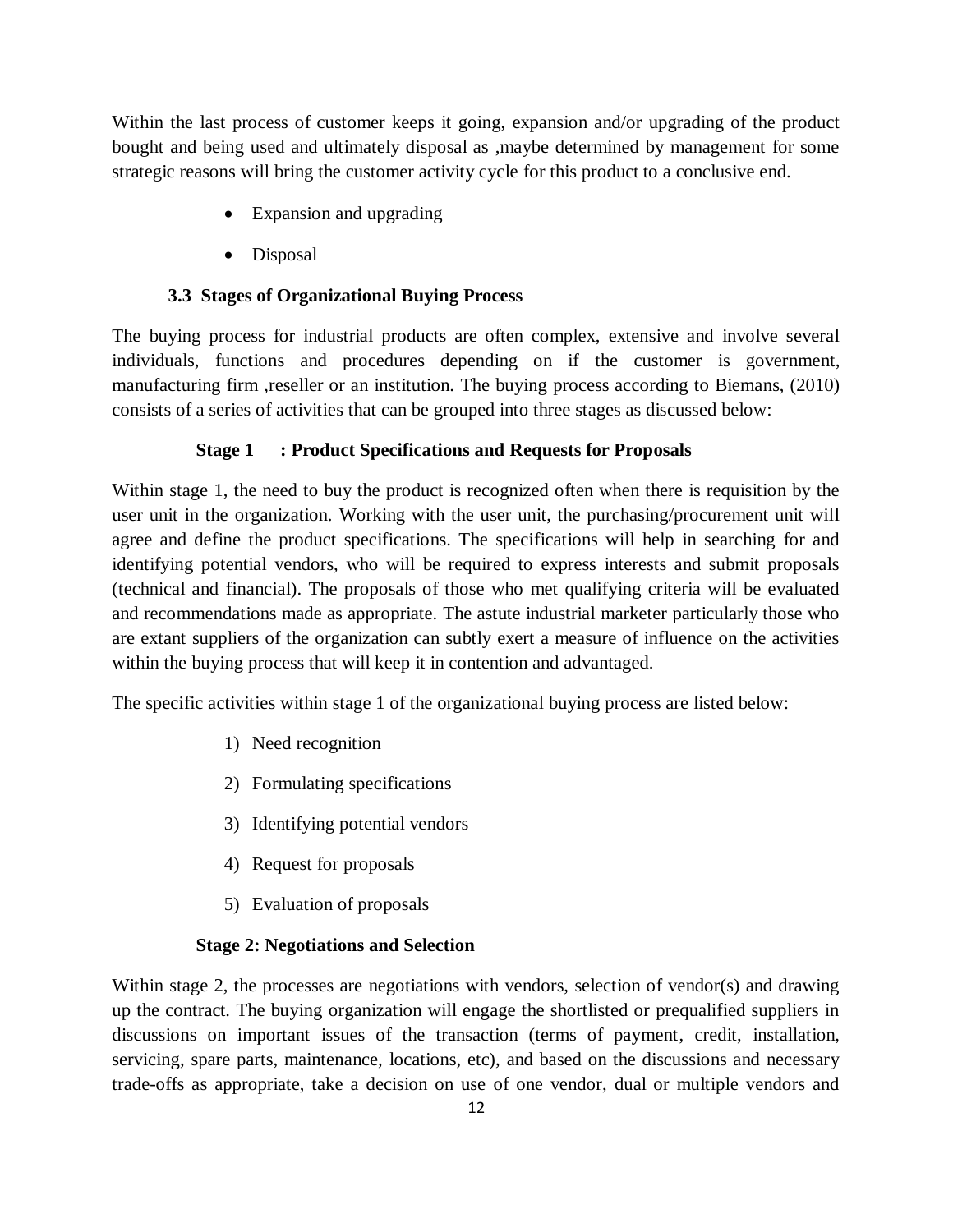Within the last process of customer keeps it going, expansion and/or upgrading of the product bought and being used and ultimately disposal as ,maybe determined by management for some strategic reasons will bring the customer activity cycle for this product to a conclusive end.

- Expansion and upgrading
- Disposal

### 3.3 Stages of Organizational Buying Process

The buying process for industrial products are often complex, extensive and involve several individuals, functions and procedures depending on if the customer is government, manufacturing firm ,reseller or an institution. The buying process according to Biemans, (2010) consists of a series of activities that can be grouped into three stages as discussed below:

#### Stage 1 : Product Specifications and Requests for Proposals

Within stage 1, the need to buy the product is recognized often when there is requisition by the user unit in the organization. Working with the user unit, the purchasing/procurement unit will agree and define the product specifications. The specifications will help in searching for and identifying potential vendors, who will be required to express interests and submit proposals (technical and financial). The proposals of those who met qualifying criteria will be evaluated and recommendations made as appropriate. The astute industrial marketer particularly those who are extant suppliers of the organization can subtly exert a measure of influence on the activities within the buying process that will keep it in contention and advantaged.

The specific activities within stage 1 of the organizational buying process are listed below:

1) Need recognition
2) Formulating specifications
3) Identifying potential vendors
4) Request for proposals
5) Evaluation of proposals

#### Stage 2: Negotiations and Selection

Within stage 2, the processes are negotiations with vendors, selection of vendor(s) and drawing up the contract. The buying organization will engage the shortlisted or prequalified suppliers in discussions on important issues of the transaction (terms of payment, credit, installation, servicing, spare parts, maintenance, locations, etc), and based on the discussions and necessary trade-offs as appropriate, take a decision on use of one vendor, dual or multiple vendors and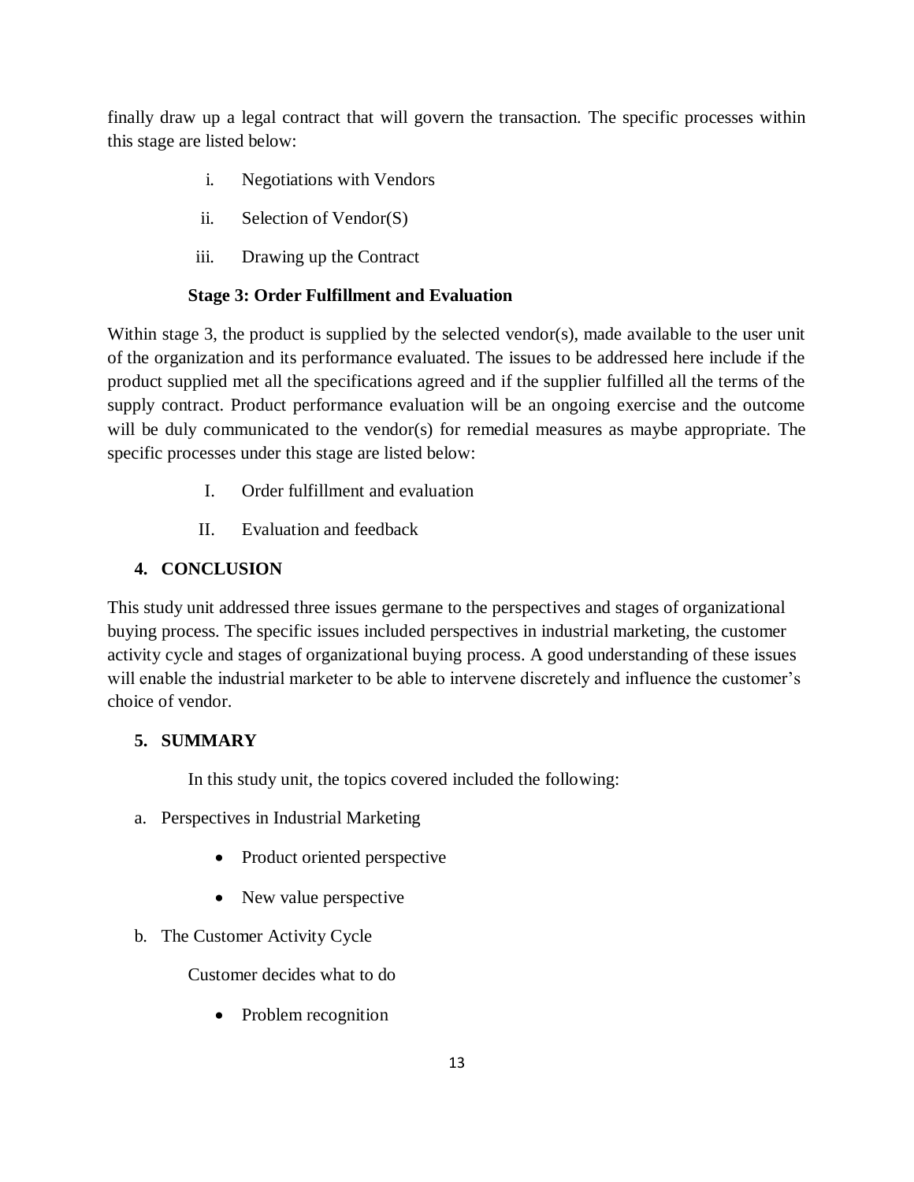finally draw up a legal contract that will govern the transaction. The specific processes within this stage are listed below:

i. Negotiations with Vendors
ii. Selection of Vendor(S)
iii. Drawing up the Contract

**Stage 3: Order Fulfillment and Evaluation**

Within stage 3, the product is supplied by the selected vendor(s), made available to the user unit of the organization and its performance evaluated. The issues to be addressed here include if the product supplied met all the specifications agreed and if the supplier fulfilled all the terms of the supply contract. Product performance evaluation will be an ongoing exercise and the outcome will be duly communicated to the vendor(s) for remedial measures as maybe appropriate. The specific processes under this stage are listed below:

I. Order fulfillment and evaluation
II. Evaluation and feedback

## 4. CONCLUSION

This study unit addressed three issues germane to the perspectives and stages of organizational buying process. The specific issues included perspectives in industrial marketing, the customer activity cycle and stages of organizational buying process. A good understanding of these issues will enable the industrial marketer to be able to intervene discretely and influence the customer's choice of vendor.

## 5. SUMMARY

In this study unit, the topics covered included the following:

a. Perspectives in Industrial Marketing
   - Product oriented perspective
   - New value perspective

b. The Customer Activity Cycle

   Customer decides what to do

   - Problem recognition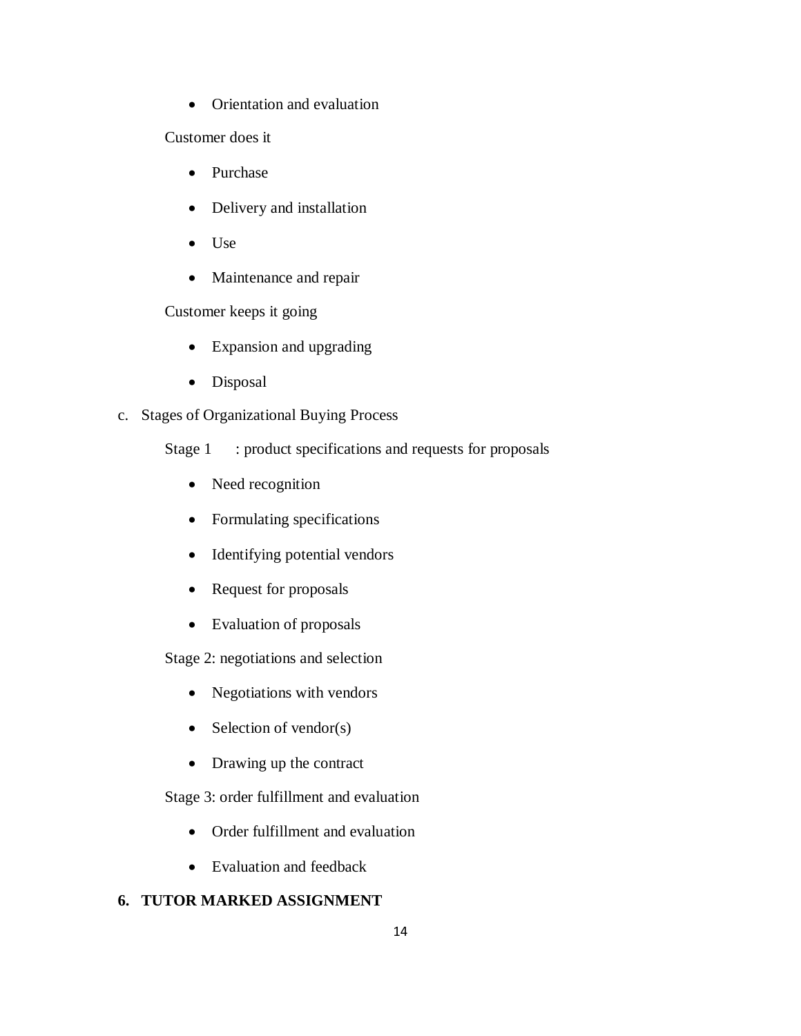- Orientation and evaluation

Customer does it

- Purchase
- Delivery and installation
- Use
- Maintenance and repair

Customer keeps it going

- Expansion and upgrading
- Disposal

c. Stages of Organizational Buying Process

Stage 1 : product specifications and requests for proposals

- Need recognition
- Formulating specifications
- Identifying potential vendors
- Request for proposals
- Evaluation of proposals

Stage 2: negotiations and selection

- Negotiations with vendors
- Selection of vendor(s)
- Drawing up the contract

Stage 3: order fulfillment and evaluation

- Order fulfillment and evaluation
- Evaluation and feedback

## 6. TUTOR MARKED ASSIGNMENT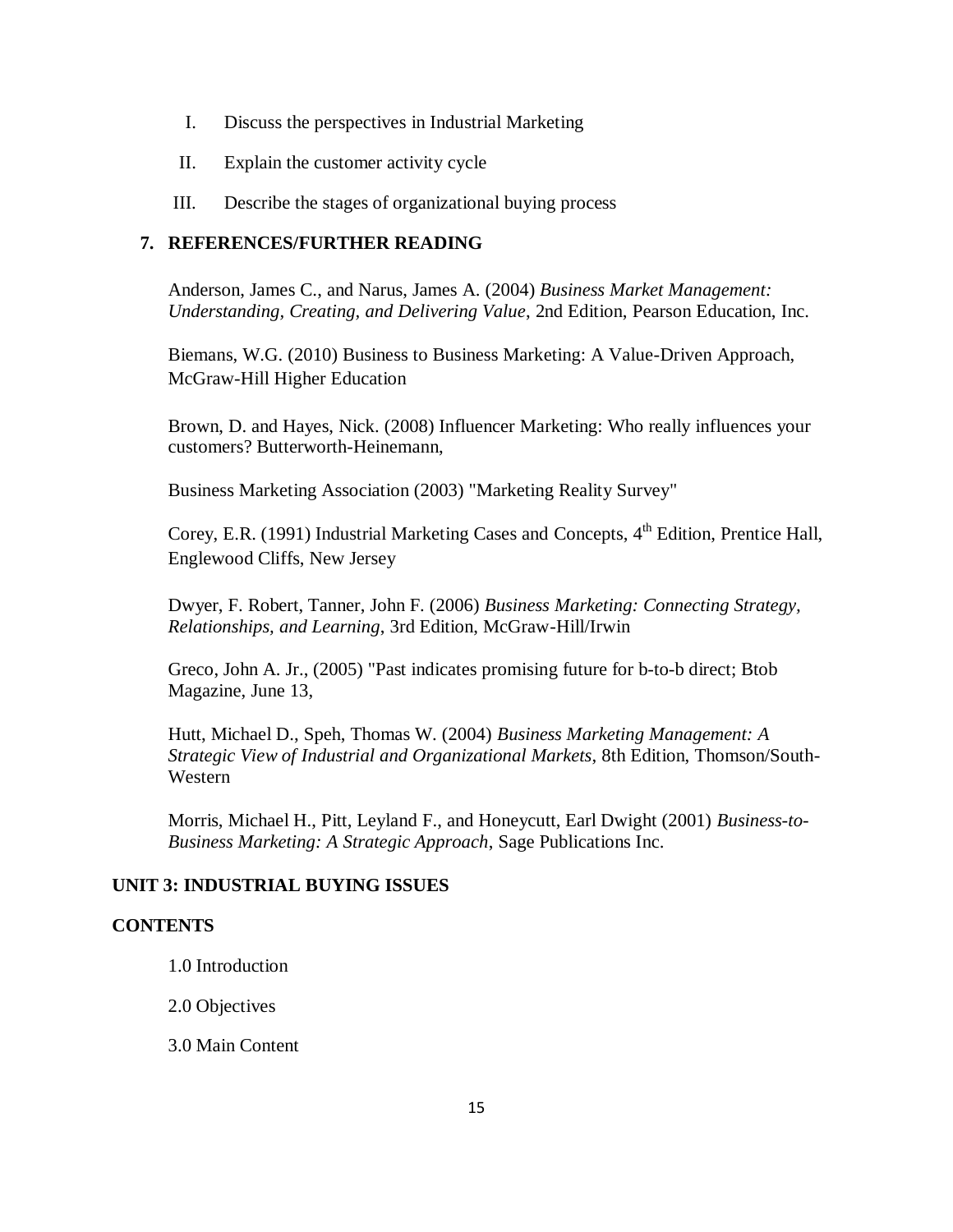I. Discuss the perspectives in Industrial Marketing

II. Explain the customer activity cycle

III. Describe the stages of organizational buying process

## 7. REFERENCES/FURTHER READING

Anderson, James C., and Narus, James A. (2004) *Business Market Management: Understanding, Creating, and Delivering Value*, 2nd Edition, Pearson Education, Inc.

Biemans, W.G. (2010) Business to Business Marketing: A Value-Driven Approach, McGraw-Hill Higher Education

Brown, D. and Hayes, Nick. (2008) Influencer Marketing: Who really influences your customers? Butterworth-Heinemann,

Business Marketing Association (2003) "Marketing Reality Survey"

Corey, E.R. (1991) Industrial Marketing Cases and Concepts, 4th Edition, Prentice Hall, Englewood Cliffs, New Jersey

Dwyer, F. Robert, Tanner, John F. (2006) *Business Marketing: Connecting Strategy, Relationships, and Learning*, 3rd Edition, McGraw-Hill/Irwin

Greco, John A. Jr., (2005) "Past indicates promising future for b-to-b direct; Btob Magazine, June 13,

Hutt, Michael D., Speh, Thomas W. (2004) *Business Marketing Management: A Strategic View of Industrial and Organizational Markets*, 8th Edition, Thomson/South-Western

Morris, Michael H., Pitt, Leyland F., and Honeycutt, Earl Dwight (2001) *Business-to-Business Marketing: A Strategic Approach*, Sage Publications Inc.

# UNIT 3: INDUSTRIAL BUYING ISSUES

## CONTENTS

1.0 Introduction

2.0 Objectives

3.0 Main Content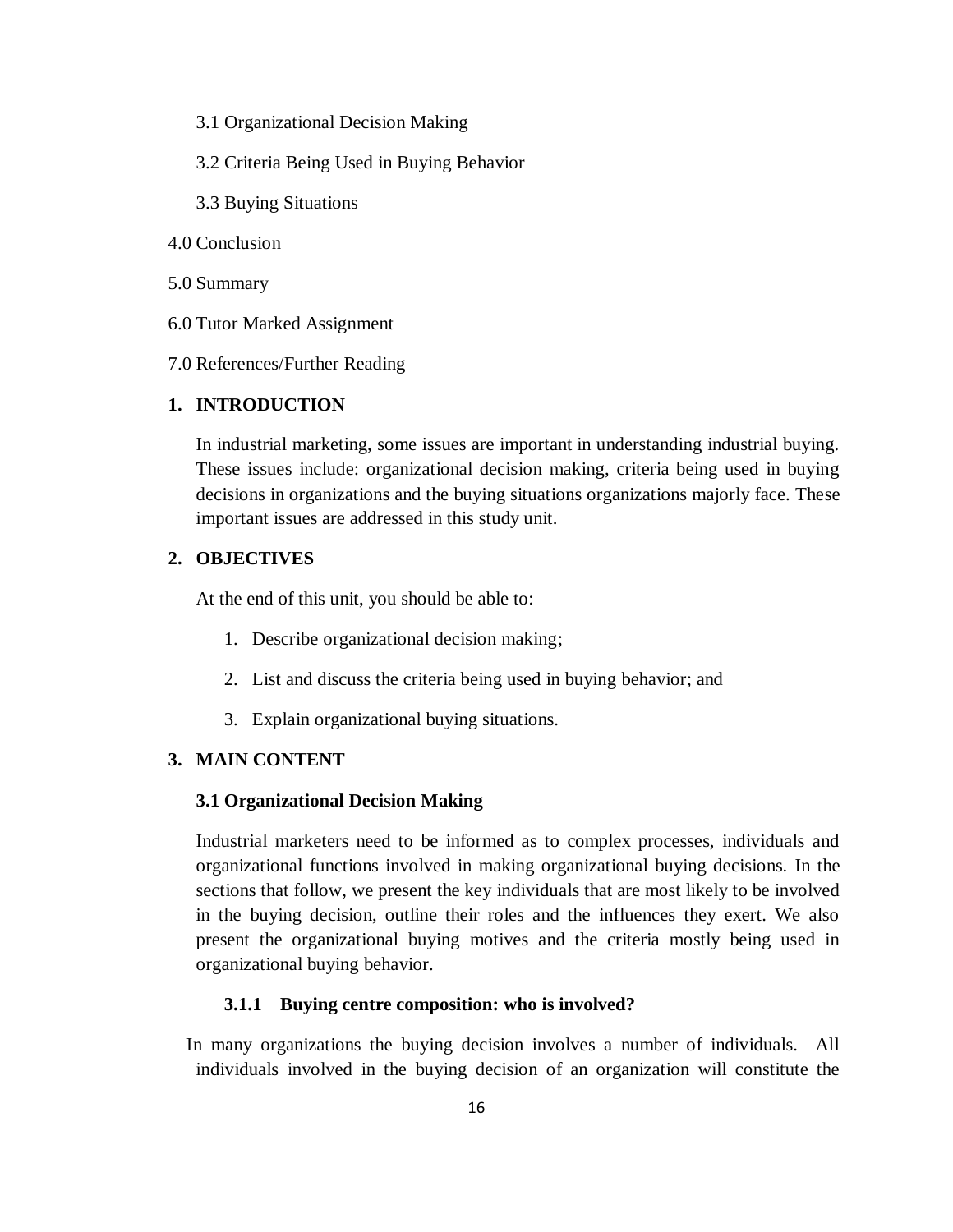3.1 Organizational Decision Making

3.2 Criteria Being Used in Buying Behavior

3.3 Buying Situations

4.0 Conclusion

5.0 Summary

6.0 Tutor Marked Assignment

7.0 References/Further Reading

## 1. INTRODUCTION

In industrial marketing, some issues are important in understanding industrial buying. These issues include: organizational decision making, criteria being used in buying decisions in organizations and the buying situations organizations majorly face. These important issues are addressed in this study unit.

## 2. OBJECTIVES

At the end of this unit, you should be able to:

1. Describe organizational decision making;
2. List and discuss the criteria being used in buying behavior; and
3. Explain organizational buying situations.

## 3. MAIN CONTENT

### 3.1 Organizational Decision Making

Industrial marketers need to be informed as to complex processes, individuals and organizational functions involved in making organizational buying decisions. In the sections that follow, we present the key individuals that are most likely to be involved in the buying decision, outline their roles and the influences they exert. We also present the organizational buying motives and the criteria mostly being used in organizational buying behavior.

#### 3.1.1 Buying centre composition: who is involved?

In many organizations the buying decision involves a number of individuals. All individuals involved in the buying decision of an organization will constitute the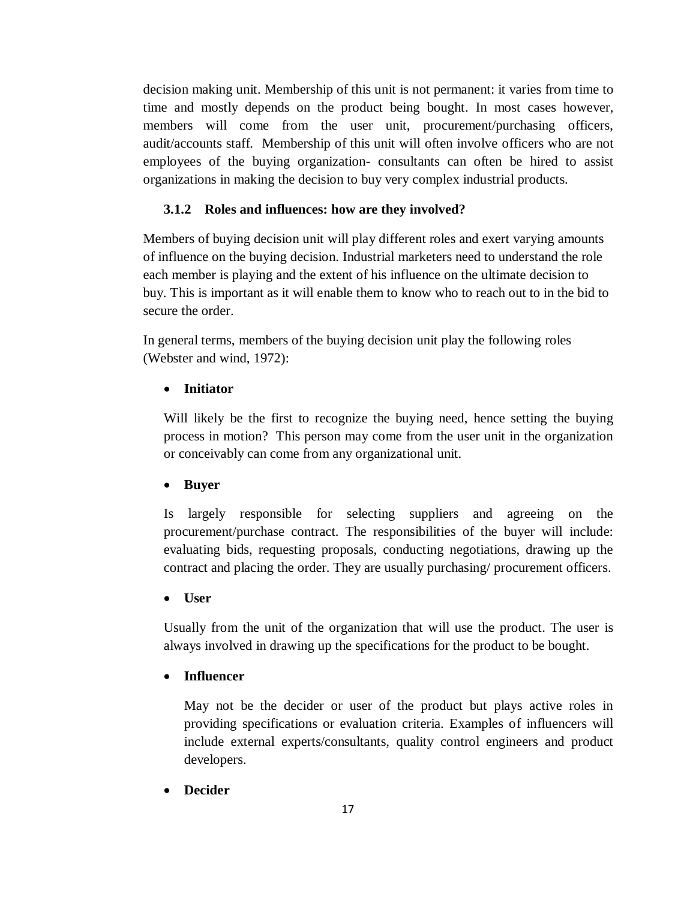decision making unit. Membership of this unit is not permanent: it varies from time to time and mostly depends on the product being bought. In most cases however, members will come from the user unit, procurement/purchasing officers, audit/accounts staff. Membership of this unit will often involve officers who are not employees of the buying organization- consultants can often be hired to assist organizations in making the decision to buy very complex industrial products.

### 3.1.2 Roles and influences: how are they involved?

Members of buying decision unit will play different roles and exert varying amounts of influence on the buying decision. Industrial marketers need to understand the role each member is playing and the extent of his influence on the ultimate decision to buy. This is important as it will enable them to know who to reach out to in the bid to secure the order.

In general terms, members of the buying decision unit play the following roles (Webster and wind, 1972):

- **Initiator**

  Will likely be the first to recognize the buying need, hence setting the buying process in motion? This person may come from the user unit in the organization or conceivably can come from any organizational unit.

- **Buyer**

  Is largely responsible for selecting suppliers and agreeing on the procurement/purchase contract. The responsibilities of the buyer will include: evaluating bids, requesting proposals, conducting negotiations, drawing up the contract and placing the order. They are usually purchasing/ procurement officers.

- **User**

  Usually from the unit of the organization that will use the product. The user is always involved in drawing up the specifications for the product to be bought.

- **Influencer**

  May not be the decider or user of the product but plays active roles in providing specifications or evaluation criteria. Examples of influencers will include external experts/consultants, quality control engineers and product developers.

- **Decider**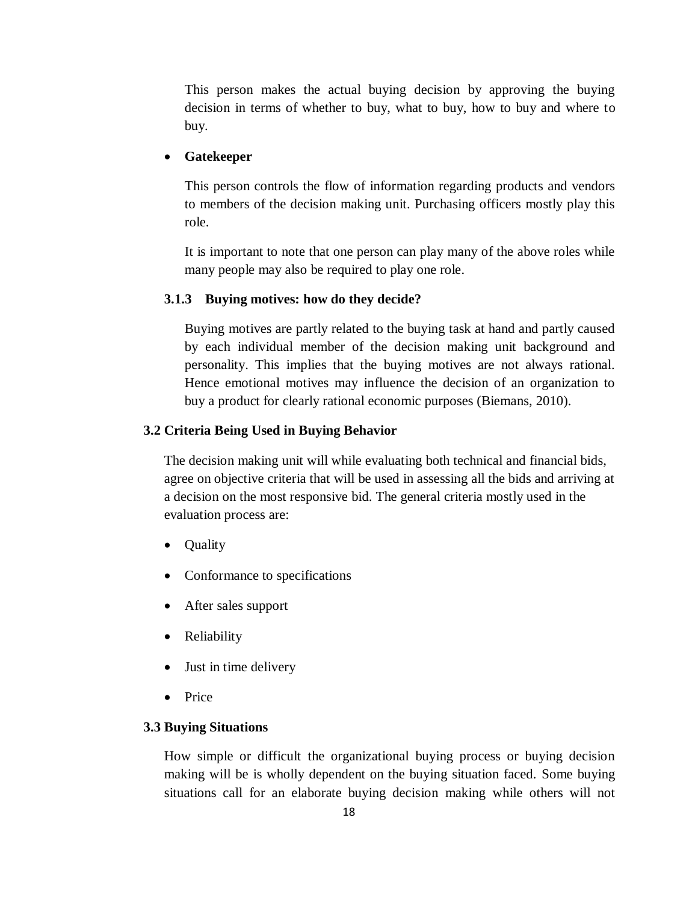This person makes the actual buying decision by approving the buying decision in terms of whether to buy, what to buy, how to buy and where to buy.

- **Gatekeeper**

  This person controls the flow of information regarding products and vendors to members of the decision making unit. Purchasing officers mostly play this role.

  It is important to note that one person can play many of the above roles while many people may also be required to play one role.

### 3.1.3 Buying motives: how do they decide?

Buying motives are partly related to the buying task at hand and partly caused by each individual member of the decision making unit background and personality. This implies that the buying motives are not always rational. Hence emotional motives may influence the decision of an organization to buy a product for clearly rational economic purposes (Biemans, 2010).

## 3.2 Criteria Being Used in Buying Behavior

The decision making unit will while evaluating both technical and financial bids, agree on objective criteria that will be used in assessing all the bids and arriving at a decision on the most responsive bid. The general criteria mostly used in the evaluation process are:

- Quality
- Conformance to specifications
- After sales support
- Reliability
- Just in time delivery
- Price

## 3.3 Buying Situations

How simple or difficult the organizational buying process or buying decision making will be is wholly dependent on the buying situation faced. Some buying situations call for an elaborate buying decision making while others will not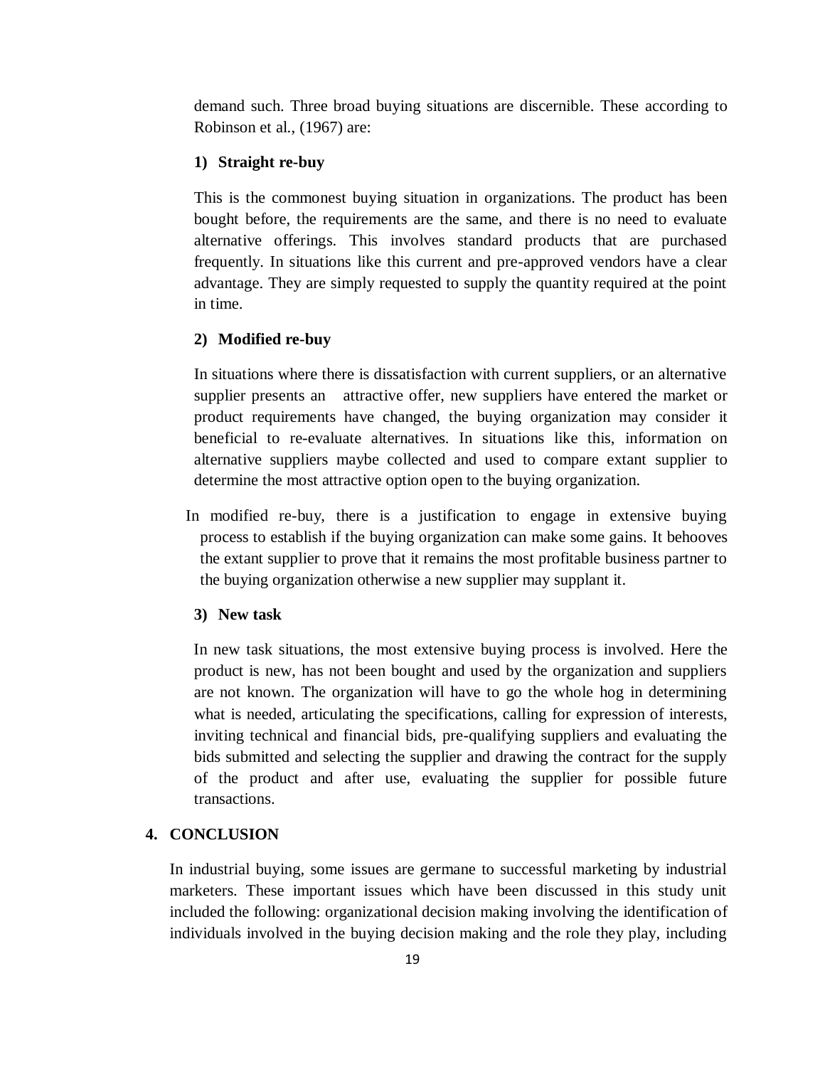demand such. Three broad buying situations are discernible. These according to Robinson et al., (1967) are:

**1) Straight re-buy**

This is the commonest buying situation in organizations. The product has been bought before, the requirements are the same, and there is no need to evaluate alternative offerings. This involves standard products that are purchased frequently. In situations like this current and pre-approved vendors have a clear advantage. They are simply requested to supply the quantity required at the point in time.

**2) Modified re-buy**

In situations where there is dissatisfaction with current suppliers, or an alternative supplier presents an attractive offer, new suppliers have entered the market or product requirements have changed, the buying organization may consider it beneficial to re-evaluate alternatives. In situations like this, information on alternative suppliers maybe collected and used to compare extant supplier to determine the most attractive option open to the buying organization.

In modified re-buy, there is a justification to engage in extensive buying process to establish if the buying organization can make some gains. It behooves the extant supplier to prove that it remains the most profitable business partner to the buying organization otherwise a new supplier may supplant it.

**3) New task**

In new task situations, the most extensive buying process is involved. Here the product is new, has not been bought and used by the organization and suppliers are not known. The organization will have to go the whole hog in determining what is needed, articulating the specifications, calling for expression of interests, inviting technical and financial bids, pre-qualifying suppliers and evaluating the bids submitted and selecting the supplier and drawing the contract for the supply of the product and after use, evaluating the supplier for possible future transactions.

## 4. CONCLUSION

In industrial buying, some issues are germane to successful marketing by industrial marketers. These important issues which have been discussed in this study unit included the following: organizational decision making involving the identification of individuals involved in the buying decision making and the role they play, including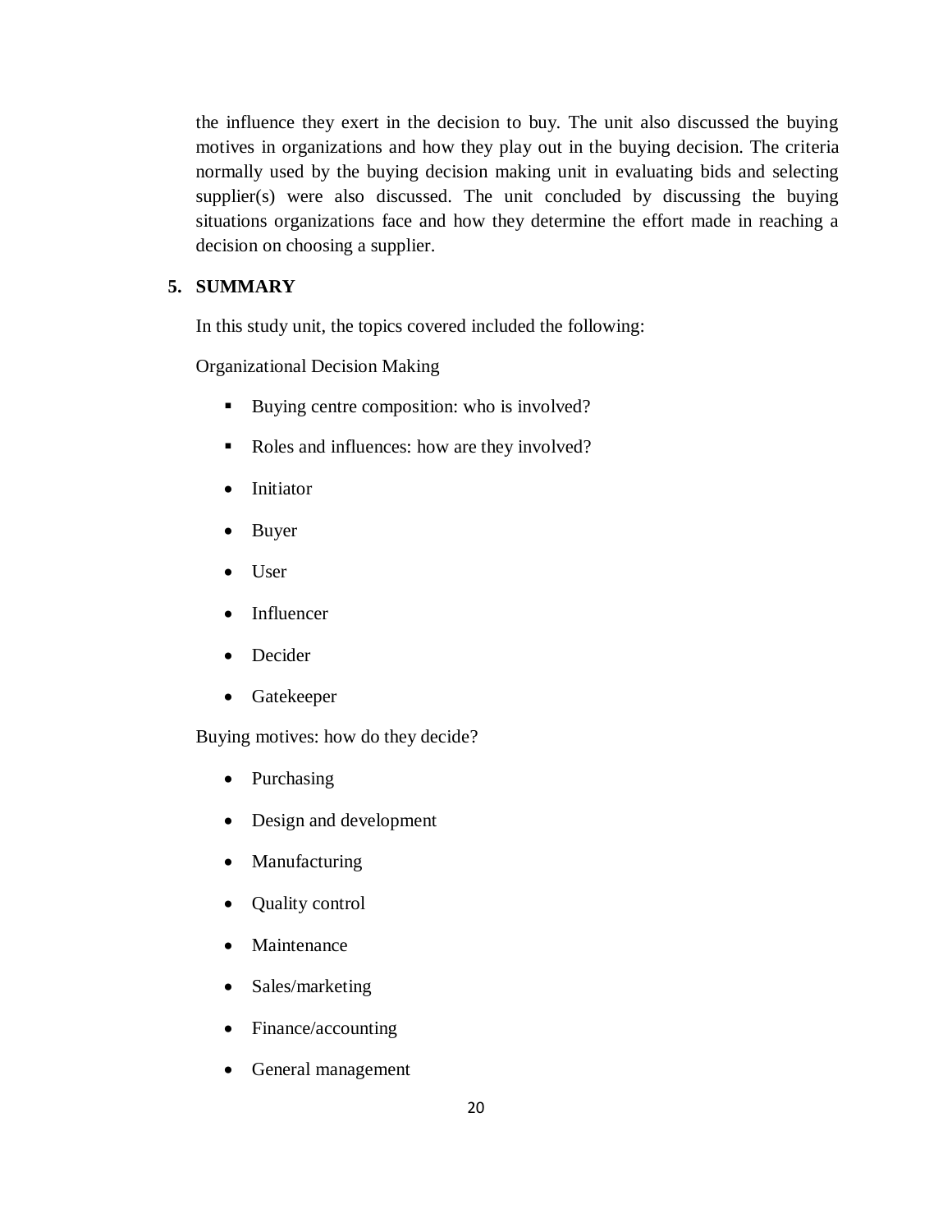the influence they exert in the decision to buy. The unit also discussed the buying motives in organizations and how they play out in the buying decision. The criteria normally used by the buying decision making unit in evaluating bids and selecting supplier(s) were also discussed. The unit concluded by discussing the buying situations organizations face and how they determine the effort made in reaching a decision on choosing a supplier.

## 5. SUMMARY

In this study unit, the topics covered included the following:

Organizational Decision Making

- Buying centre composition: who is involved?
- Roles and influences: how are they involved?
- Initiator
- Buyer
- User
- Influencer
- Decider
- Gatekeeper

Buying motives: how do they decide?

- Purchasing
- Design and development
- Manufacturing
- Quality control
- Maintenance
- Sales/marketing
- Finance/accounting
- General management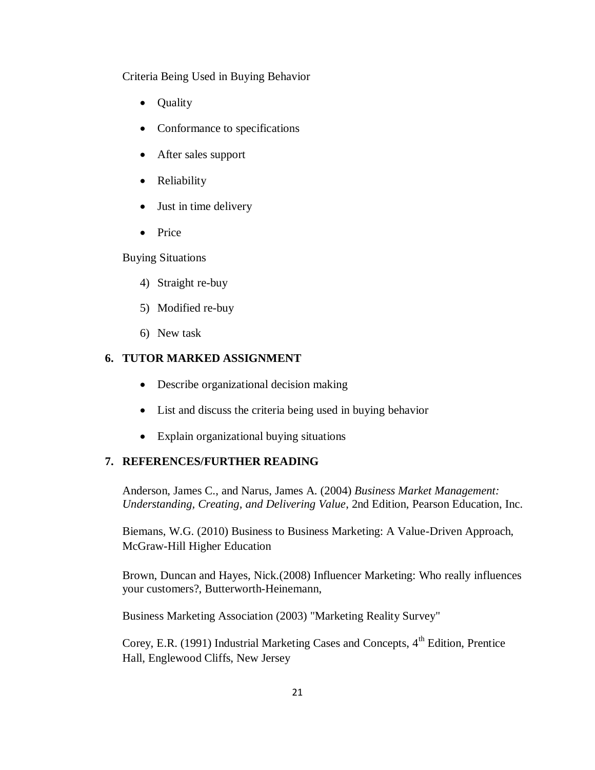Criteria Being Used in Buying Behavior

- Quality
- Conformance to specifications
- After sales support
- Reliability
- Just in time delivery
- Price

Buying Situations

4) Straight re-buy
5) Modified re-buy
6) New task

## 6. TUTOR MARKED ASSIGNMENT

- Describe organizational decision making
- List and discuss the criteria being used in buying behavior
- Explain organizational buying situations

## 7. REFERENCES/FURTHER READING

Anderson, James C., and Narus, James A. (2004) *Business Market Management: Understanding, Creating, and Delivering Value*, 2nd Edition, Pearson Education, Inc.

Biemans, W.G. (2010) Business to Business Marketing: A Value-Driven Approach, McGraw-Hill Higher Education

Brown, Duncan and Hayes, Nick.(2008) Influencer Marketing: Who really influences your customers?, Butterworth-Heinemann,

Business Marketing Association (2003) "Marketing Reality Survey"

Corey, E.R. (1991) Industrial Marketing Cases and Concepts, 4th Edition, Prentice Hall, Englewood Cliffs, New Jersey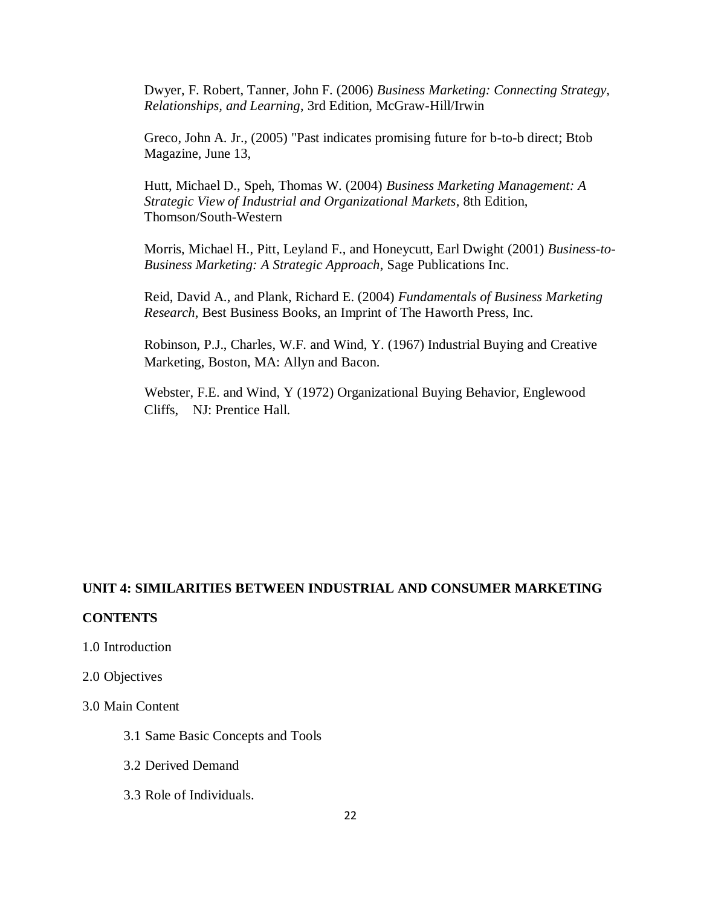Dwyer, F. Robert, Tanner, John F. (2006) *Business Marketing: Connecting Strategy, Relationships, and Learning*, 3rd Edition, McGraw-Hill/Irwin

Greco, John A. Jr., (2005) "Past indicates promising future for b-to-b direct; Btob Magazine, June 13,

Hutt, Michael D., Speh, Thomas W. (2004) *Business Marketing Management: A Strategic View of Industrial and Organizational Markets*, 8th Edition, Thomson/South-Western

Morris, Michael H., Pitt, Leyland F., and Honeycutt, Earl Dwight (2001) *Business-to-Business Marketing: A Strategic Approach*, Sage Publications Inc.

Reid, David A., and Plank, Richard E. (2004) *Fundamentals of Business Marketing Research*, Best Business Books, an Imprint of The Haworth Press, Inc.

Robinson, P.J., Charles, W.F. and Wind, Y. (1967) Industrial Buying and Creative Marketing, Boston, MA: Allyn and Bacon.

Webster, F.E. and Wind, Y (1972) Organizational Buying Behavior, Englewood Cliffs, NJ: Prentice Hall.

## UNIT 4: SIMILARITIES BETWEEN INDUSTRIAL AND CONSUMER MARKETING

**CONTENTS**

1.0 Introduction

2.0 Objectives

3.0 Main Content

- 3.1 Same Basic Concepts and Tools
- 3.2 Derived Demand
- 3.3 Role of Individuals.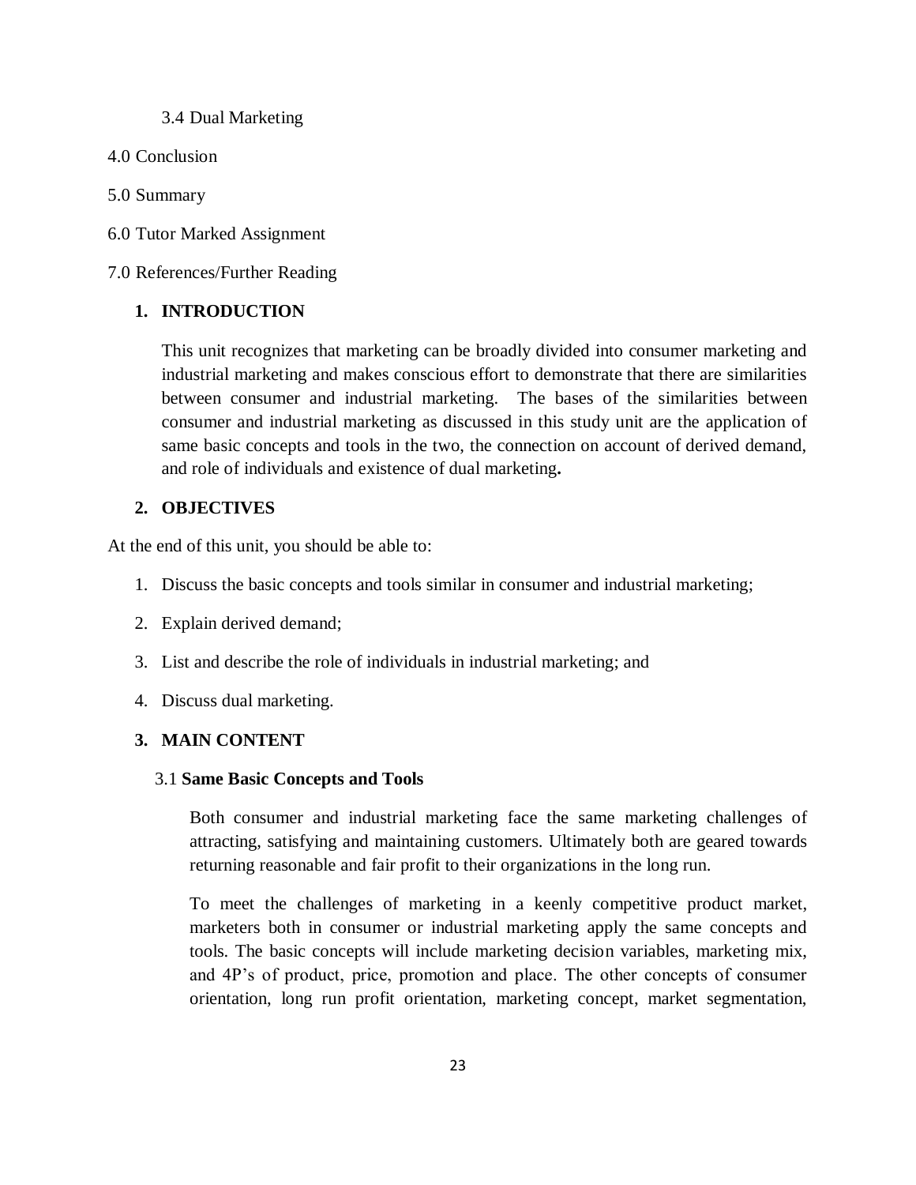3.4 Dual Marketing

4.0 Conclusion

5.0 Summary

6.0 Tutor Marked Assignment

7.0 References/Further Reading

## 1. INTRODUCTION

This unit recognizes that marketing can be broadly divided into consumer marketing and industrial marketing and makes conscious effort to demonstrate that there are similarities between consumer and industrial marketing. The bases of the similarities between consumer and industrial marketing as discussed in this study unit are the application of same basic concepts and tools in the two, the connection on account of derived demand, and role of individuals and existence of dual marketing**.**

## 2. OBJECTIVES

At the end of this unit, you should be able to:

1. Discuss the basic concepts and tools similar in consumer and industrial marketing;
2. Explain derived demand;
3. List and describe the role of individuals in industrial marketing; and
4. Discuss dual marketing.

## 3. MAIN CONTENT

### 3.1 **Same Basic Concepts and Tools**

Both consumer and industrial marketing face the same marketing challenges of attracting, satisfying and maintaining customers. Ultimately both are geared towards returning reasonable and fair profit to their organizations in the long run.

To meet the challenges of marketing in a keenly competitive product market, marketers both in consumer or industrial marketing apply the same concepts and tools. The basic concepts will include marketing decision variables, marketing mix, and 4P's of product, price, promotion and place. The other concepts of consumer orientation, long run profit orientation, marketing concept, market segmentation,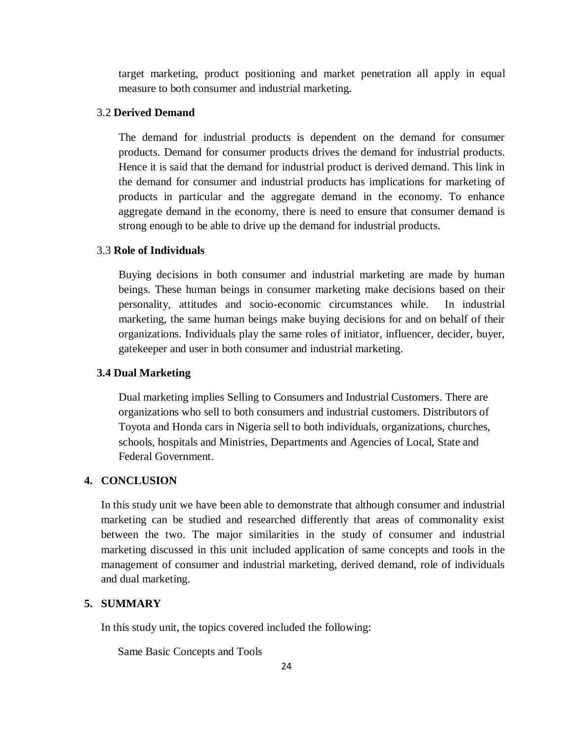target marketing, product positioning and market penetration all apply in equal measure to both consumer and industrial marketing.

### 3.2 Derived Demand

The demand for industrial products is dependent on the demand for consumer products. Demand for consumer products drives the demand for industrial products. Hence it is said that the demand for industrial product is derived demand. This link in the demand for consumer and industrial products has implications for marketing of products in particular and the aggregate demand in the economy. To enhance aggregate demand in the economy, there is need to ensure that consumer demand is strong enough to be able to drive up the demand for industrial products.

### 3.3 Role of Individuals

Buying decisions in both consumer and industrial marketing are made by human beings. These human beings in consumer marketing make decisions based on their personality, attitudes and socio-economic circumstances while. In industrial marketing, the same human beings make buying decisions for and on behalf of their organizations. Individuals play the same roles of initiator, influencer, decider, buyer, gatekeeper and user in both consumer and industrial marketing.

### 3.4 Dual Marketing

Dual marketing implies Selling to Consumers and Industrial Customers. There are organizations who sell to both consumers and industrial customers. Distributors of Toyota and Honda cars in Nigeria sell to both individuals, organizations, churches, schools, hospitals and Ministries, Departments and Agencies of Local, State and Federal Government.

## 4. CONCLUSION

In this study unit we have been able to demonstrate that although consumer and industrial marketing can be studied and researched differently that areas of commonality exist between the two. The major similarities in the study of consumer and industrial marketing discussed in this unit included application of same concepts and tools in the management of consumer and industrial marketing, derived demand, role of individuals and dual marketing.

## 5. SUMMARY

In this study unit, the topics covered included the following:

Same Basic Concepts and Tools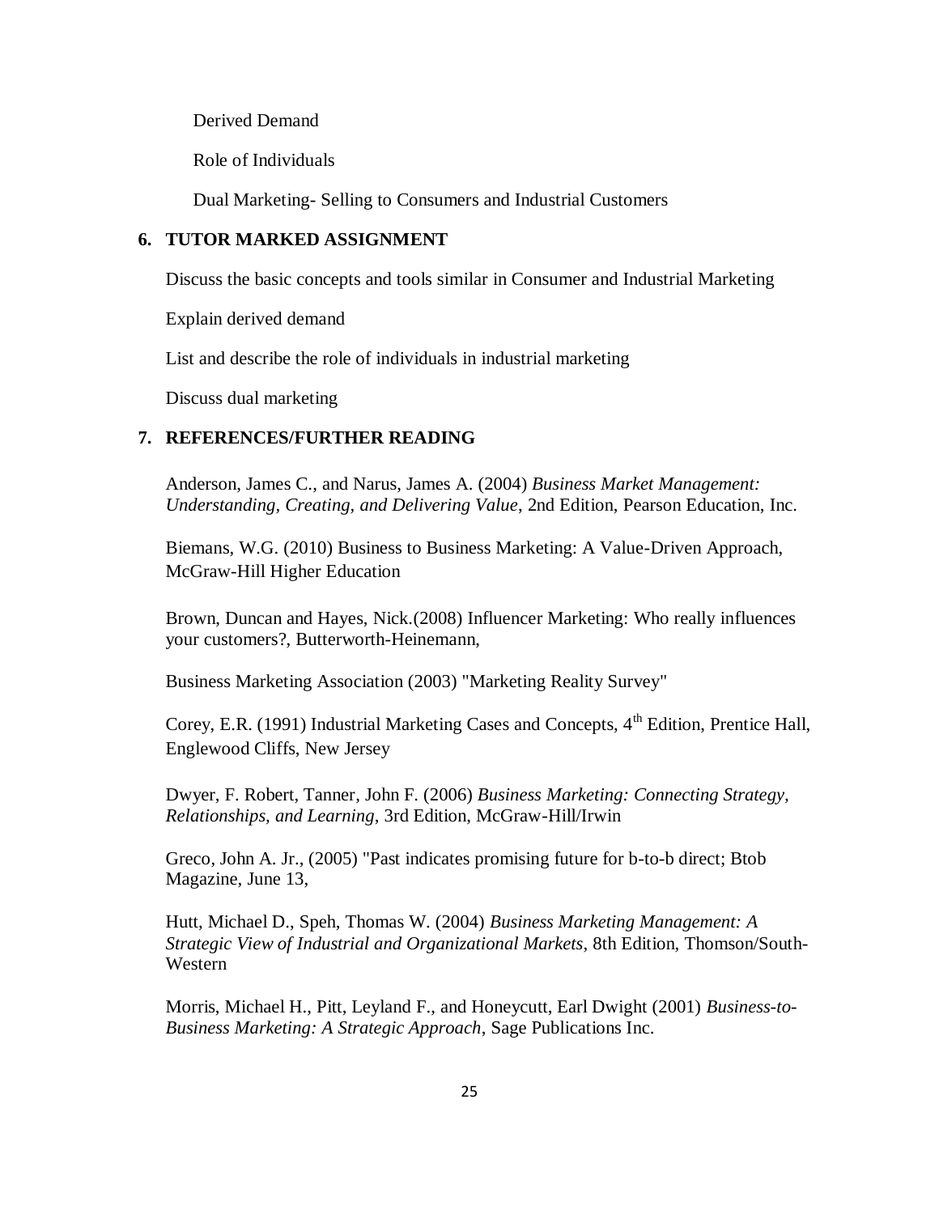Derived Demand

Role of Individuals

Dual Marketing- Selling to Consumers and Industrial Customers

## 6. TUTOR MARKED ASSIGNMENT

Discuss the basic concepts and tools similar in Consumer and Industrial Marketing

Explain derived demand

List and describe the role of individuals in industrial marketing

Discuss dual marketing

## 7. REFERENCES/FURTHER READING

Anderson, James C., and Narus, James A. (2004) *Business Market Management: Understanding, Creating, and Delivering Value*, 2nd Edition, Pearson Education, Inc.

Biemans, W.G. (2010) Business to Business Marketing: A Value-Driven Approach, McGraw-Hill Higher Education

Brown, Duncan and Hayes, Nick.(2008) Influencer Marketing: Who really influences your customers?, Butterworth-Heinemann,

Business Marketing Association (2003) "Marketing Reality Survey"

Corey, E.R. (1991) Industrial Marketing Cases and Concepts, 4th Edition, Prentice Hall, Englewood Cliffs, New Jersey

Dwyer, F. Robert, Tanner, John F. (2006) *Business Marketing: Connecting Strategy, Relationships, and Learning*, 3rd Edition, McGraw-Hill/Irwin

Greco, John A. Jr., (2005) "Past indicates promising future for b-to-b direct; Btob Magazine, June 13,

Hutt, Michael D., Speh, Thomas W. (2004) *Business Marketing Management: A Strategic View of Industrial and Organizational Markets*, 8th Edition, Thomson/South-Western

Morris, Michael H., Pitt, Leyland F., and Honeycutt, Earl Dwight (2001) *Business-to-Business Marketing: A Strategic Approach*, Sage Publications Inc.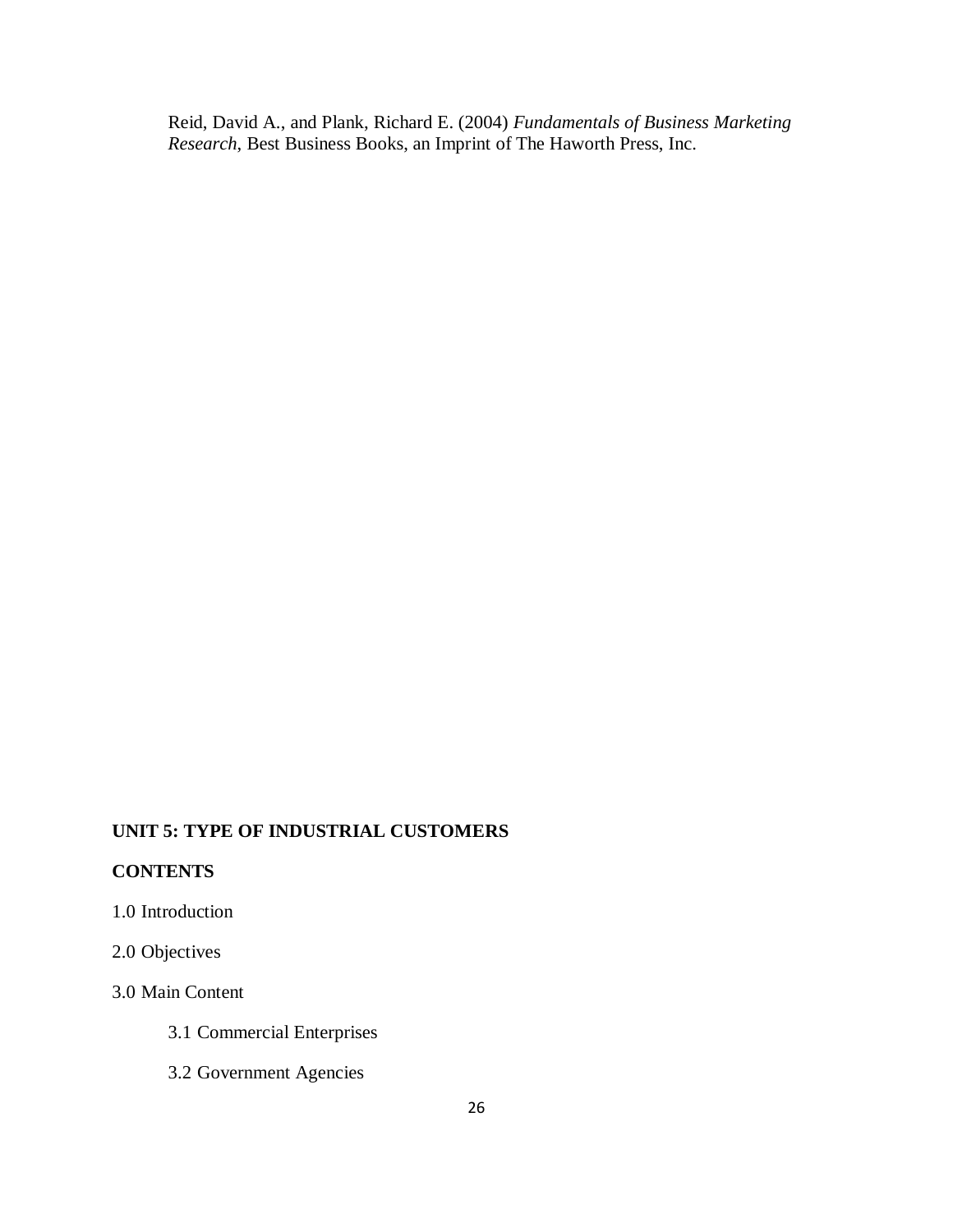Reid, David A., and Plank, Richard E. (2004) *Fundamentals of Business Marketing Research*, Best Business Books, an Imprint of The Haworth Press, Inc.

## UNIT 5: TYPE OF INDUSTRIAL CUSTOMERS

**CONTENTS**

1.0 Introduction

2.0 Objectives

3.0 Main Content

- 3.1 Commercial Enterprises
- 3.2 Government Agencies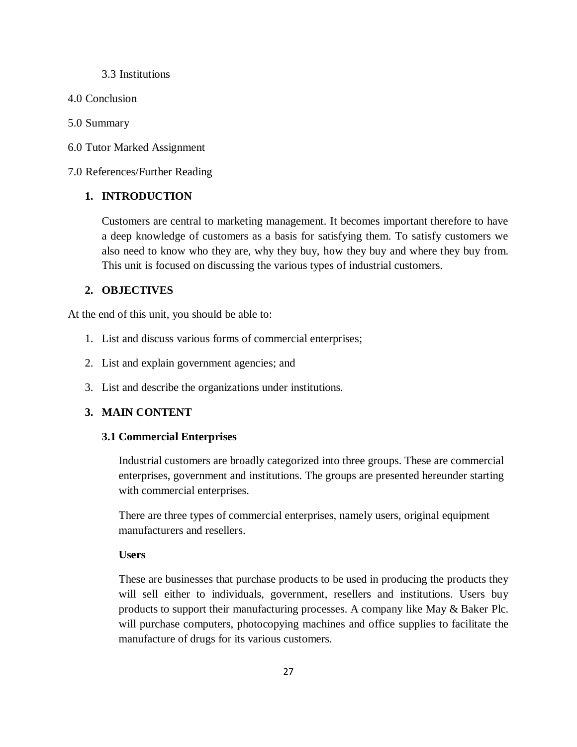3.3 Institutions

4.0 Conclusion

5.0 Summary

6.0 Tutor Marked Assignment

7.0 References/Further Reading

## 1. INTRODUCTION

Customers are central to marketing management. It becomes important therefore to have a deep knowledge of customers as a basis for satisfying them. To satisfy customers we also need to know who they are, why they buy, how they buy and where they buy from. This unit is focused on discussing the various types of industrial customers.

## 2. OBJECTIVES

At the end of this unit, you should be able to:

1. List and discuss various forms of commercial enterprises;
2. List and explain government agencies; and
3. List and describe the organizations under institutions.

## 3. MAIN CONTENT

### 3.1 Commercial Enterprises

Industrial customers are broadly categorized into three groups. These are commercial enterprises, government and institutions. The groups are presented hereunder starting with commercial enterprises.

There are three types of commercial enterprises, namely users, original equipment manufacturers and resellers.

**Users**

These are businesses that purchase products to be used in producing the products they will sell either to individuals, government, resellers and institutions. Users buy products to support their manufacturing processes. A company like May & Baker Plc. will purchase computers, photocopying machines and office supplies to facilitate the manufacture of drugs for its various customers.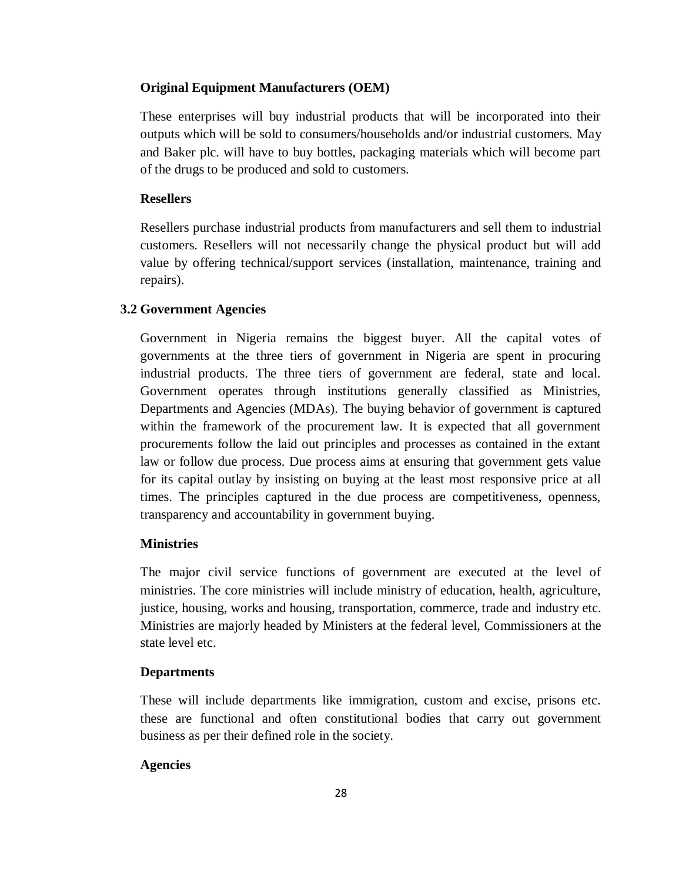**Original Equipment Manufacturers (OEM)**

These enterprises will buy industrial products that will be incorporated into their outputs which will be sold to consumers/households and/or industrial customers. May and Baker plc. will have to buy bottles, packaging materials which will become part of the drugs to be produced and sold to customers.

**Resellers**

Resellers purchase industrial products from manufacturers and sell them to industrial customers. Resellers will not necessarily change the physical product but will add value by offering technical/support services (installation, maintenance, training and repairs).

### 3.2 Government Agencies

Government in Nigeria remains the biggest buyer. All the capital votes of governments at the three tiers of government in Nigeria are spent in procuring industrial products. The three tiers of government are federal, state and local. Government operates through institutions generally classified as Ministries, Departments and Agencies (MDAs). The buying behavior of government is captured within the framework of the procurement law. It is expected that all government procurements follow the laid out principles and processes as contained in the extant law or follow due process. Due process aims at ensuring that government gets value for its capital outlay by insisting on buying at the least most responsive price at all times. The principles captured in the due process are competitiveness, openness, transparency and accountability in government buying.

**Ministries**

The major civil service functions of government are executed at the level of ministries. The core ministries will include ministry of education, health, agriculture, justice, housing, works and housing, transportation, commerce, trade and industry etc. Ministries are majorly headed by Ministers at the federal level, Commissioners at the state level etc.

**Departments**

These will include departments like immigration, custom and excise, prisons etc. these are functional and often constitutional bodies that carry out government business as per their defined role in the society.

**Agencies**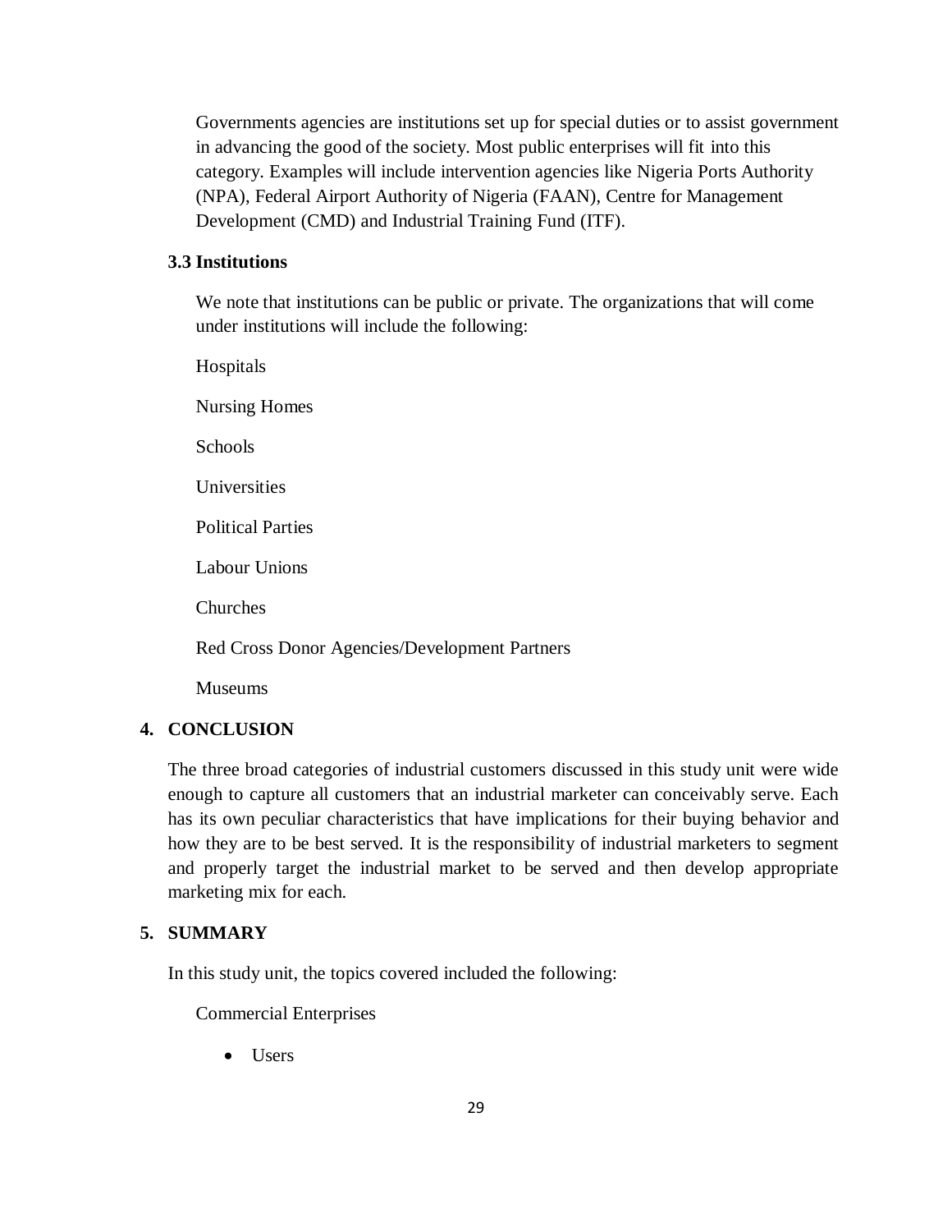Governments agencies are institutions set up for special duties or to assist government in advancing the good of the society. Most public enterprises will fit into this category. Examples will include intervention agencies like Nigeria Ports Authority (NPA), Federal Airport Authority of Nigeria (FAAN), Centre for Management Development (CMD) and Industrial Training Fund (ITF).

### 3.3 Institutions

We note that institutions can be public or private. The organizations that will come under institutions will include the following:

Hospitals

Nursing Homes

Schools

Universities

Political Parties

Labour Unions

Churches

Red Cross Donor Agencies/Development Partners

Museums

## 4. CONCLUSION

The three broad categories of industrial customers discussed in this study unit were wide enough to capture all customers that an industrial marketer can conceivably serve. Each has its own peculiar characteristics that have implications for their buying behavior and how they are to be best served. It is the responsibility of industrial marketers to segment and properly target the industrial market to be served and then develop appropriate marketing mix for each.

## 5. SUMMARY

In this study unit, the topics covered included the following:

Commercial Enterprises

- Users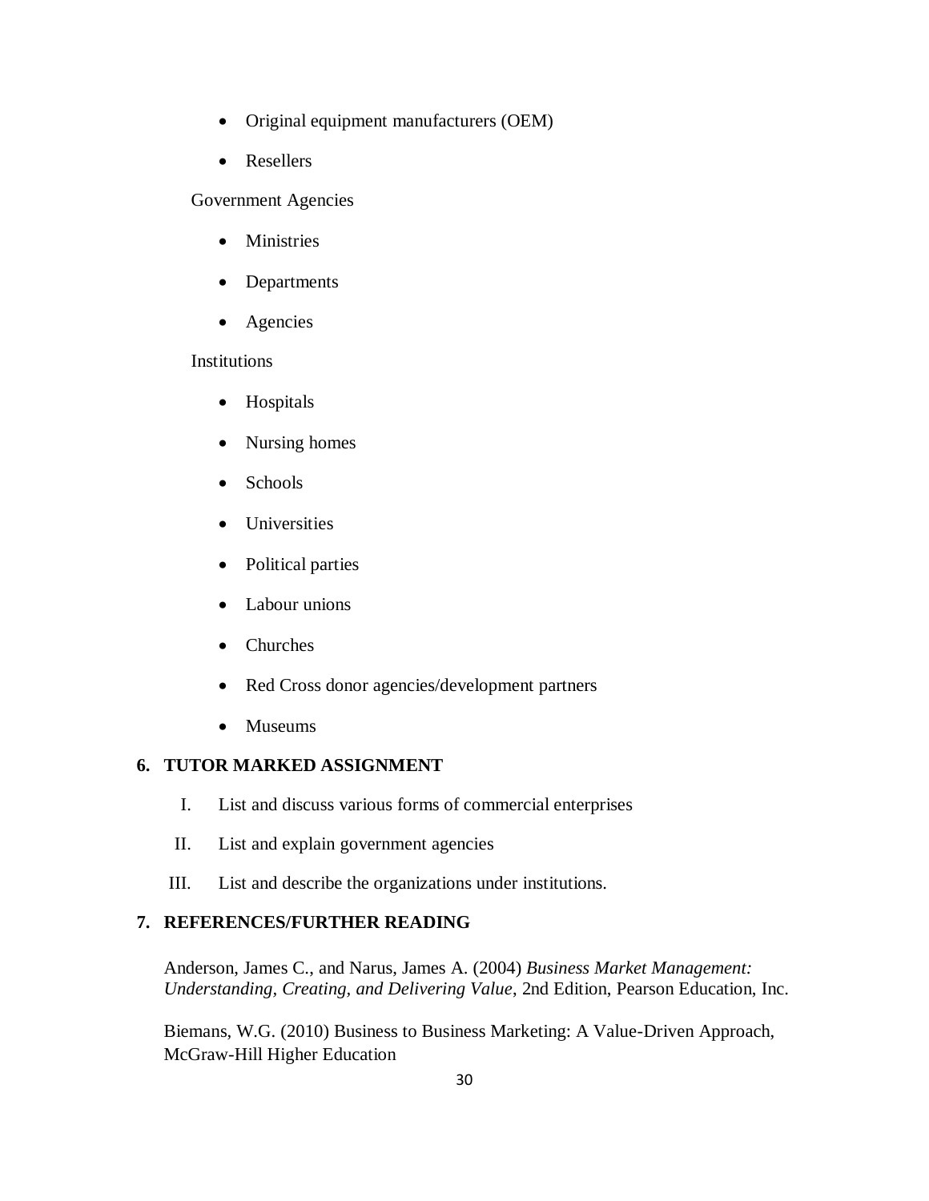- Original equipment manufacturers (OEM)
- Resellers

Government Agencies

- Ministries
- Departments
- Agencies

Institutions

- Hospitals
- Nursing homes
- Schools
- Universities
- Political parties
- Labour unions
- Churches
- Red Cross donor agencies/development partners
- Museums

## 6. TUTOR MARKED ASSIGNMENT

I. List and discuss various forms of commercial enterprises

II. List and explain government agencies

III. List and describe the organizations under institutions.

## 7. REFERENCES/FURTHER READING

Anderson, James C., and Narus, James A. (2004) *Business Market Management: Understanding, Creating, and Delivering Value*, 2nd Edition, Pearson Education, Inc.

Biemans, W.G. (2010) Business to Business Marketing: A Value-Driven Approach, McGraw-Hill Higher Education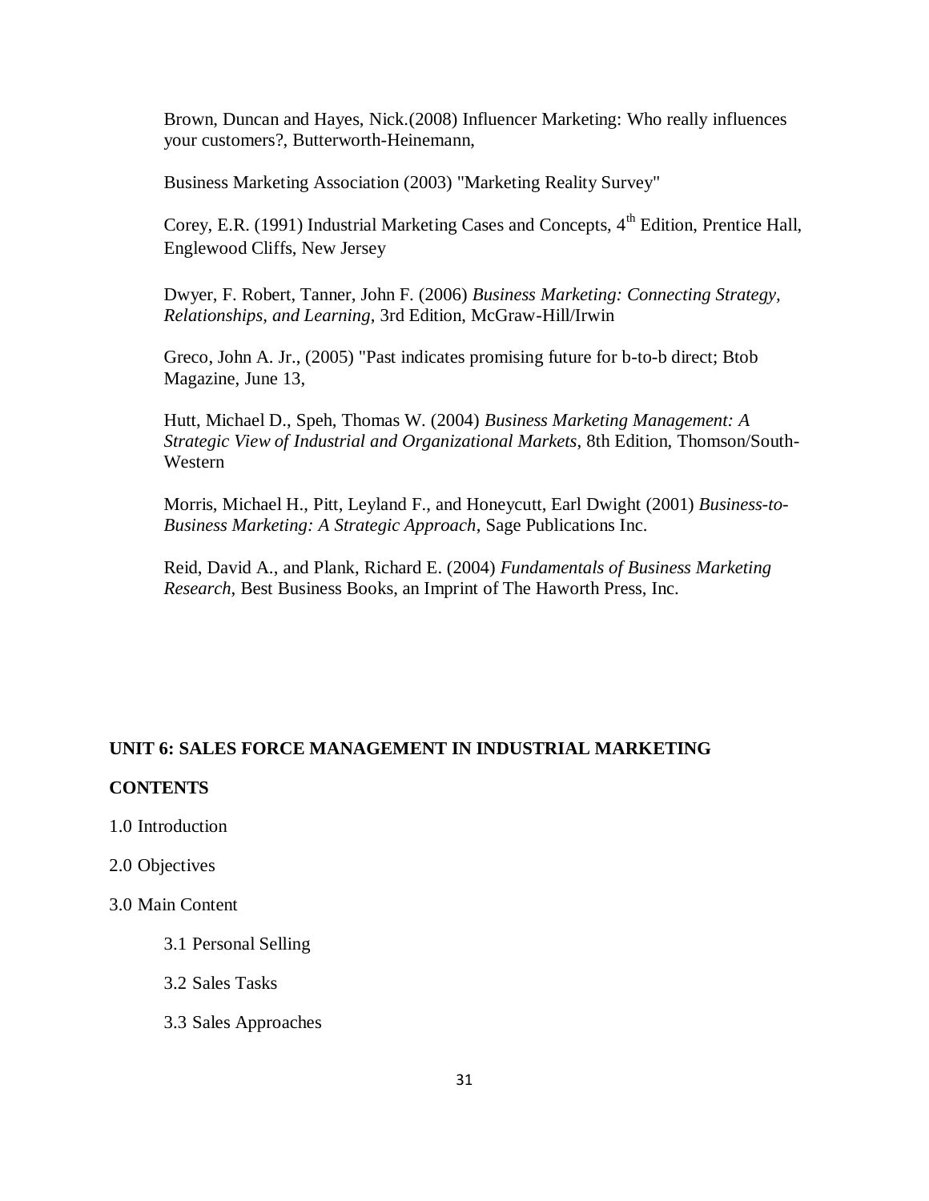Brown, Duncan and Hayes, Nick.(2008) Influencer Marketing: Who really influences your customers?, Butterworth-Heinemann,

Business Marketing Association (2003) "Marketing Reality Survey"

Corey, E.R. (1991) Industrial Marketing Cases and Concepts, 4th Edition, Prentice Hall, Englewood Cliffs, New Jersey

Dwyer, F. Robert, Tanner, John F. (2006) *Business Marketing: Connecting Strategy, Relationships, and Learning*, 3rd Edition, McGraw-Hill/Irwin

Greco, John A. Jr., (2005) "Past indicates promising future for b-to-b direct; Btob Magazine, June 13,

Hutt, Michael D., Speh, Thomas W. (2004) *Business Marketing Management: A Strategic View of Industrial and Organizational Markets*, 8th Edition, Thomson/South-Western

Morris, Michael H., Pitt, Leyland F., and Honeycutt, Earl Dwight (2001) *Business-to-Business Marketing: A Strategic Approach*, Sage Publications Inc.

Reid, David A., and Plank, Richard E. (2004) *Fundamentals of Business Marketing Research*, Best Business Books, an Imprint of The Haworth Press, Inc.

## UNIT 6: SALES FORCE MANAGEMENT IN INDUSTRIAL MARKETING

**CONTENTS**

1.0 Introduction

2.0 Objectives

3.0 Main Content

- 3.1 Personal Selling
- 3.2 Sales Tasks
- 3.3 Sales Approaches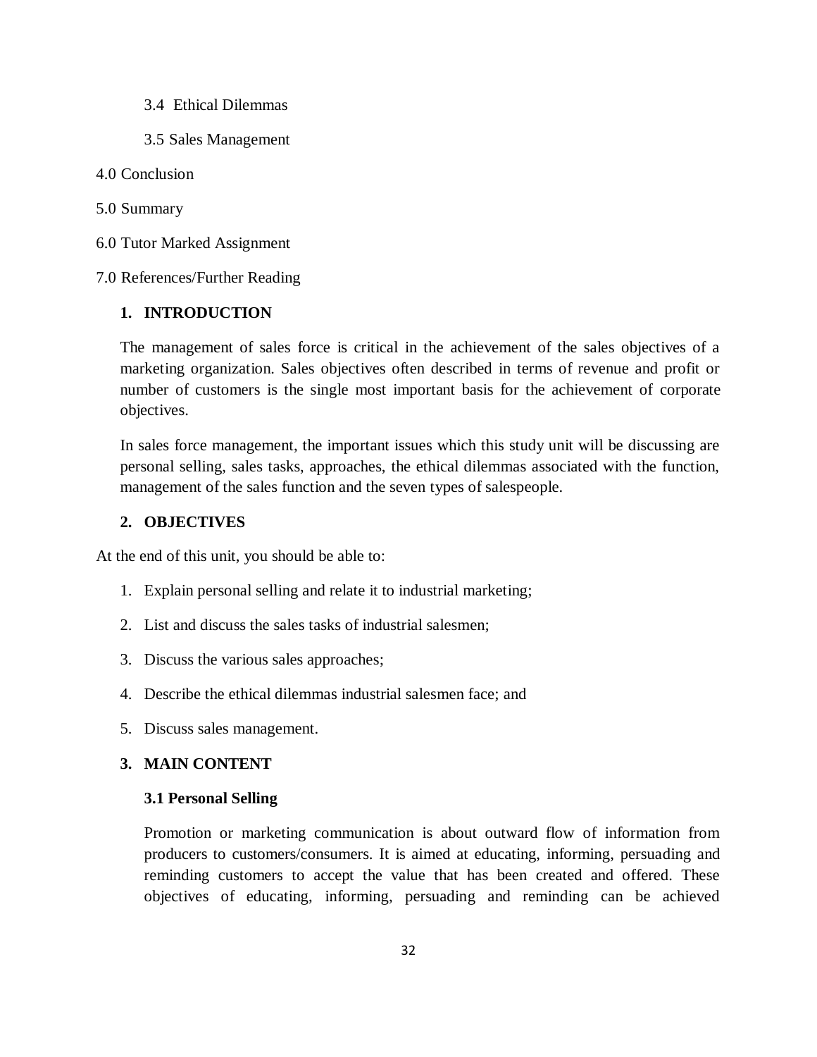3.4 Ethical Dilemmas

3.5 Sales Management

4.0 Conclusion

5.0 Summary

6.0 Tutor Marked Assignment

7.0 References/Further Reading

## 1. INTRODUCTION

The management of sales force is critical in the achievement of the sales objectives of a marketing organization. Sales objectives often described in terms of revenue and profit or number of customers is the single most important basis for the achievement of corporate objectives.

In sales force management, the important issues which this study unit will be discussing are personal selling, sales tasks, approaches, the ethical dilemmas associated with the function, management of the sales function and the seven types of salespeople.

## 2. OBJECTIVES

At the end of this unit, you should be able to:

1. Explain personal selling and relate it to industrial marketing;
2. List and discuss the sales tasks of industrial salesmen;
3. Discuss the various sales approaches;
4. Describe the ethical dilemmas industrial salesmen face; and
5. Discuss sales management.

## 3. MAIN CONTENT

### 3.1 Personal Selling

Promotion or marketing communication is about outward flow of information from producers to customers/consumers. It is aimed at educating, informing, persuading and reminding customers to accept the value that has been created and offered. These objectives of educating, informing, persuading and reminding can be achieved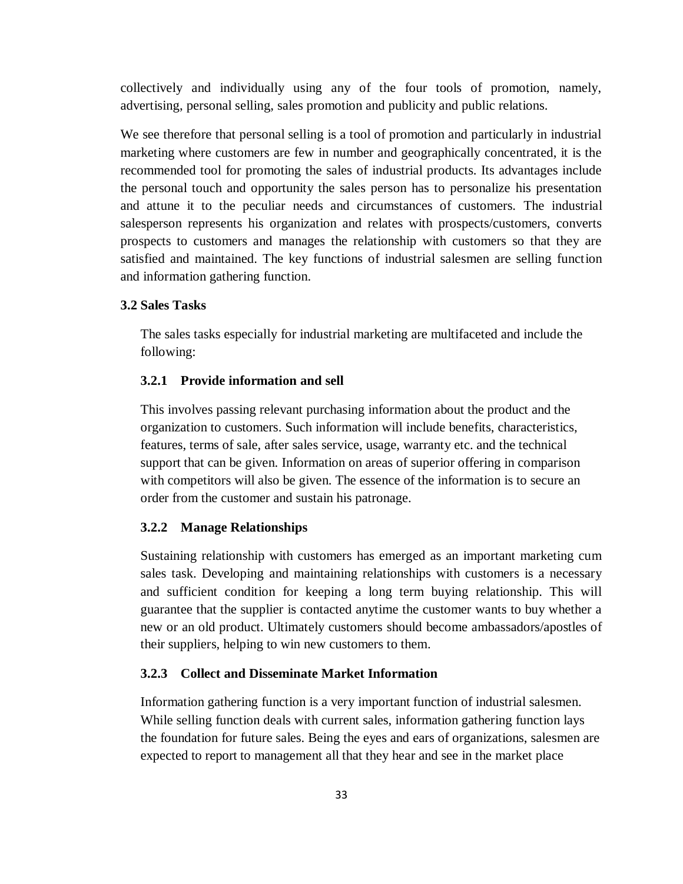collectively and individually using any of the four tools of promotion, namely, advertising, personal selling, sales promotion and publicity and public relations.

We see therefore that personal selling is a tool of promotion and particularly in industrial marketing where customers are few in number and geographically concentrated, it is the recommended tool for promoting the sales of industrial products. Its advantages include the personal touch and opportunity the sales person has to personalize his presentation and attune it to the peculiar needs and circumstances of customers. The industrial salesperson represents his organization and relates with prospects/customers, converts prospects to customers and manages the relationship with customers so that they are satisfied and maintained. The key functions of industrial salesmen are selling function and information gathering function.

### 3.2 Sales Tasks

The sales tasks especially for industrial marketing are multifaceted and include the following:

#### 3.2.1 Provide information and sell

This involves passing relevant purchasing information about the product and the organization to customers. Such information will include benefits, characteristics, features, terms of sale, after sales service, usage, warranty etc. and the technical support that can be given. Information on areas of superior offering in comparison with competitors will also be given. The essence of the information is to secure an order from the customer and sustain his patronage.

#### 3.2.2 Manage Relationships

Sustaining relationship with customers has emerged as an important marketing cum sales task. Developing and maintaining relationships with customers is a necessary and sufficient condition for keeping a long term buying relationship. This will guarantee that the supplier is contacted anytime the customer wants to buy whether a new or an old product. Ultimately customers should become ambassadors/apostles of their suppliers, helping to win new customers to them.

#### 3.2.3 Collect and Disseminate Market Information

Information gathering function is a very important function of industrial salesmen. While selling function deals with current sales, information gathering function lays the foundation for future sales. Being the eyes and ears of organizations, salesmen are expected to report to management all that they hear and see in the market place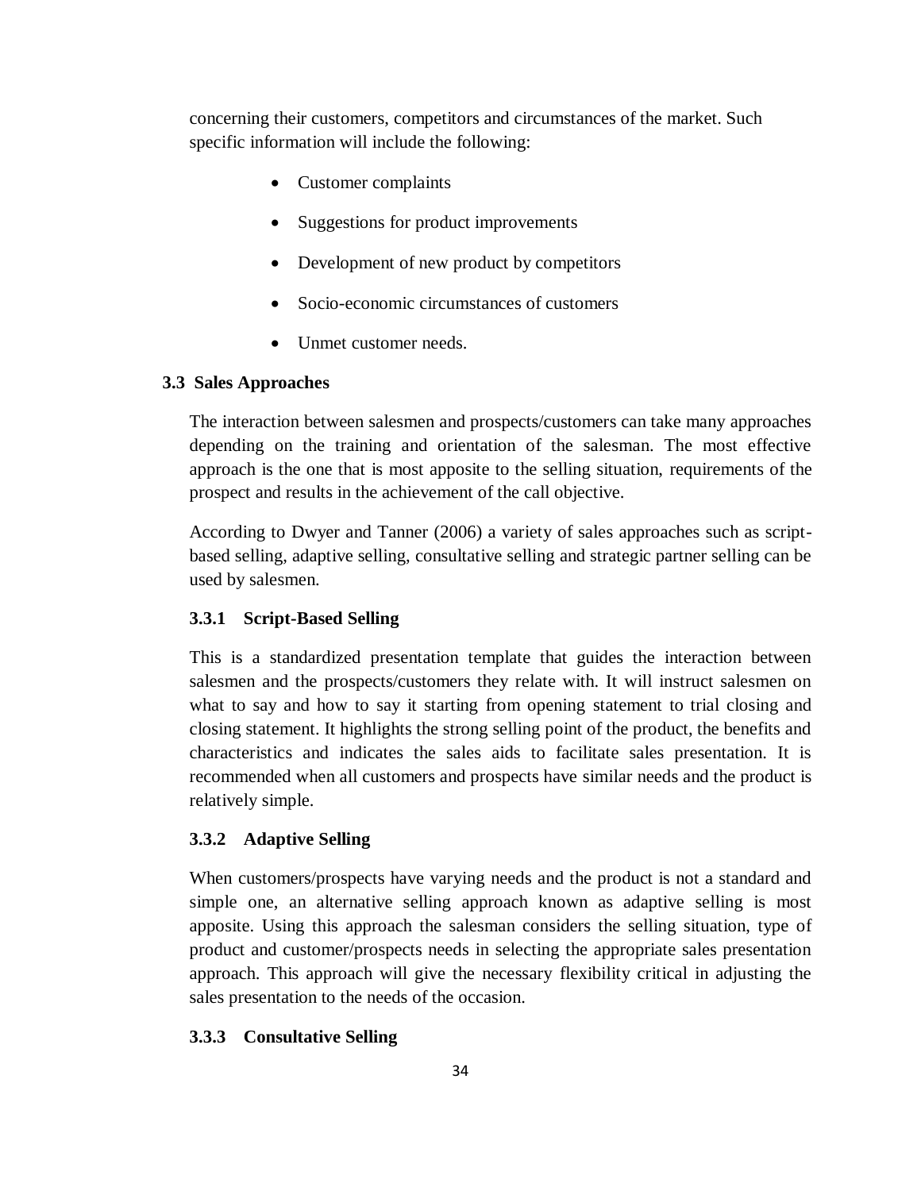concerning their customers, competitors and circumstances of the market. Such specific information will include the following:

- Customer complaints
- Suggestions for product improvements
- Development of new product by competitors
- Socio-economic circumstances of customers
- Unmet customer needs.

## 3.3 Sales Approaches

The interaction between salesmen and prospects/customers can take many approaches depending on the training and orientation of the salesman. The most effective approach is the one that is most apposite to the selling situation, requirements of the prospect and results in the achievement of the call objective.

According to Dwyer and Tanner (2006) a variety of sales approaches such as script-based selling, adaptive selling, consultative selling and strategic partner selling can be used by salesmen.

### 3.3.1 Script-Based Selling

This is a standardized presentation template that guides the interaction between salesmen and the prospects/customers they relate with. It will instruct salesmen on what to say and how to say it starting from opening statement to trial closing and closing statement. It highlights the strong selling point of the product, the benefits and characteristics and indicates the sales aids to facilitate sales presentation. It is recommended when all customers and prospects have similar needs and the product is relatively simple.

### 3.3.2 Adaptive Selling

When customers/prospects have varying needs and the product is not a standard and simple one, an alternative selling approach known as adaptive selling is most apposite. Using this approach the salesman considers the selling situation, type of product and customer/prospects needs in selecting the appropriate sales presentation approach. This approach will give the necessary flexibility critical in adjusting the sales presentation to the needs of the occasion.

### 3.3.3 Consultative Selling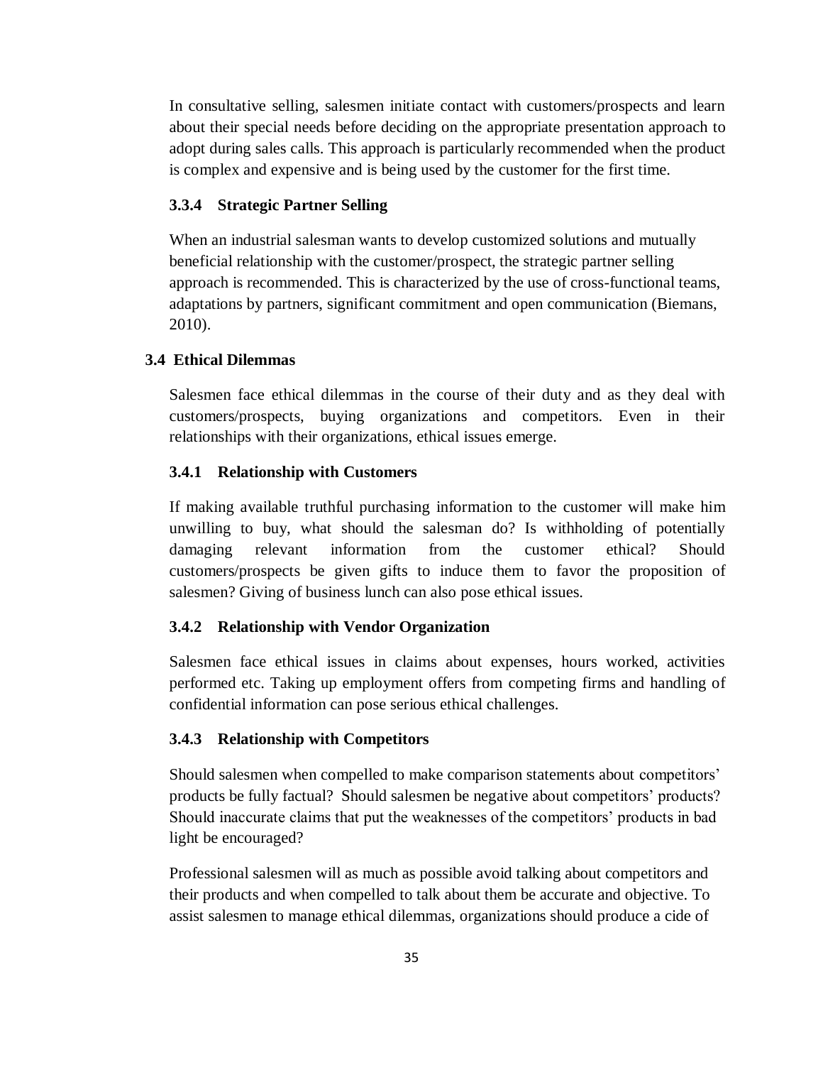In consultative selling, salesmen initiate contact with customers/prospects and learn about their special needs before deciding on the appropriate presentation approach to adopt during sales calls. This approach is particularly recommended when the product is complex and expensive and is being used by the customer for the first time.

#### 3.3.4 Strategic Partner Selling

When an industrial salesman wants to develop customized solutions and mutually beneficial relationship with the customer/prospect, the strategic partner selling approach is recommended. This is characterized by the use of cross-functional teams, adaptations by partners, significant commitment and open communication (Biemans, 2010).

### 3.4 Ethical Dilemmas

Salesmen face ethical dilemmas in the course of their duty and as they deal with customers/prospects, buying organizations and competitors. Even in their relationships with their organizations, ethical issues emerge.

#### 3.4.1 Relationship with Customers

If making available truthful purchasing information to the customer will make him unwilling to buy, what should the salesman do? Is withholding of potentially damaging relevant information from the customer ethical? Should customers/prospects be given gifts to induce them to favor the proposition of salesmen? Giving of business lunch can also pose ethical issues.

#### 3.4.2 Relationship with Vendor Organization

Salesmen face ethical issues in claims about expenses, hours worked, activities performed etc. Taking up employment offers from competing firms and handling of confidential information can pose serious ethical challenges.

#### 3.4.3 Relationship with Competitors

Should salesmen when compelled to make comparison statements about competitors' products be fully factual? Should salesmen be negative about competitors' products? Should inaccurate claims that put the weaknesses of the competitors' products in bad light be encouraged?

Professional salesmen will as much as possible avoid talking about competitors and their products and when compelled to talk about them be accurate and objective. To assist salesmen to manage ethical dilemmas, organizations should produce a cide of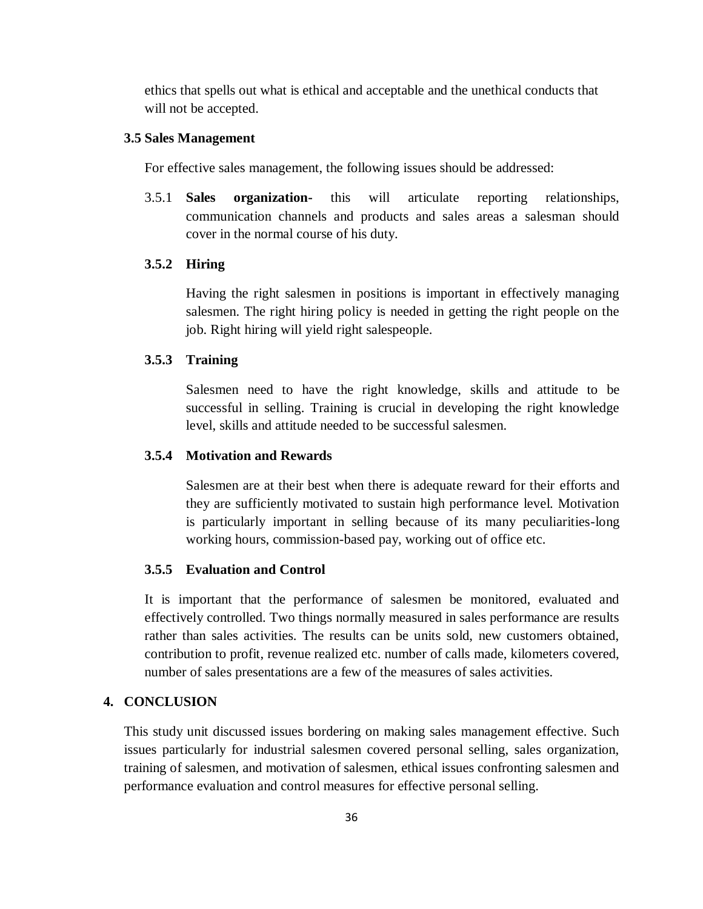ethics that spells out what is ethical and acceptable and the unethical conducts that will not be accepted.

### 3.5 Sales Management

For effective sales management, the following issues should be addressed:

3.5.1 **Sales organization-** this will articulate reporting relationships, communication channels and products and sales areas a salesman should cover in the normal course of his duty.

#### 3.5.2 Hiring

Having the right salesmen in positions is important in effectively managing salesmen. The right hiring policy is needed in getting the right people on the job. Right hiring will yield right salespeople.

#### 3.5.3 Training

Salesmen need to have the right knowledge, skills and attitude to be successful in selling. Training is crucial in developing the right knowledge level, skills and attitude needed to be successful salesmen.

#### 3.5.4 Motivation and Rewards

Salesmen are at their best when there is adequate reward for their efforts and they are sufficiently motivated to sustain high performance level. Motivation is particularly important in selling because of its many peculiarities-long working hours, commission-based pay, working out of office etc.

#### 3.5.5 Evaluation and Control

It is important that the performance of salesmen be monitored, evaluated and effectively controlled. Two things normally measured in sales performance are results rather than sales activities. The results can be units sold, new customers obtained, contribution to profit, revenue realized etc. number of calls made, kilometers covered, number of sales presentations are a few of the measures of sales activities.

## 4. CONCLUSION

This study unit discussed issues bordering on making sales management effective. Such issues particularly for industrial salesmen covered personal selling, sales organization, training of salesmen, and motivation of salesmen, ethical issues confronting salesmen and performance evaluation and control measures for effective personal selling.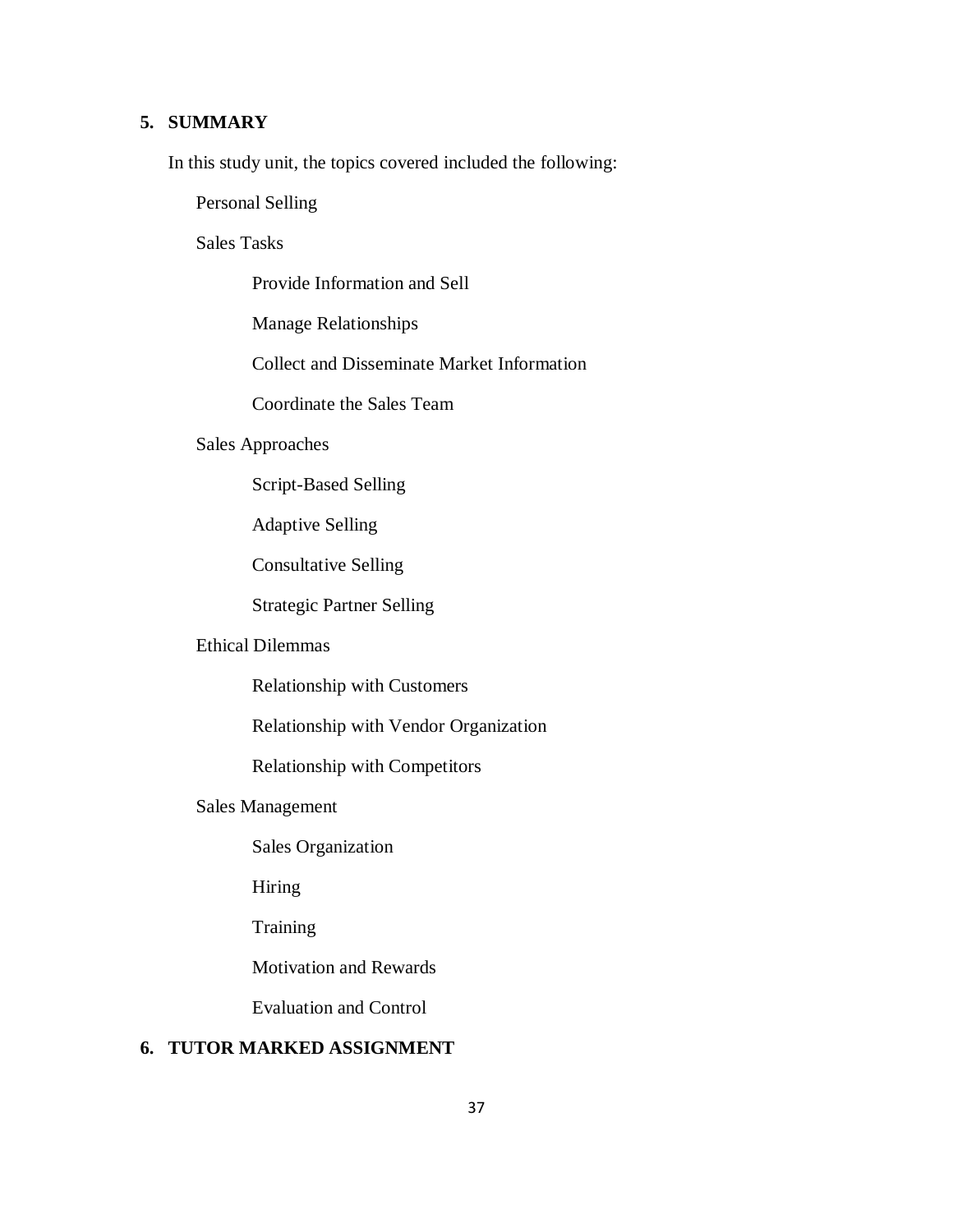## 5. SUMMARY

In this study unit, the topics covered included the following:

- Personal Selling
- Sales Tasks
  - Provide Information and Sell
  - Manage Relationships
  - Collect and Disseminate Market Information
  - Coordinate the Sales Team
- Sales Approaches
  - Script-Based Selling
  - Adaptive Selling
  - Consultative Selling
  - Strategic Partner Selling
- Ethical Dilemmas
  - Relationship with Customers
  - Relationship with Vendor Organization
  - Relationship with Competitors
- Sales Management
  - Sales Organization
  - Hiring
  - Training
  - Motivation and Rewards
  - Evaluation and Control

## 6. TUTOR MARKED ASSIGNMENT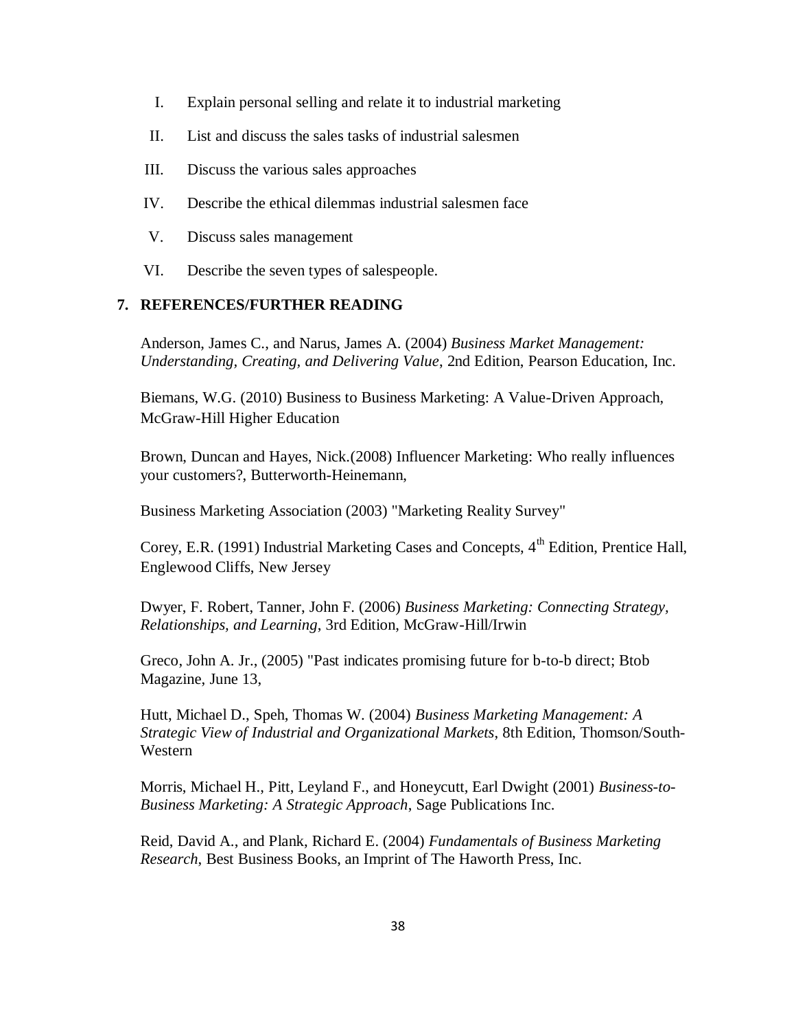I. Explain personal selling and relate it to industrial marketing

II. List and discuss the sales tasks of industrial salesmen

III. Discuss the various sales approaches

IV. Describe the ethical dilemmas industrial salesmen face

V. Discuss sales management

VI. Describe the seven types of salespeople.

## 7. REFERENCES/FURTHER READING

Anderson, James C., and Narus, James A. (2004) *Business Market Management: Understanding, Creating, and Delivering Value*, 2nd Edition, Pearson Education, Inc.

Biemans, W.G. (2010) Business to Business Marketing: A Value-Driven Approach, McGraw-Hill Higher Education

Brown, Duncan and Hayes, Nick.(2008) Influencer Marketing: Who really influences your customers?, Butterworth-Heinemann,

Business Marketing Association (2003) "Marketing Reality Survey"

Corey, E.R. (1991) Industrial Marketing Cases and Concepts, 4th Edition, Prentice Hall, Englewood Cliffs, New Jersey

Dwyer, F. Robert, Tanner, John F. (2006) *Business Marketing: Connecting Strategy, Relationships, and Learning*, 3rd Edition, McGraw-Hill/Irwin

Greco, John A. Jr., (2005) "Past indicates promising future for b-to-b direct; Btob Magazine, June 13,

Hutt, Michael D., Speh, Thomas W. (2004) *Business Marketing Management: A Strategic View of Industrial and Organizational Markets*, 8th Edition, Thomson/South-Western

Morris, Michael H., Pitt, Leyland F., and Honeycutt, Earl Dwight (2001) *Business-to-Business Marketing: A Strategic Approach*, Sage Publications Inc.

Reid, David A., and Plank, Richard E. (2004) *Fundamentals of Business Marketing Research*, Best Business Books, an Imprint of The Haworth Press, Inc.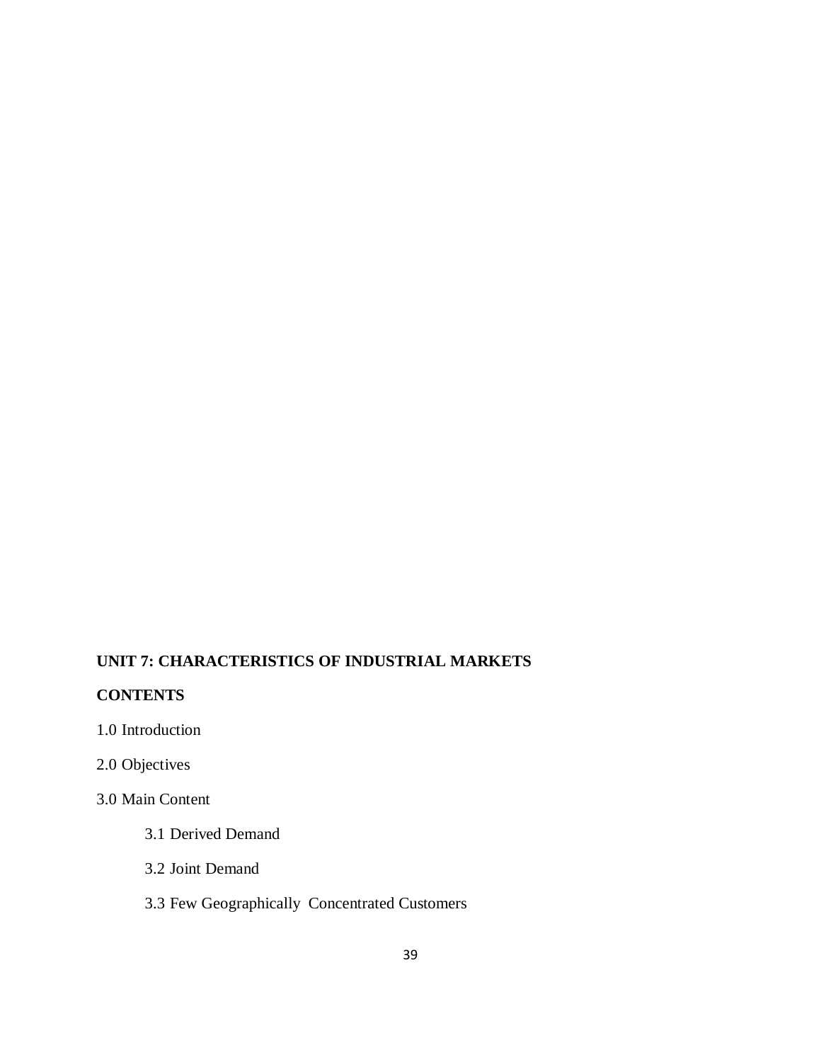## UNIT 7: CHARACTERISTICS OF INDUSTRIAL MARKETS

**CONTENTS**

1.0 Introduction

2.0 Objectives

3.0 Main Content

3.1 Derived Demand

3.2 Joint Demand

3.3 Few Geographically Concentrated Customers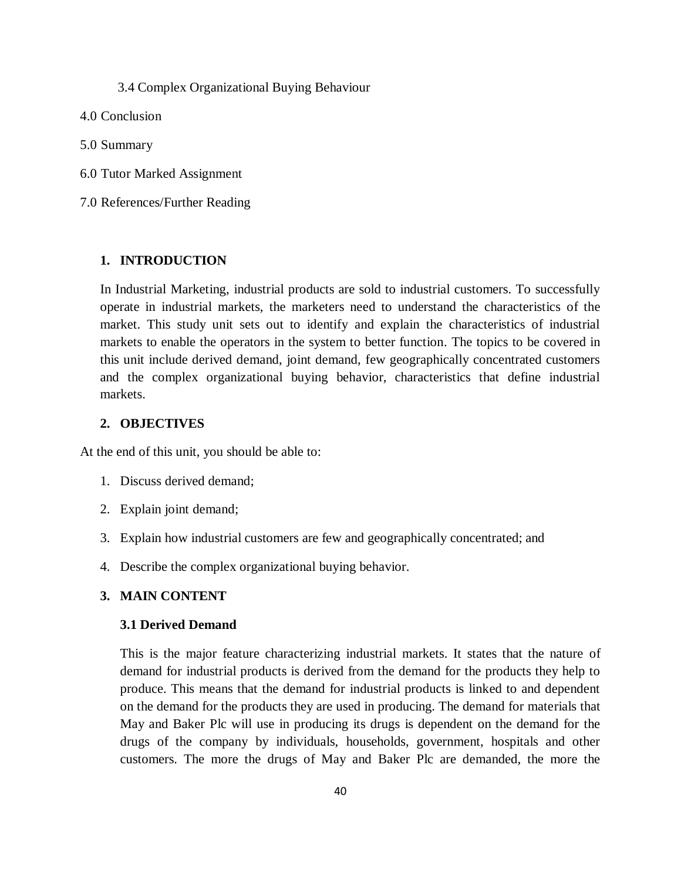3.4 Complex Organizational Buying Behaviour

4.0 Conclusion

5.0 Summary

6.0 Tutor Marked Assignment

7.0 References/Further Reading

## 1. INTRODUCTION

In Industrial Marketing, industrial products are sold to industrial customers. To successfully operate in industrial markets, the marketers need to understand the characteristics of the market. This study unit sets out to identify and explain the characteristics of industrial markets to enable the operators in the system to better function. The topics to be covered in this unit include derived demand, joint demand, few geographically concentrated customers and the complex organizational buying behavior, characteristics that define industrial markets.

## 2. OBJECTIVES

At the end of this unit, you should be able to:

1. Discuss derived demand;
2. Explain joint demand;
3. Explain how industrial customers are few and geographically concentrated; and
4. Describe the complex organizational buying behavior.

## 3. MAIN CONTENT

### 3.1 Derived Demand

This is the major feature characterizing industrial markets. It states that the nature of demand for industrial products is derived from the demand for the products they help to produce. This means that the demand for industrial products is linked to and dependent on the demand for the products they are used in producing. The demand for materials that May and Baker Plc will use in producing its drugs is dependent on the demand for the drugs of the company by individuals, households, government, hospitals and other customers. The more the drugs of May and Baker Plc are demanded, the more the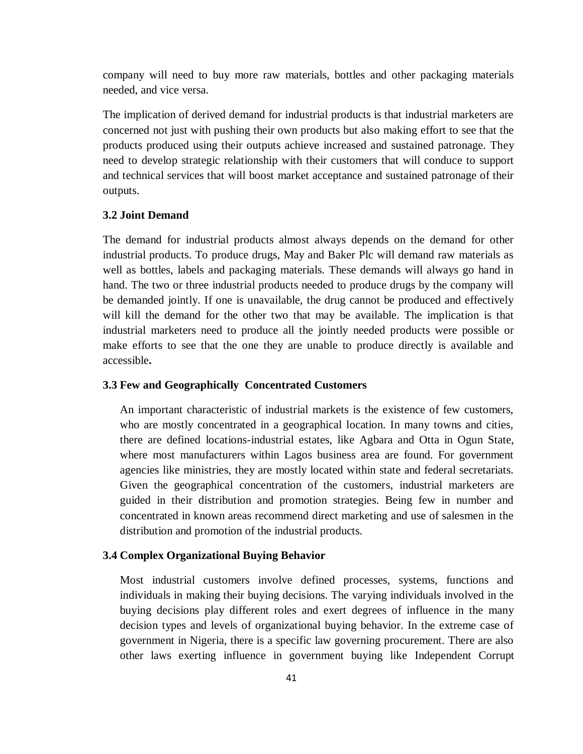company will need to buy more raw materials, bottles and other packaging materials needed, and vice versa.

The implication of derived demand for industrial products is that industrial marketers are concerned not just with pushing their own products but also making effort to see that the products produced using their outputs achieve increased and sustained patronage. They need to develop strategic relationship with their customers that will conduce to support and technical services that will boost market acceptance and sustained patronage of their outputs.

### 3.2 Joint Demand

The demand for industrial products almost always depends on the demand for other industrial products. To produce drugs, May and Baker Plc will demand raw materials as well as bottles, labels and packaging materials. These demands will always go hand in hand. The two or three industrial products needed to produce drugs by the company will be demanded jointly. If one is unavailable, the drug cannot be produced and effectively will kill the demand for the other two that may be available. The implication is that industrial marketers need to produce all the jointly needed products were possible or make efforts to see that the one they are unable to produce directly is available and accessible**.**

### 3.3 Few and Geographically Concentrated Customers

An important characteristic of industrial markets is the existence of few customers, who are mostly concentrated in a geographical location. In many towns and cities, there are defined locations-industrial estates, like Agbara and Otta in Ogun State, where most manufacturers within Lagos business area are found. For government agencies like ministries, they are mostly located within state and federal secretariats. Given the geographical concentration of the customers, industrial marketers are guided in their distribution and promotion strategies. Being few in number and concentrated in known areas recommend direct marketing and use of salesmen in the distribution and promotion of the industrial products.

### 3.4 Complex Organizational Buying Behavior

Most industrial customers involve defined processes, systems, functions and individuals in making their buying decisions. The varying individuals involved in the buying decisions play different roles and exert degrees of influence in the many decision types and levels of organizational buying behavior. In the extreme case of government in Nigeria, there is a specific law governing procurement. There are also other laws exerting influence in government buying like Independent Corrupt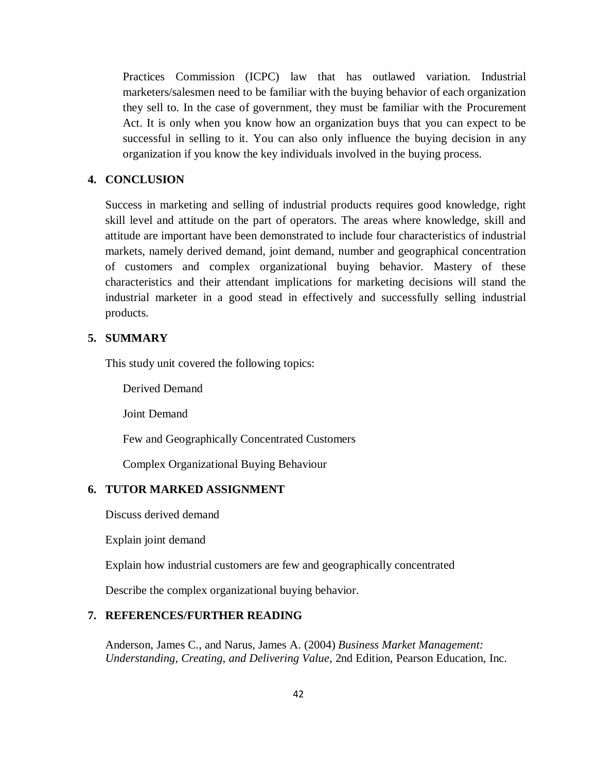Practices Commission (ICPC) law that has outlawed variation. Industrial marketers/salesmen need to be familiar with the buying behavior of each organization they sell to. In the case of government, they must be familiar with the Procurement Act. It is only when you know how an organization buys that you can expect to be successful in selling to it. You can also only influence the buying decision in any organization if you know the key individuals involved in the buying process.

## 4. CONCLUSION

Success in marketing and selling of industrial products requires good knowledge, right skill level and attitude on the part of operators. The areas where knowledge, skill and attitude are important have been demonstrated to include four characteristics of industrial markets, namely derived demand, joint demand, number and geographical concentration of customers and complex organizational buying behavior. Mastery of these characteristics and their attendant implications for marketing decisions will stand the industrial marketer in a good stead in effectively and successfully selling industrial products.

## 5. SUMMARY

This study unit covered the following topics:

Derived Demand

Joint Demand

Few and Geographically Concentrated Customers

Complex Organizational Buying Behaviour

## 6. TUTOR MARKED ASSIGNMENT

Discuss derived demand

Explain joint demand

Explain how industrial customers are few and geographically concentrated

Describe the complex organizational buying behavior.

## 7. REFERENCES/FURTHER READING

Anderson, James C., and Narus, James A. (2004) *Business Market Management: Understanding, Creating, and Delivering Value*, 2nd Edition, Pearson Education, Inc.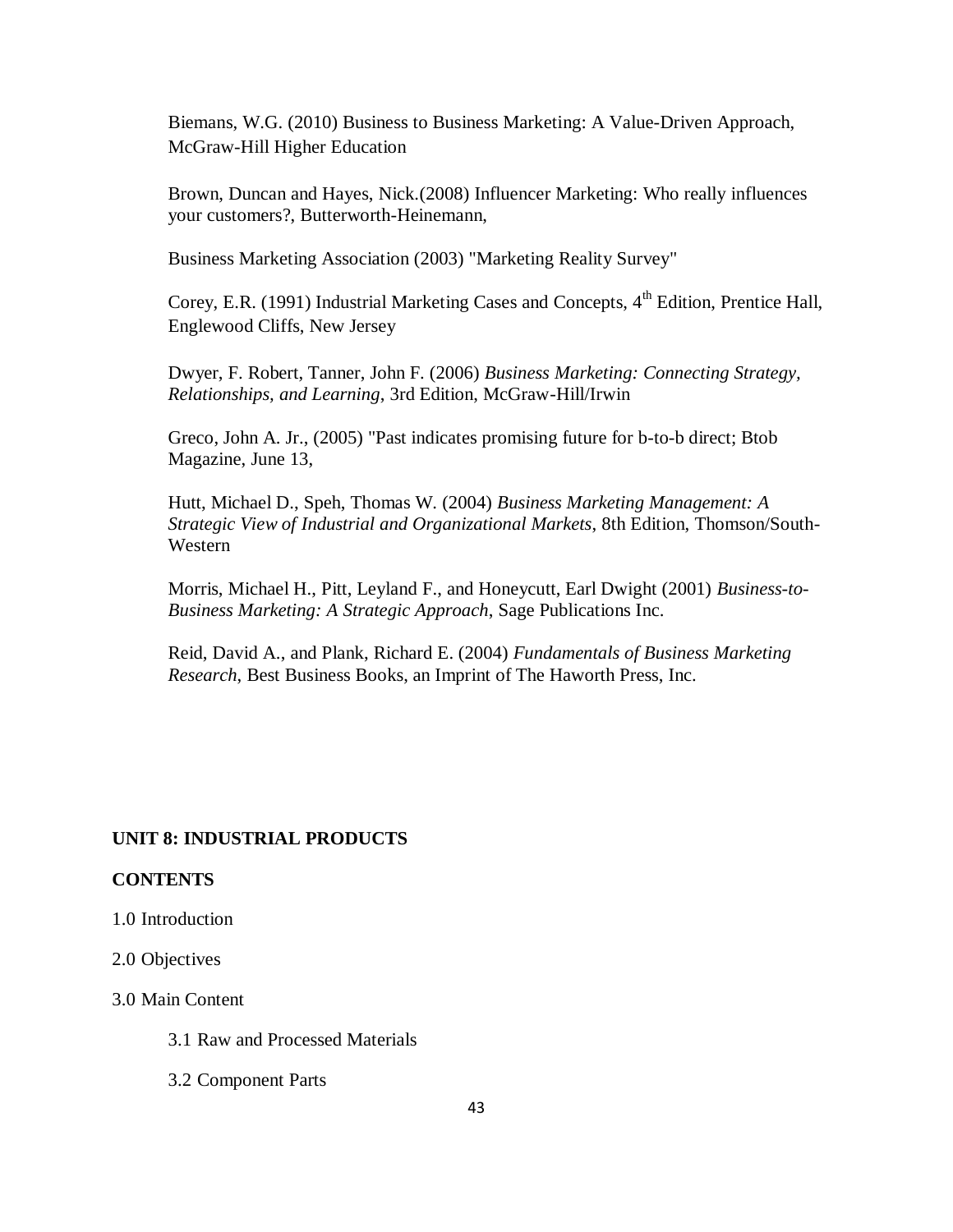Biemans, W.G. (2010) Business to Business Marketing: A Value-Driven Approach, McGraw-Hill Higher Education

Brown, Duncan and Hayes, Nick.(2008) Influencer Marketing: Who really influences your customers?, Butterworth-Heinemann,

Business Marketing Association (2003) "Marketing Reality Survey"

Corey, E.R. (1991) Industrial Marketing Cases and Concepts, 4th Edition, Prentice Hall, Englewood Cliffs, New Jersey

Dwyer, F. Robert, Tanner, John F. (2006) *Business Marketing: Connecting Strategy, Relationships, and Learning*, 3rd Edition, McGraw-Hill/Irwin

Greco, John A. Jr., (2005) "Past indicates promising future for b-to-b direct; Btob Magazine, June 13,

Hutt, Michael D., Speh, Thomas W. (2004) *Business Marketing Management: A Strategic View of Industrial and Organizational Markets*, 8th Edition, Thomson/South-Western

Morris, Michael H., Pitt, Leyland F., and Honeycutt, Earl Dwight (2001) *Business-to-Business Marketing: A Strategic Approach*, Sage Publications Inc.

Reid, David A., and Plank, Richard E. (2004) *Fundamentals of Business Marketing Research*, Best Business Books, an Imprint of The Haworth Press, Inc.

## UNIT 8: INDUSTRIAL PRODUCTS

### CONTENTS

1.0 Introduction

2.0 Objectives

3.0 Main Content

- 3.1 Raw and Processed Materials
- 3.2 Component Parts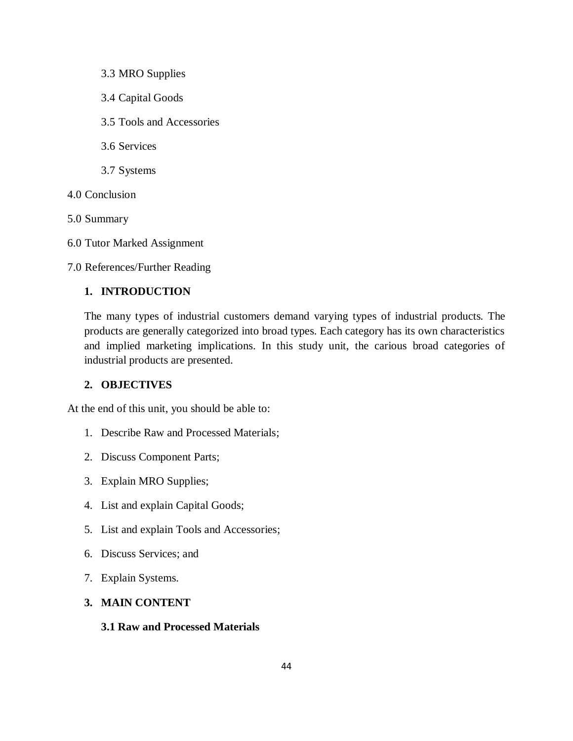3.3 MRO Supplies

3.4 Capital Goods

3.5 Tools and Accessories

3.6 Services

3.7 Systems

4.0 Conclusion

5.0 Summary

6.0 Tutor Marked Assignment

7.0 References/Further Reading

## 1. INTRODUCTION

The many types of industrial customers demand varying types of industrial products. The products are generally categorized into broad types. Each category has its own characteristics and implied marketing implications. In this study unit, the carious broad categories of industrial products are presented.

## 2. OBJECTIVES

At the end of this unit, you should be able to:

1. Describe Raw and Processed Materials;
2. Discuss Component Parts;
3. Explain MRO Supplies;
4. List and explain Capital Goods;
5. List and explain Tools and Accessories;
6. Discuss Services; and
7. Explain Systems.

## 3. MAIN CONTENT

### 3.1 Raw and Processed Materials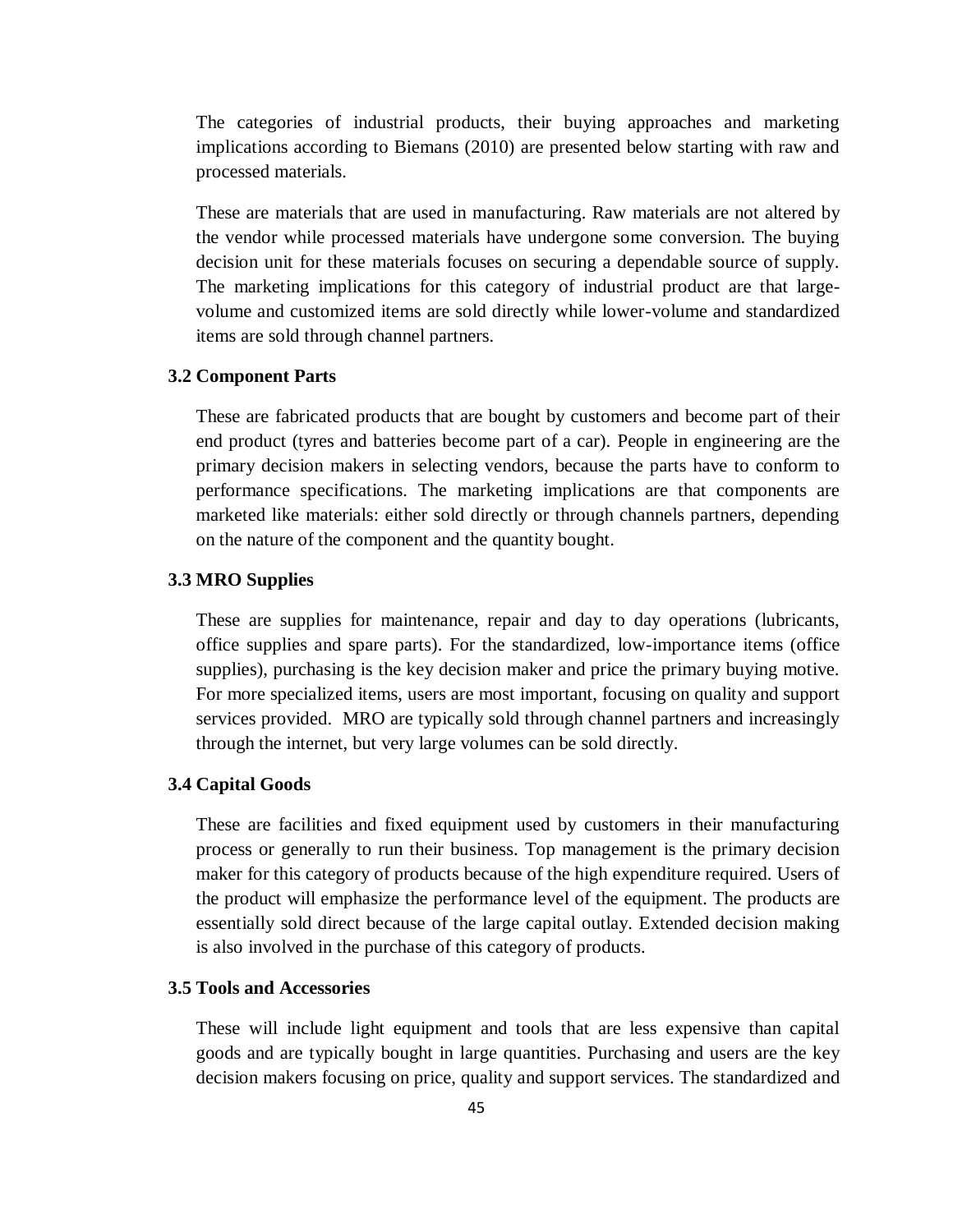The categories of industrial products, their buying approaches and marketing implications according to Biemans (2010) are presented below starting with raw and processed materials.

These are materials that are used in manufacturing. Raw materials are not altered by the vendor while processed materials have undergone some conversion. The buying decision unit for these materials focuses on securing a dependable source of supply. The marketing implications for this category of industrial product are that large-volume and customized items are sold directly while lower-volume and standardized items are sold through channel partners.

### 3.2 Component Parts

These are fabricated products that are bought by customers and become part of their end product (tyres and batteries become part of a car). People in engineering are the primary decision makers in selecting vendors, because the parts have to conform to performance specifications. The marketing implications are that components are marketed like materials: either sold directly or through channels partners, depending on the nature of the component and the quantity bought.

### 3.3 MRO Supplies

These are supplies for maintenance, repair and day to day operations (lubricants, office supplies and spare parts). For the standardized, low-importance items (office supplies), purchasing is the key decision maker and price the primary buying motive. For more specialized items, users are most important, focusing on quality and support services provided. MRO are typically sold through channel partners and increasingly through the internet, but very large volumes can be sold directly.

### 3.4 Capital Goods

These are facilities and fixed equipment used by customers in their manufacturing process or generally to run their business. Top management is the primary decision maker for this category of products because of the high expenditure required. Users of the product will emphasize the performance level of the equipment. The products are essentially sold direct because of the large capital outlay. Extended decision making is also involved in the purchase of this category of products.

### 3.5 Tools and Accessories

These will include light equipment and tools that are less expensive than capital goods and are typically bought in large quantities. Purchasing and users are the key decision makers focusing on price, quality and support services. The standardized and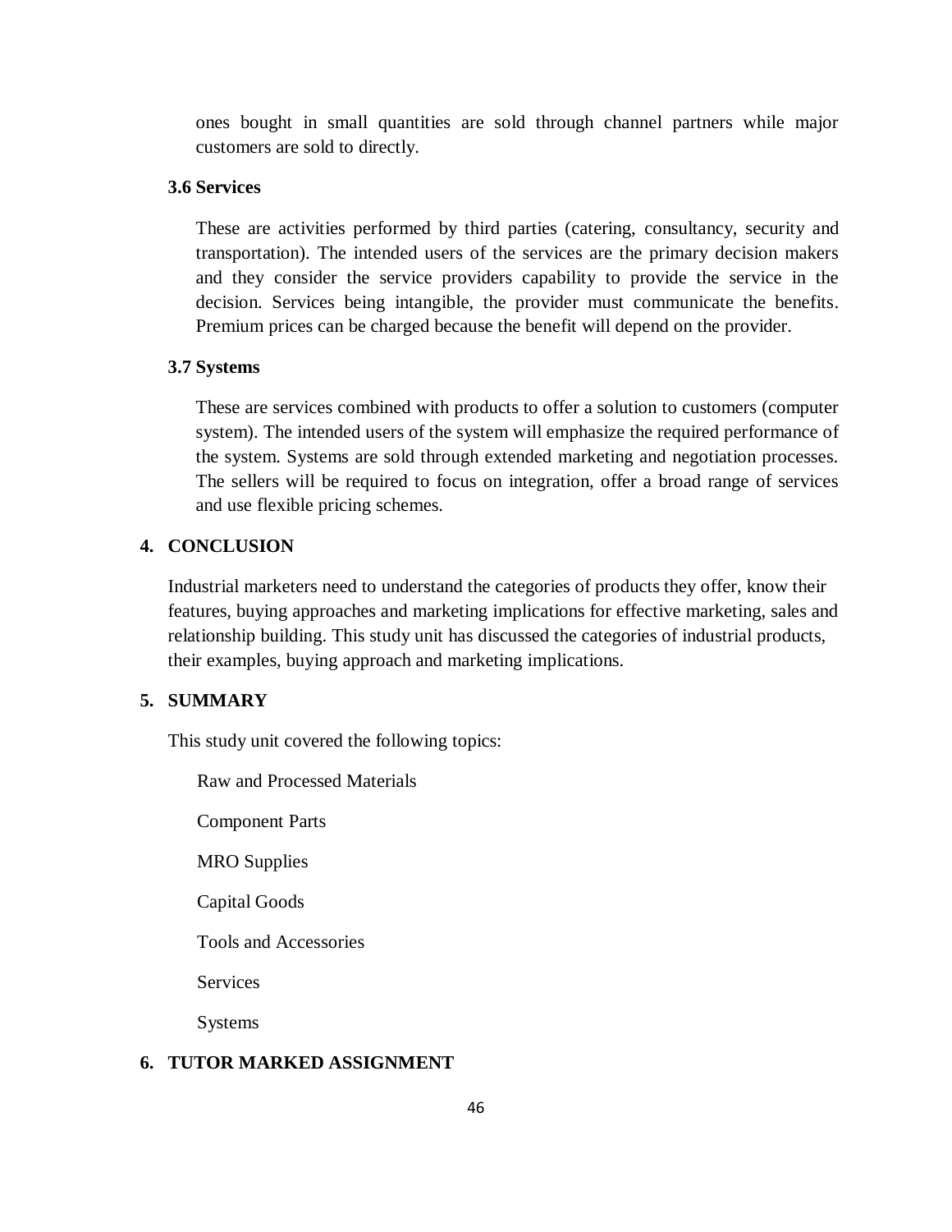ones bought in small quantities are sold through channel partners while major customers are sold to directly.

### 3.6 Services

These are activities performed by third parties (catering, consultancy, security and transportation). The intended users of the services are the primary decision makers and they consider the service providers capability to provide the service in the decision. Services being intangible, the provider must communicate the benefits. Premium prices can be charged because the benefit will depend on the provider.

### 3.7 Systems

These are services combined with products to offer a solution to customers (computer system). The intended users of the system will emphasize the required performance of the system. Systems are sold through extended marketing and negotiation processes. The sellers will be required to focus on integration, offer a broad range of services and use flexible pricing schemes.

## 4. CONCLUSION

Industrial marketers need to understand the categories of products they offer, know their features, buying approaches and marketing implications for effective marketing, sales and relationship building. This study unit has discussed the categories of industrial products, their examples, buying approach and marketing implications.

## 5. SUMMARY

This study unit covered the following topics:

Raw and Processed Materials

Component Parts

MRO Supplies

Capital Goods

Tools and Accessories

Services

Systems

## 6. TUTOR MARKED ASSIGNMENT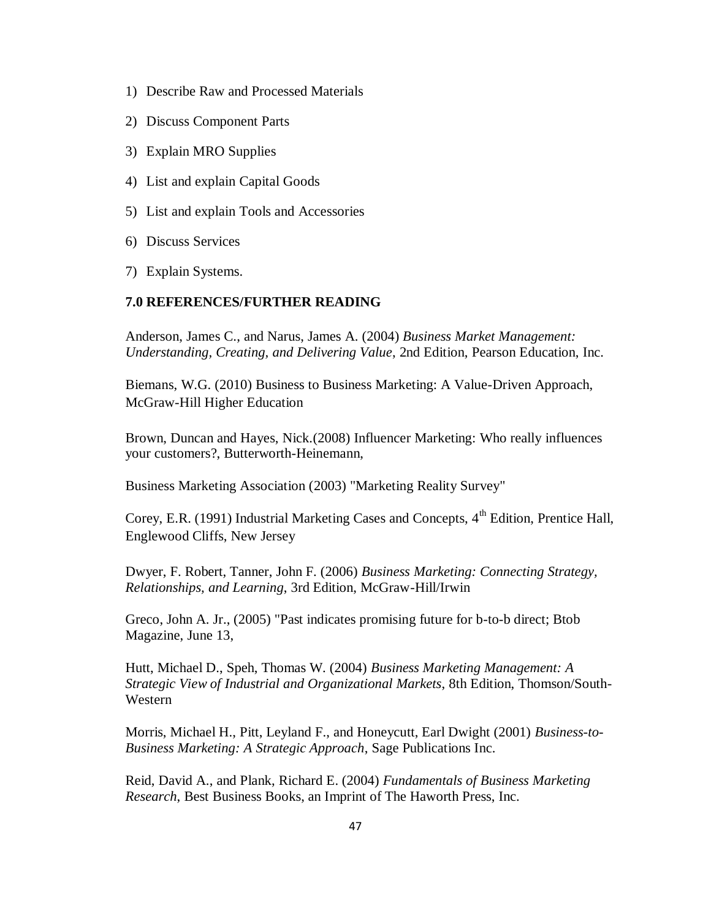1) Describe Raw and Processed Materials
2) Discuss Component Parts
3) Explain MRO Supplies
4) List and explain Capital Goods
5) List and explain Tools and Accessories
6) Discuss Services
7) Explain Systems.

## 7.0 REFERENCES/FURTHER READING

Anderson, James C., and Narus, James A. (2004) *Business Market Management: Understanding, Creating, and Delivering Value*, 2nd Edition, Pearson Education, Inc.

Biemans, W.G. (2010) Business to Business Marketing: A Value-Driven Approach, McGraw-Hill Higher Education

Brown, Duncan and Hayes, Nick.(2008) Influencer Marketing: Who really influences your customers?, Butterworth-Heinemann,

Business Marketing Association (2003) "Marketing Reality Survey"

Corey, E.R. (1991) Industrial Marketing Cases and Concepts, 4th Edition, Prentice Hall, Englewood Cliffs, New Jersey

Dwyer, F. Robert, Tanner, John F. (2006) *Business Marketing: Connecting Strategy, Relationships, and Learning*, 3rd Edition, McGraw-Hill/Irwin

Greco, John A. Jr., (2005) "Past indicates promising future for b-to-b direct; Btob Magazine, June 13,

Hutt, Michael D., Speh, Thomas W. (2004) *Business Marketing Management: A Strategic View of Industrial and Organizational Markets*, 8th Edition, Thomson/South-Western

Morris, Michael H., Pitt, Leyland F., and Honeycutt, Earl Dwight (2001) *Business-to-Business Marketing: A Strategic Approach*, Sage Publications Inc.

Reid, David A., and Plank, Richard E. (2004) *Fundamentals of Business Marketing Research*, Best Business Books, an Imprint of The Haworth Press, Inc.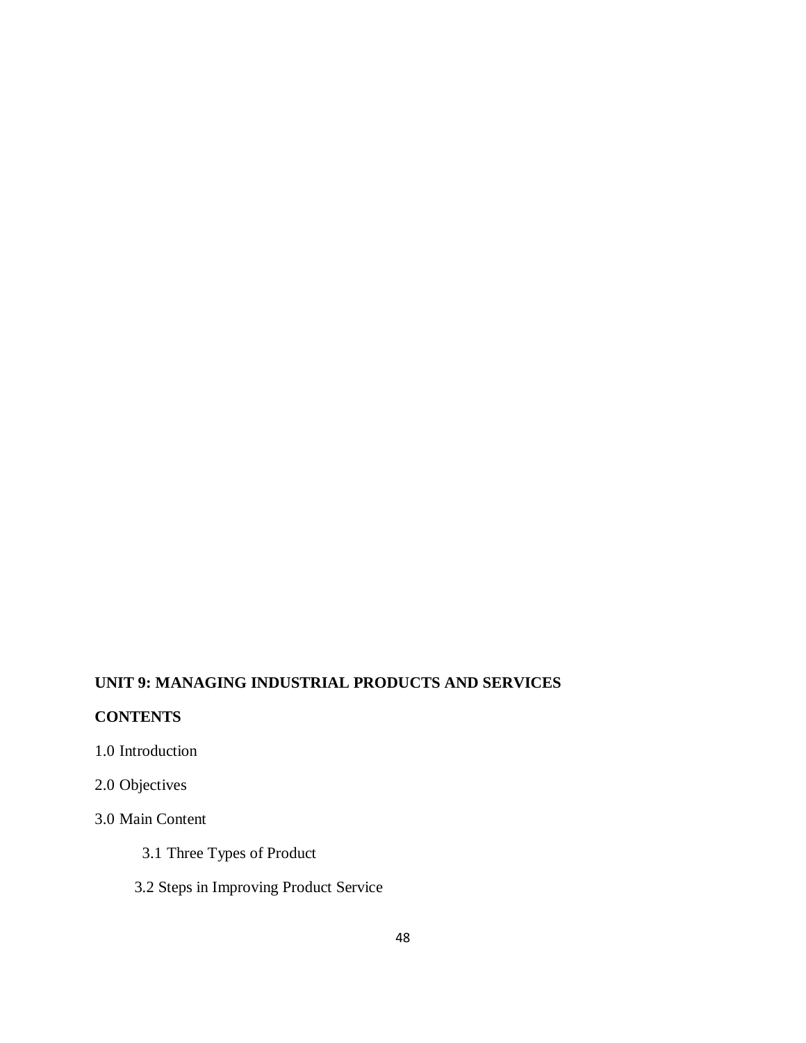**UNIT 9: MANAGING INDUSTRIAL PRODUCTS AND SERVICES**

**CONTENTS**

1.0 Introduction

2.0 Objectives

3.0 Main Content

3.1 Three Types of Product

3.2 Steps in Improving Product Service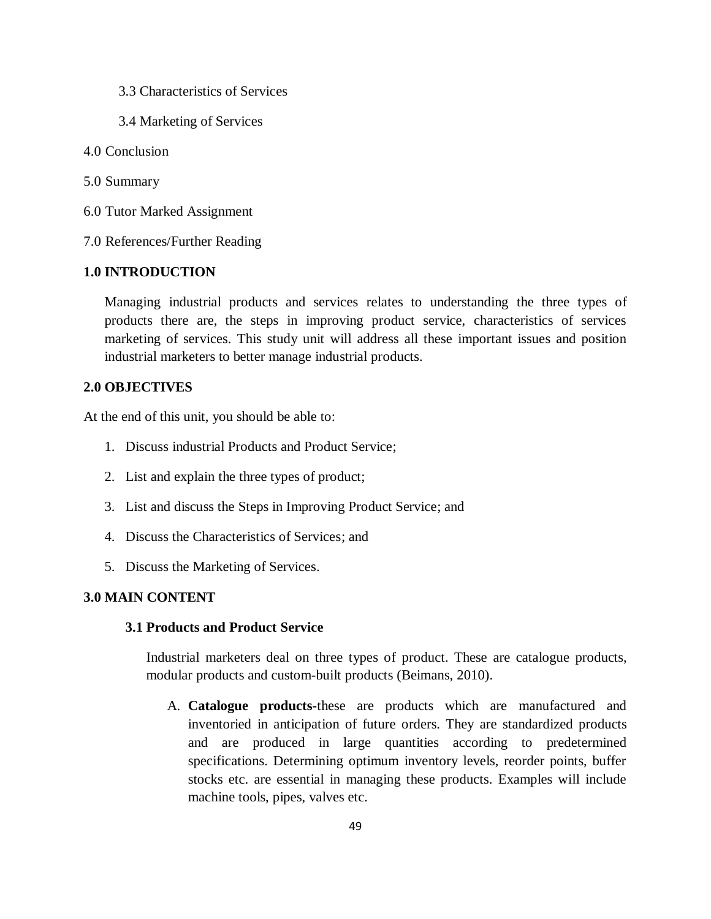3.3 Characteristics of Services

3.4 Marketing of Services

4.0 Conclusion

5.0 Summary

6.0 Tutor Marked Assignment

7.0 References/Further Reading

## 1.0 INTRODUCTION

Managing industrial products and services relates to understanding the three types of products there are, the steps in improving product service, characteristics of services marketing of services. This study unit will address all these important issues and position industrial marketers to better manage industrial products.

## 2.0 OBJECTIVES

At the end of this unit, you should be able to:

1. Discuss industrial Products and Product Service;
2. List and explain the three types of product;
3. List and discuss the Steps in Improving Product Service; and
4. Discuss the Characteristics of Services; and
5. Discuss the Marketing of Services.

## 3.0 MAIN CONTENT

### 3.1 Products and Product Service

Industrial marketers deal on three types of product. These are catalogue products, modular products and custom-built products (Beimans, 2010).

A. **Catalogue products**-these are products which are manufactured and inventoried in anticipation of future orders. They are standardized products and are produced in large quantities according to predetermined specifications. Determining optimum inventory levels, reorder points, buffer stocks etc. are essential in managing these products. Examples will include machine tools, pipes, valves etc.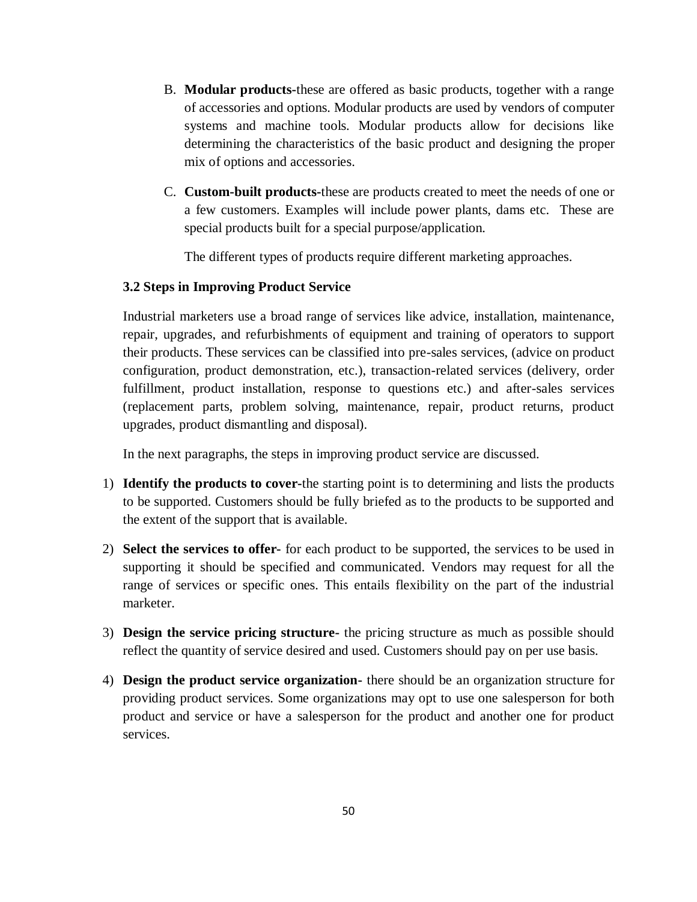B. **Modular products-**these are offered as basic products, together with a range of accessories and options. Modular products are used by vendors of computer systems and machine tools. Modular products allow for decisions like determining the characteristics of the basic product and designing the proper mix of options and accessories.

C. **Custom-built products-**these are products created to meet the needs of one or a few customers. Examples will include power plants, dams etc. These are special products built for a special purpose/application.

The different types of products require different marketing approaches.

### 3.2 Steps in Improving Product Service

Industrial marketers use a broad range of services like advice, installation, maintenance, repair, upgrades, and refurbishments of equipment and training of operators to support their products. These services can be classified into pre-sales services, (advice on product configuration, product demonstration, etc.), transaction-related services (delivery, order fulfillment, product installation, response to questions etc.) and after-sales services (replacement parts, problem solving, maintenance, repair, product returns, product upgrades, product dismantling and disposal).

In the next paragraphs, the steps in improving product service are discussed.

1) **Identify the products to cover-**the starting point is to determining and lists the products to be supported. Customers should be fully briefed as to the products to be supported and the extent of the support that is available.

2) **Select the services to offer-** for each product to be supported, the services to be used in supporting it should be specified and communicated. Vendors may request for all the range of services or specific ones. This entails flexibility on the part of the industrial marketer.

3) **Design the service pricing structure-** the pricing structure as much as possible should reflect the quantity of service desired and used. Customers should pay on per use basis.

4) **Design the product service organization-** there should be an organization structure for providing product services. Some organizations may opt to use one salesperson for both product and service or have a salesperson for the product and another one for product services.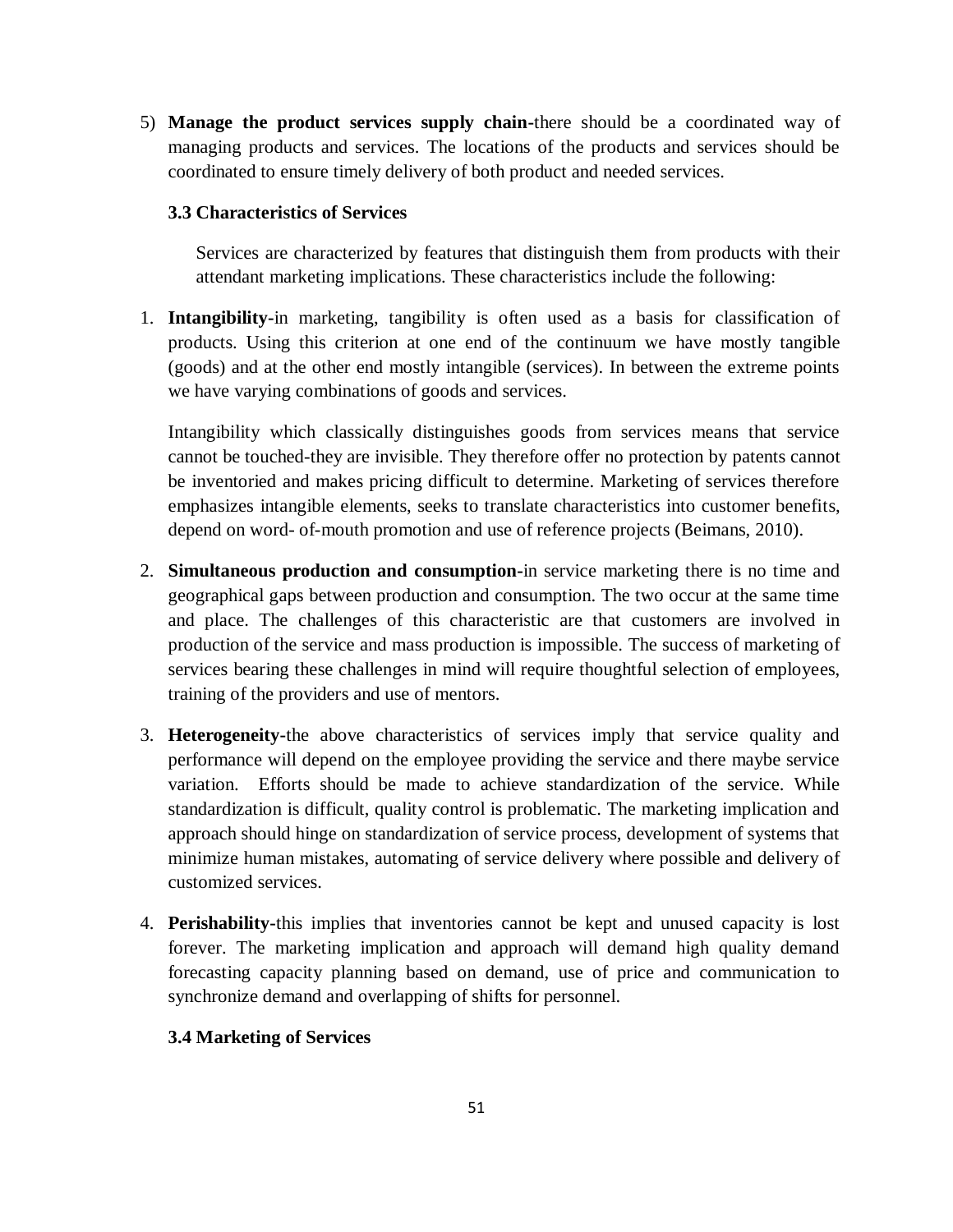5) **Manage the product services supply chain-**there should be a coordinated way of managing products and services. The locations of the products and services should be coordinated to ensure timely delivery of both product and needed services.

### 3.3 Characteristics of Services

Services are characterized by features that distinguish them from products with their attendant marketing implications. These characteristics include the following:

1. **Intangibility-**in marketing, tangibility is often used as a basis for classification of products. Using this criterion at one end of the continuum we have mostly tangible (goods) and at the other end mostly intangible (services). In between the extreme points we have varying combinations of goods and services.

   Intangibility which classically distinguishes goods from services means that service cannot be touched-they are invisible. They therefore offer no protection by patents cannot be inventoried and makes pricing difficult to determine. Marketing of services therefore emphasizes intangible elements, seeks to translate characteristics into customer benefits, depend on word- of-mouth promotion and use of reference projects (Beimans, 2010).

2. **Simultaneous production and consumption-**in service marketing there is no time and geographical gaps between production and consumption. The two occur at the same time and place. The challenges of this characteristic are that customers are involved in production of the service and mass production is impossible. The success of marketing of services bearing these challenges in mind will require thoughtful selection of employees, training of the providers and use of mentors.

3. **Heterogeneity-**the above characteristics of services imply that service quality and performance will depend on the employee providing the service and there maybe service variation. Efforts should be made to achieve standardization of the service. While standardization is difficult, quality control is problematic. The marketing implication and approach should hinge on standardization of service process, development of systems that minimize human mistakes, automating of service delivery where possible and delivery of customized services.

4. **Perishability-**this implies that inventories cannot be kept and unused capacity is lost forever. The marketing implication and approach will demand high quality demand forecasting capacity planning based on demand, use of price and communication to synchronize demand and overlapping of shifts for personnel.

### 3.4 Marketing of Services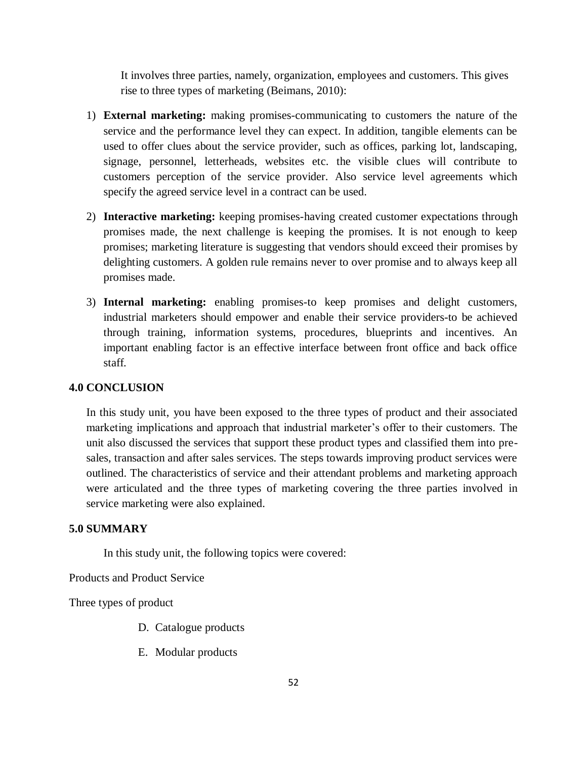It involves three parties, namely, organization, employees and customers. This gives rise to three types of marketing (Beimans, 2010):

1) **External marketing:** making promises-communicating to customers the nature of the service and the performance level they can expect. In addition, tangible elements can be used to offer clues about the service provider, such as offices, parking lot, landscaping, signage, personnel, letterheads, websites etc. the visible clues will contribute to customers perception of the service provider. Also service level agreements which specify the agreed service level in a contract can be used.

2) **Interactive marketing:** keeping promises-having created customer expectations through promises made, the next challenge is keeping the promises. It is not enough to keep promises; marketing literature is suggesting that vendors should exceed their promises by delighting customers. A golden rule remains never to over promise and to always keep all promises made.

3) **Internal marketing:** enabling promises-to keep promises and delight customers, industrial marketers should empower and enable their service providers-to be achieved through training, information systems, procedures, blueprints and incentives. An important enabling factor is an effective interface between front office and back office staff.

## 4.0 CONCLUSION

In this study unit, you have been exposed to the three types of product and their associated marketing implications and approach that industrial marketer's offer to their customers. The unit also discussed the services that support these product types and classified them into pre-sales, transaction and after sales services. The steps towards improving product services were outlined. The characteristics of service and their attendant problems and marketing approach were articulated and the three types of marketing covering the three parties involved in service marketing were also explained.

## 5.0 SUMMARY

In this study unit, the following topics were covered:

Products and Product Service

Three types of product

D. Catalogue products

E. Modular products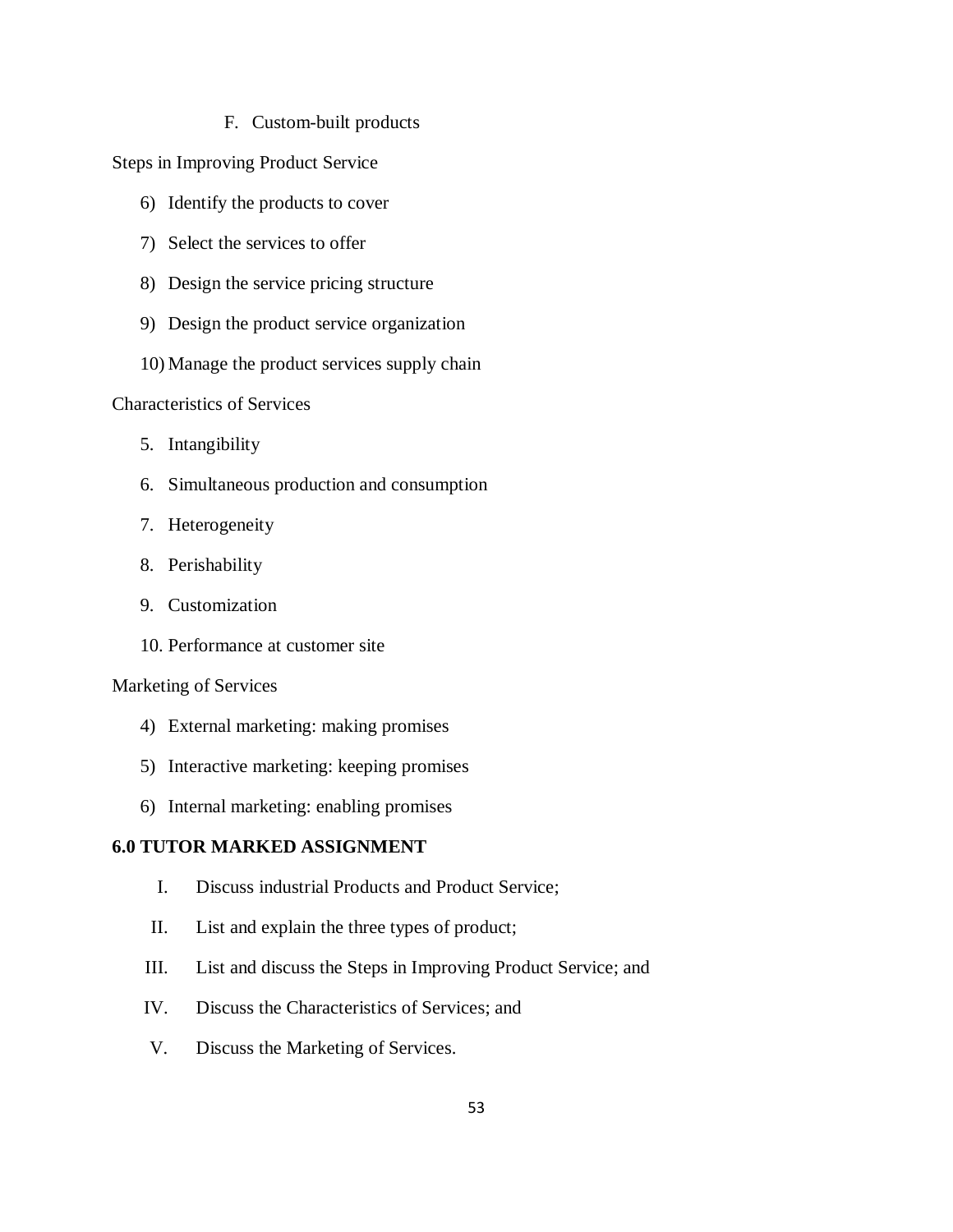F. Custom-built products

Steps in Improving Product Service

6) Identify the products to cover
7) Select the services to offer
8) Design the service pricing structure
9) Design the product service organization
10) Manage the product services supply chain

Characteristics of Services

5. Intangibility
6. Simultaneous production and consumption
7. Heterogeneity
8. Perishability
9. Customization
10. Performance at customer site

Marketing of Services

4) External marketing: making promises
5) Interactive marketing: keeping promises
6) Internal marketing: enabling promises

**6.0 TUTOR MARKED ASSIGNMENT**

I. Discuss industrial Products and Product Service;

II. List and explain the three types of product;

III. List and discuss the Steps in Improving Product Service; and

IV. Discuss the Characteristics of Services; and

V. Discuss the Marketing of Services.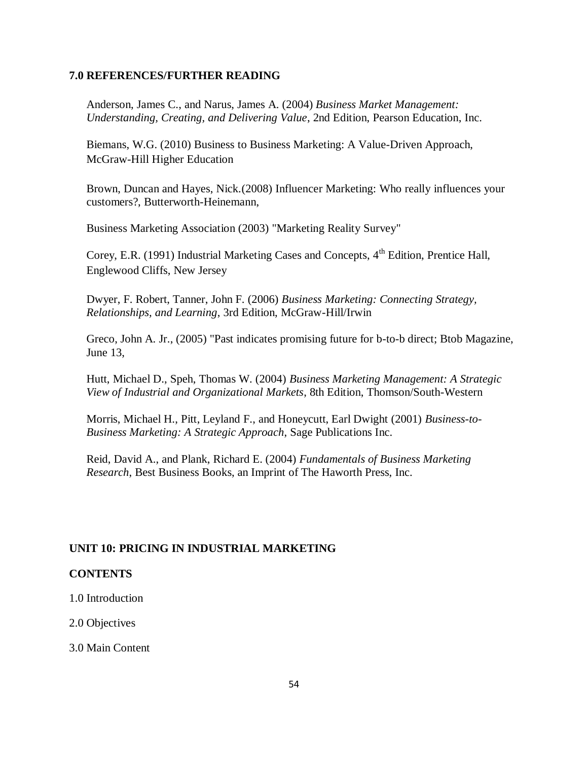## 7.0 REFERENCES/FURTHER READING

Anderson, James C., and Narus, James A. (2004) *Business Market Management: Understanding, Creating, and Delivering Value*, 2nd Edition, Pearson Education, Inc.

Biemans, W.G. (2010) Business to Business Marketing: A Value-Driven Approach, McGraw-Hill Higher Education

Brown, Duncan and Hayes, Nick.(2008) Influencer Marketing: Who really influences your customers?, Butterworth-Heinemann,

Business Marketing Association (2003) "Marketing Reality Survey"

Corey, E.R. (1991) Industrial Marketing Cases and Concepts, 4th Edition, Prentice Hall, Englewood Cliffs, New Jersey

Dwyer, F. Robert, Tanner, John F. (2006) *Business Marketing: Connecting Strategy, Relationships, and Learning*, 3rd Edition, McGraw-Hill/Irwin

Greco, John A. Jr., (2005) "Past indicates promising future for b-to-b direct; Btob Magazine, June 13,

Hutt, Michael D., Speh, Thomas W. (2004) *Business Marketing Management: A Strategic View of Industrial and Organizational Markets*, 8th Edition, Thomson/South-Western

Morris, Michael H., Pitt, Leyland F., and Honeycutt, Earl Dwight (2001) *Business-to-Business Marketing: A Strategic Approach*, Sage Publications Inc.

Reid, David A., and Plank, Richard E. (2004) *Fundamentals of Business Marketing Research*, Best Business Books, an Imprint of The Haworth Press, Inc.

# UNIT 10: PRICING IN INDUSTRIAL MARKETING

## CONTENTS

1.0 Introduction

2.0 Objectives

3.0 Main Content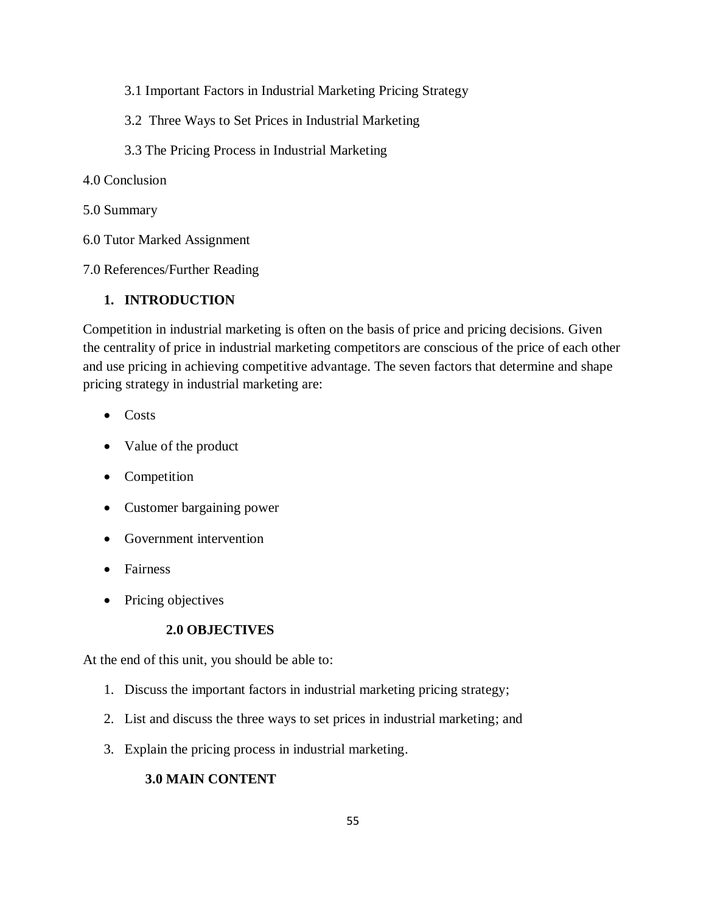3.1 Important Factors in Industrial Marketing Pricing Strategy

3.2 Three Ways to Set Prices in Industrial Marketing

3.3 The Pricing Process in Industrial Marketing

4.0 Conclusion

5.0 Summary

6.0 Tutor Marked Assignment

7.0 References/Further Reading

## 1. INTRODUCTION

Competition in industrial marketing is often on the basis of price and pricing decisions. Given the centrality of price in industrial marketing competitors are conscious of the price of each other and use pricing in achieving competitive advantage. The seven factors that determine and shape pricing strategy in industrial marketing are:

- Costs
- Value of the product
- Competition
- Customer bargaining power
- Government intervention
- Fairness
- Pricing objectives

## 2.0 OBJECTIVES

At the end of this unit, you should be able to:

1. Discuss the important factors in industrial marketing pricing strategy;
2. List and discuss the three ways to set prices in industrial marketing; and
3. Explain the pricing process in industrial marketing.

## 3.0 MAIN CONTENT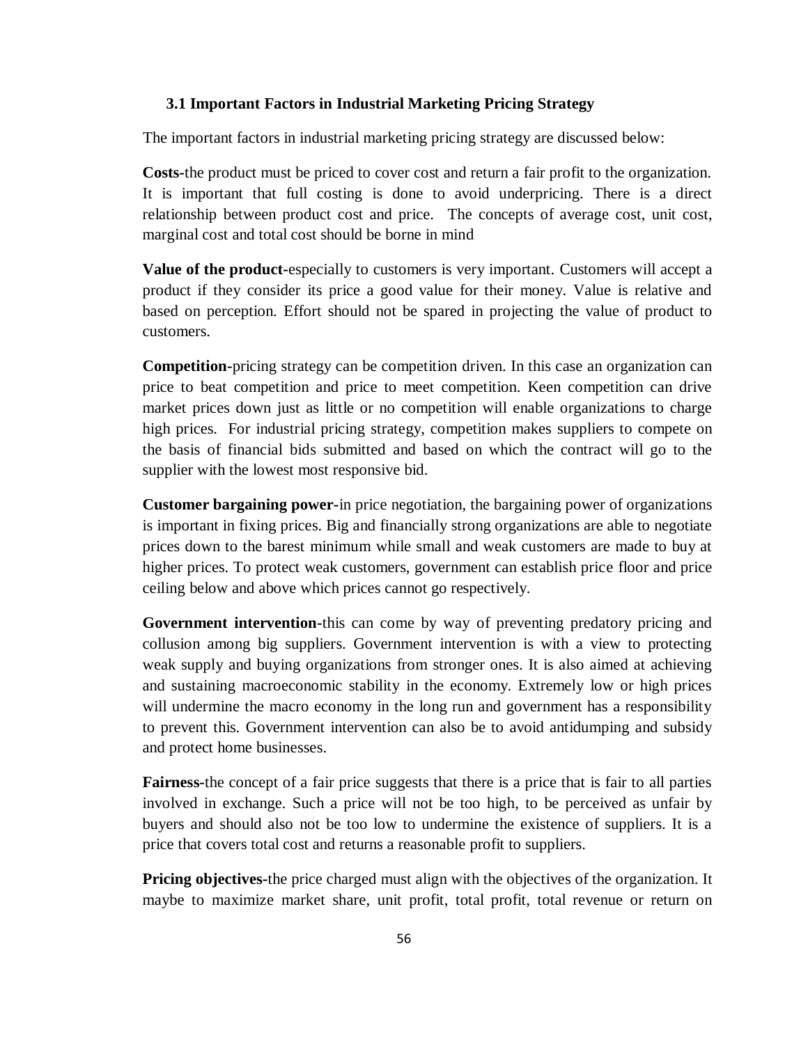### 3.1 Important Factors in Industrial Marketing Pricing Strategy

The important factors in industrial marketing pricing strategy are discussed below:

**Costs-**the product must be priced to cover cost and return a fair profit to the organization. It is important that full costing is done to avoid underpricing. There is a direct relationship between product cost and price. The concepts of average cost, unit cost, marginal cost and total cost should be borne in mind

**Value of the product-**especially to customers is very important. Customers will accept a product if they consider its price a good value for their money. Value is relative and based on perception. Effort should not be spared in projecting the value of product to customers.

**Competition-**pricing strategy can be competition driven. In this case an organization can price to beat competition and price to meet competition. Keen competition can drive market prices down just as little or no competition will enable organizations to charge high prices. For industrial pricing strategy, competition makes suppliers to compete on the basis of financial bids submitted and based on which the contract will go to the supplier with the lowest most responsive bid.

**Customer bargaining power-**in price negotiation, the bargaining power of organizations is important in fixing prices. Big and financially strong organizations are able to negotiate prices down to the barest minimum while small and weak customers are made to buy at higher prices. To protect weak customers, government can establish price floor and price ceiling below and above which prices cannot go respectively.

**Government intervention-**this can come by way of preventing predatory pricing and collusion among big suppliers. Government intervention is with a view to protecting weak supply and buying organizations from stronger ones. It is also aimed at achieving and sustaining macroeconomic stability in the economy. Extremely low or high prices will undermine the macro economy in the long run and government has a responsibility to prevent this. Government intervention can also be to avoid antidumping and subsidy and protect home businesses.

**Fairness-**the concept of a fair price suggests that there is a price that is fair to all parties involved in exchange. Such a price will not be too high, to be perceived as unfair by buyers and should also not be too low to undermine the existence of suppliers. It is a price that covers total cost and returns a reasonable profit to suppliers.

**Pricing objectives-**the price charged must align with the objectives of the organization. It maybe to maximize market share, unit profit, total profit, total revenue or return on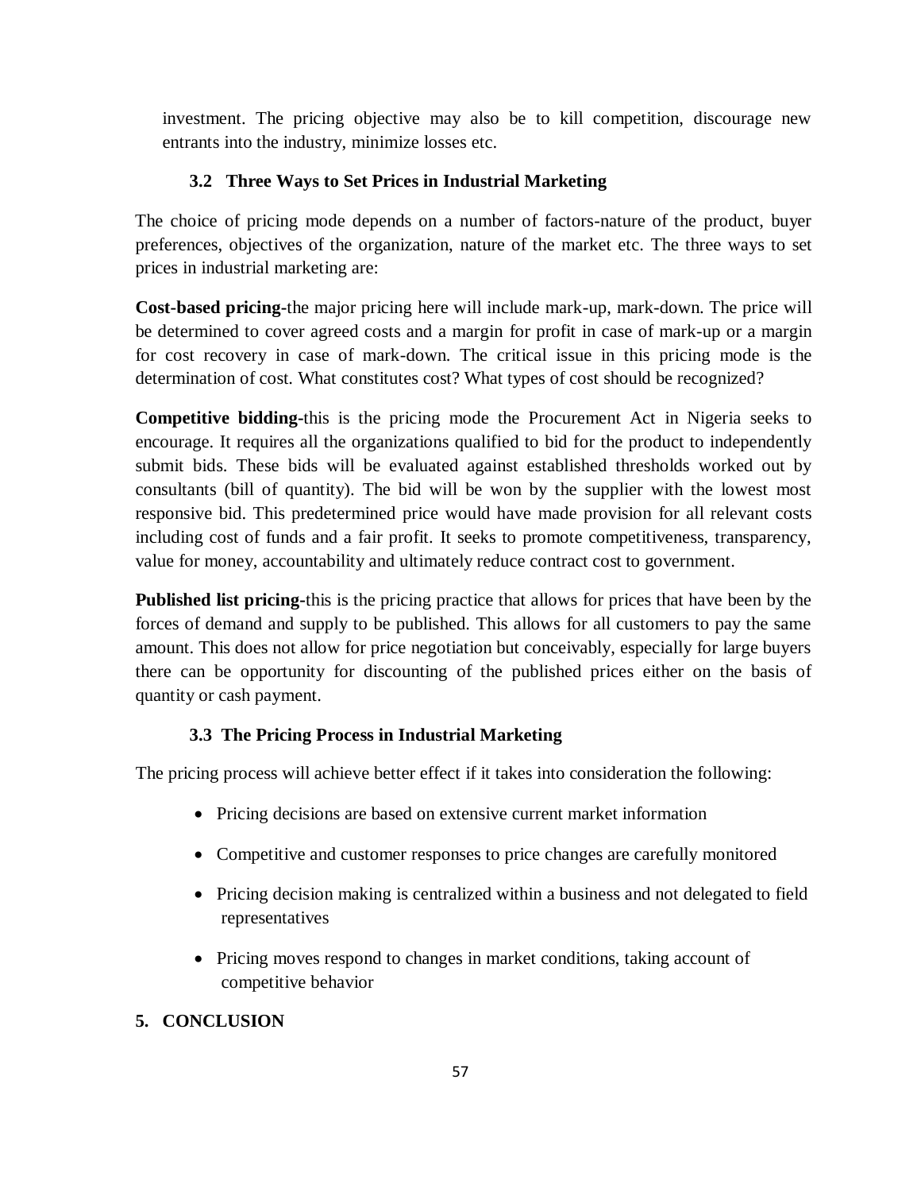investment. The pricing objective may also be to kill competition, discourage new entrants into the industry, minimize losses etc.

### 3.2 Three Ways to Set Prices in Industrial Marketing

The choice of pricing mode depends on a number of factors-nature of the product, buyer preferences, objectives of the organization, nature of the market etc. The three ways to set prices in industrial marketing are:

**Cost-based pricing-**the major pricing here will include mark-up, mark-down. The price will be determined to cover agreed costs and a margin for profit in case of mark-up or a margin for cost recovery in case of mark-down. The critical issue in this pricing mode is the determination of cost. What constitutes cost? What types of cost should be recognized?

**Competitive bidding-**this is the pricing mode the Procurement Act in Nigeria seeks to encourage. It requires all the organizations qualified to bid for the product to independently submit bids. These bids will be evaluated against established thresholds worked out by consultants (bill of quantity). The bid will be won by the supplier with the lowest most responsive bid. This predetermined price would have made provision for all relevant costs including cost of funds and a fair profit. It seeks to promote competitiveness, transparency, value for money, accountability and ultimately reduce contract cost to government.

**Published list pricing-**this is the pricing practice that allows for prices that have been by the forces of demand and supply to be published. This allows for all customers to pay the same amount. This does not allow for price negotiation but conceivably, especially for large buyers there can be opportunity for discounting of the published prices either on the basis of quantity or cash payment.

### 3.3 The Pricing Process in Industrial Marketing

The pricing process will achieve better effect if it takes into consideration the following:

- Pricing decisions are based on extensive current market information
- Competitive and customer responses to price changes are carefully monitored
- Pricing decision making is centralized within a business and not delegated to field representatives
- Pricing moves respond to changes in market conditions, taking account of competitive behavior

## 5. CONCLUSION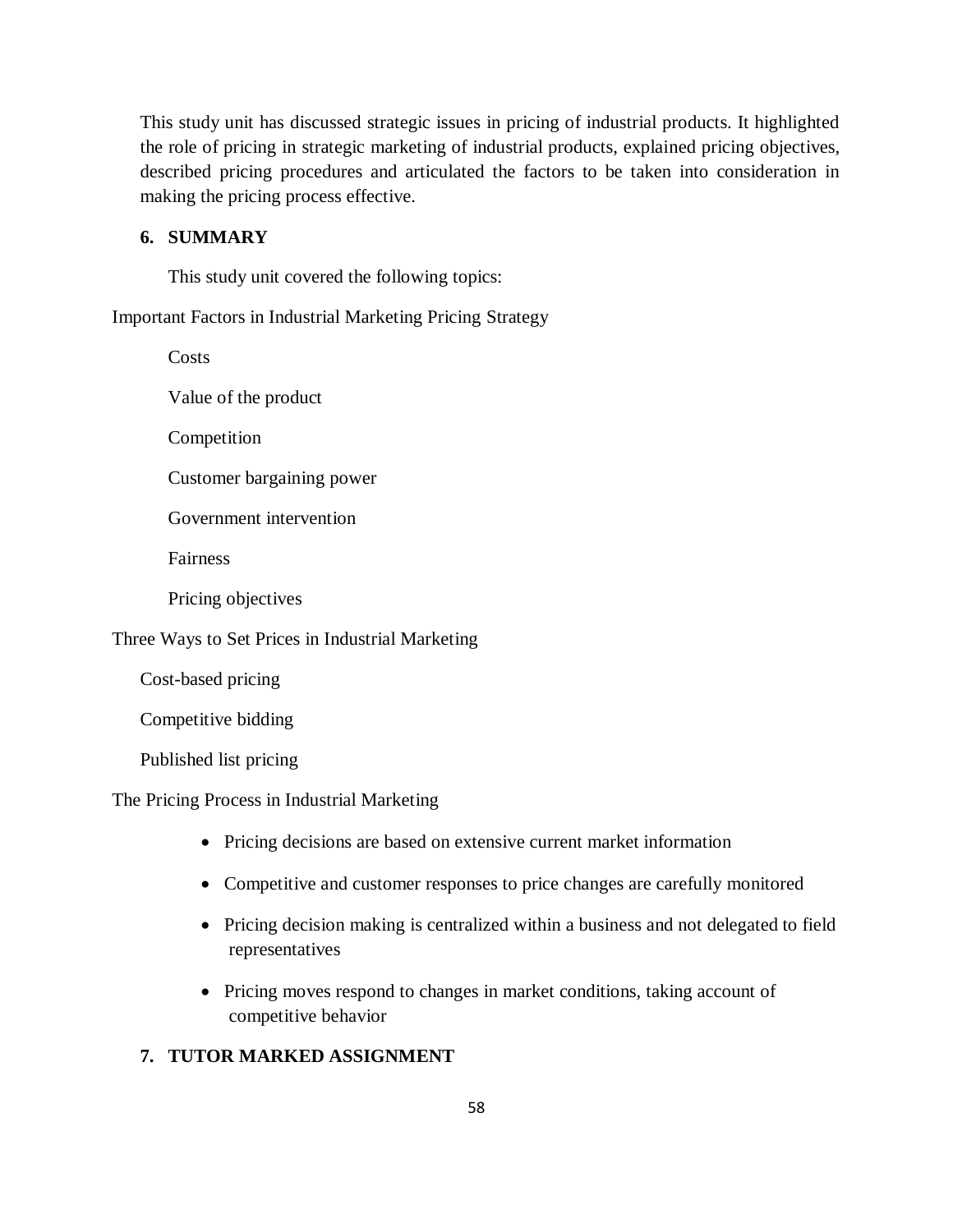This study unit has discussed strategic issues in pricing of industrial products. It highlighted the role of pricing in strategic marketing of industrial products, explained pricing objectives, described pricing procedures and articulated the factors to be taken into consideration in making the pricing process effective.

## 6. SUMMARY

This study unit covered the following topics:

Important Factors in Industrial Marketing Pricing Strategy

Costs

Value of the product

Competition

Customer bargaining power

Government intervention

Fairness

Pricing objectives

Three Ways to Set Prices in Industrial Marketing

Cost-based pricing

Competitive bidding

Published list pricing

The Pricing Process in Industrial Marketing

- Pricing decisions are based on extensive current market information
- Competitive and customer responses to price changes are carefully monitored
- Pricing decision making is centralized within a business and not delegated to field representatives
- Pricing moves respond to changes in market conditions, taking account of competitive behavior

## 7. TUTOR MARKED ASSIGNMENT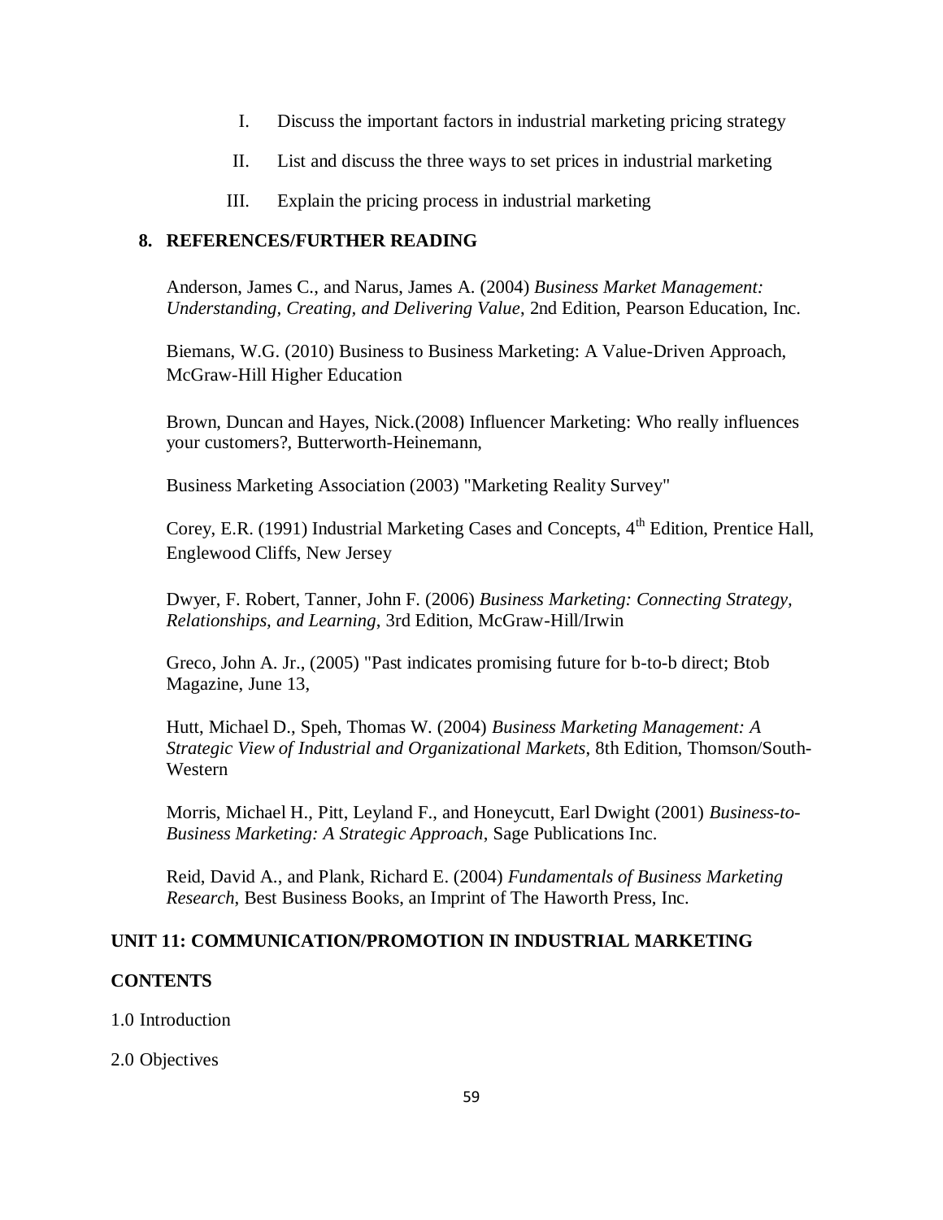I. Discuss the important factors in industrial marketing pricing strategy

II. List and discuss the three ways to set prices in industrial marketing

III. Explain the pricing process in industrial marketing

## 8. REFERENCES/FURTHER READING

Anderson, James C., and Narus, James A. (2004) *Business Market Management: Understanding, Creating, and Delivering Value*, 2nd Edition, Pearson Education, Inc.

Biemans, W.G. (2010) Business to Business Marketing: A Value-Driven Approach, McGraw-Hill Higher Education

Brown, Duncan and Hayes, Nick.(2008) Influencer Marketing: Who really influences your customers?, Butterworth-Heinemann,

Business Marketing Association (2003) "Marketing Reality Survey"

Corey, E.R. (1991) Industrial Marketing Cases and Concepts, 4th Edition, Prentice Hall, Englewood Cliffs, New Jersey

Dwyer, F. Robert, Tanner, John F. (2006) *Business Marketing: Connecting Strategy, Relationships, and Learning*, 3rd Edition, McGraw-Hill/Irwin

Greco, John A. Jr., (2005) "Past indicates promising future for b-to-b direct; Btob Magazine, June 13,

Hutt, Michael D., Speh, Thomas W. (2004) *Business Marketing Management: A Strategic View of Industrial and Organizational Markets*, 8th Edition, Thomson/South-Western

Morris, Michael H., Pitt, Leyland F., and Honeycutt, Earl Dwight (2001) *Business-to-Business Marketing: A Strategic Approach*, Sage Publications Inc.

Reid, David A., and Plank, Richard E. (2004) *Fundamentals of Business Marketing Research*, Best Business Books, an Imprint of The Haworth Press, Inc.

# UNIT 11: COMMUNICATION/PROMOTION IN INDUSTRIAL MARKETING

## CONTENTS

1.0 Introduction

2.0 Objectives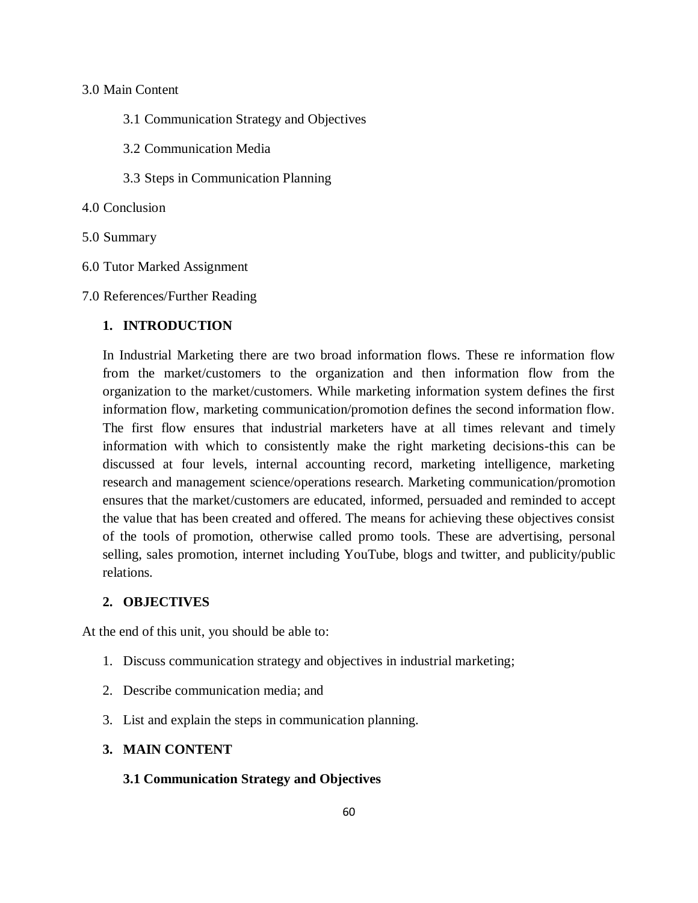3.0 Main Content

- 3.1 Communication Strategy and Objectives
- 3.2 Communication Media
- 3.3 Steps in Communication Planning

4.0 Conclusion

5.0 Summary

6.0 Tutor Marked Assignment

7.0 References/Further Reading

## 1. INTRODUCTION

In Industrial Marketing there are two broad information flows. These re information flow from the market/customers to the organization and then information flow from the organization to the market/customers. While marketing information system defines the first information flow, marketing communication/promotion defines the second information flow. The first flow ensures that industrial marketers have at all times relevant and timely information with which to consistently make the right marketing decisions-this can be discussed at four levels, internal accounting record, marketing intelligence, marketing research and management science/operations research. Marketing communication/promotion ensures that the market/customers are educated, informed, persuaded and reminded to accept the value that has been created and offered. The means for achieving these objectives consist of the tools of promotion, otherwise called promo tools. These are advertising, personal selling, sales promotion, internet including YouTube, blogs and twitter, and publicity/public relations.

## 2. OBJECTIVES

At the end of this unit, you should be able to:

1. Discuss communication strategy and objectives in industrial marketing;
2. Describe communication media; and
3. List and explain the steps in communication planning.

## 3. MAIN CONTENT

### 3.1 Communication Strategy and Objectives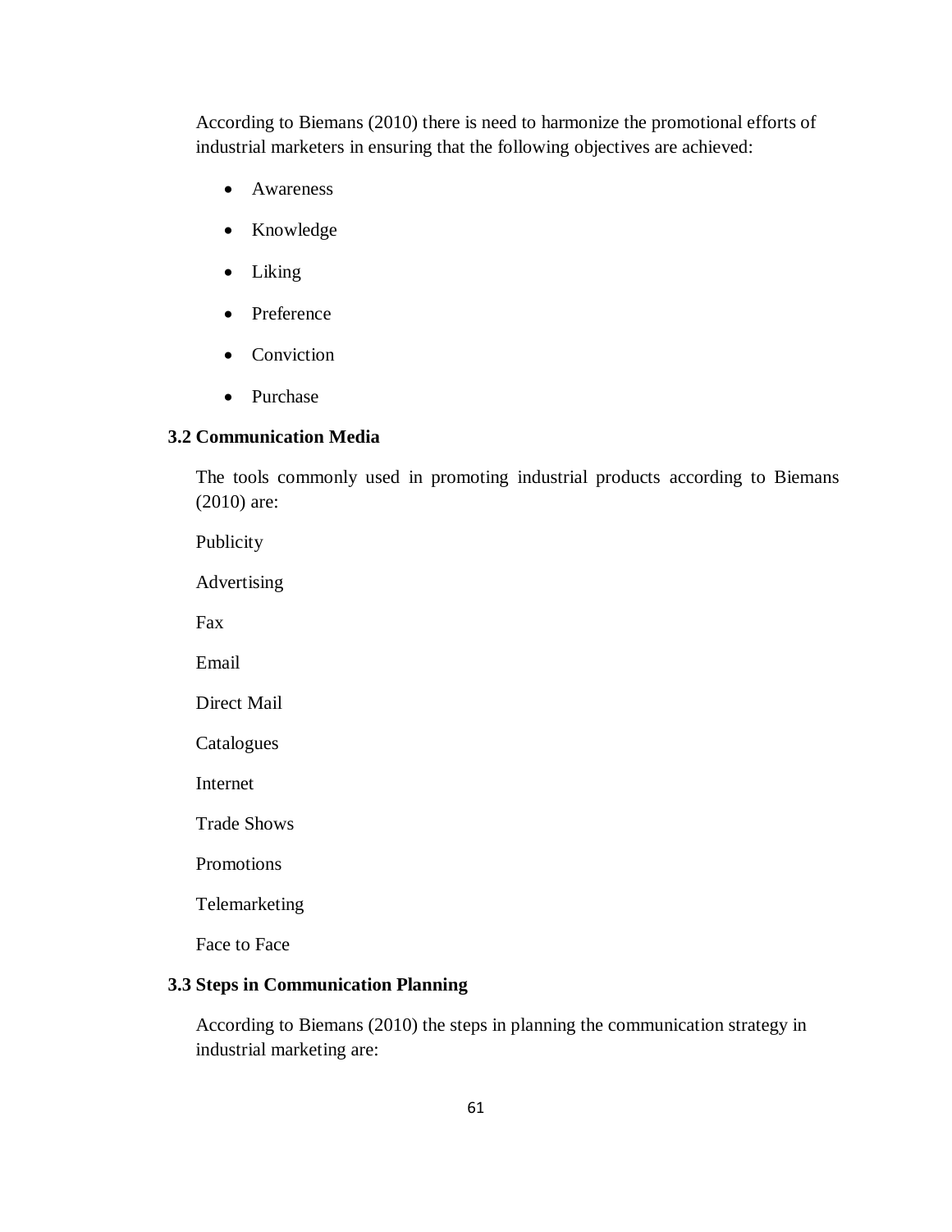According to Biemans (2010) there is need to harmonize the promotional efforts of industrial marketers in ensuring that the following objectives are achieved:

- Awareness
- Knowledge
- Liking
- Preference
- Conviction
- Purchase

### 3.2 Communication Media

The tools commonly used in promoting industrial products according to Biemans (2010) are:

Publicity

Advertising

Fax

Email

Direct Mail

Catalogues

Internet

Trade Shows

Promotions

Telemarketing

Face to Face

### 3.3 Steps in Communication Planning

According to Biemans (2010) the steps in planning the communication strategy in industrial marketing are: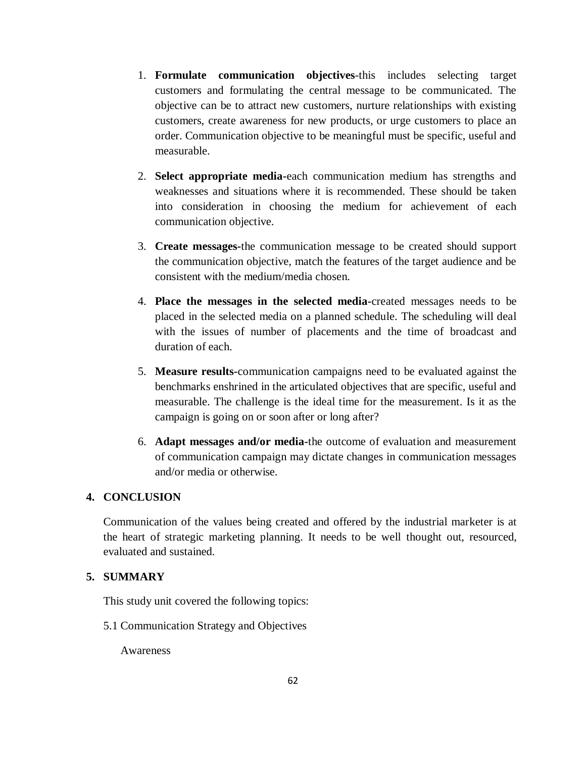1. **Formulate communication objectives-**this includes selecting target customers and formulating the central message to be communicated. The objective can be to attract new customers, nurture relationships with existing customers, create awareness for new products, or urge customers to place an order. Communication objective to be meaningful must be specific, useful and measurable.

2. **Select appropriate media-**each communication medium has strengths and weaknesses and situations where it is recommended. These should be taken into consideration in choosing the medium for achievement of each communication objective.

3. **Create messages-**the communication message to be created should support the communication objective, match the features of the target audience and be consistent with the medium/media chosen.

4. **Place the messages in the selected media-**created messages needs to be placed in the selected media on a planned schedule. The scheduling will deal with the issues of number of placements and the time of broadcast and duration of each.

5. **Measure results-**communication campaigns need to be evaluated against the benchmarks enshrined in the articulated objectives that are specific, useful and measurable. The challenge is the ideal time for the measurement. Is it as the campaign is going on or soon after or long after?

6. **Adapt messages and/or media-**the outcome of evaluation and measurement of communication campaign may dictate changes in communication messages and/or media or otherwise.

## 4. CONCLUSION

Communication of the values being created and offered by the industrial marketer is at the heart of strategic marketing planning. It needs to be well thought out, resourced, evaluated and sustained.

## 5. SUMMARY

This study unit covered the following topics:

5.1 Communication Strategy and Objectives

Awareness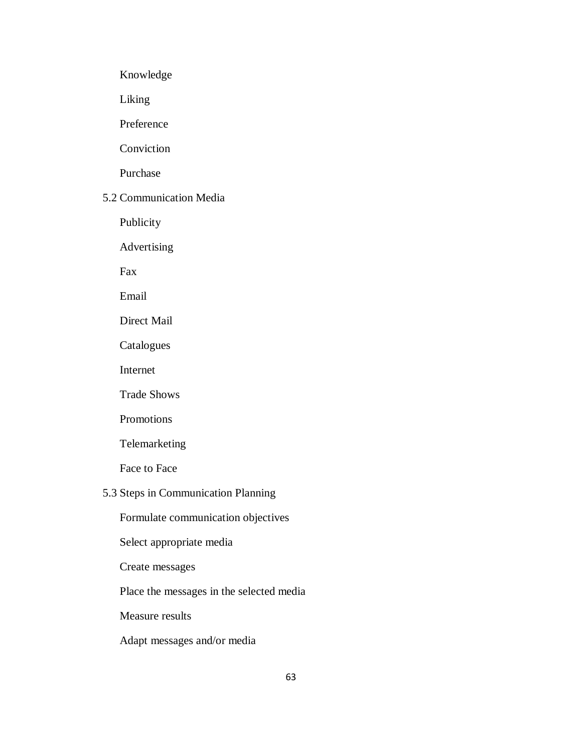Knowledge

Liking

Preference

Conviction

Purchase

5.2 Communication Media

Publicity

Advertising

Fax

Email

Direct Mail

Catalogues

Internet

Trade Shows

Promotions

Telemarketing

Face to Face

5.3 Steps in Communication Planning

Formulate communication objectives

Select appropriate media

Create messages

Place the messages in the selected media

Measure results

Adapt messages and/or media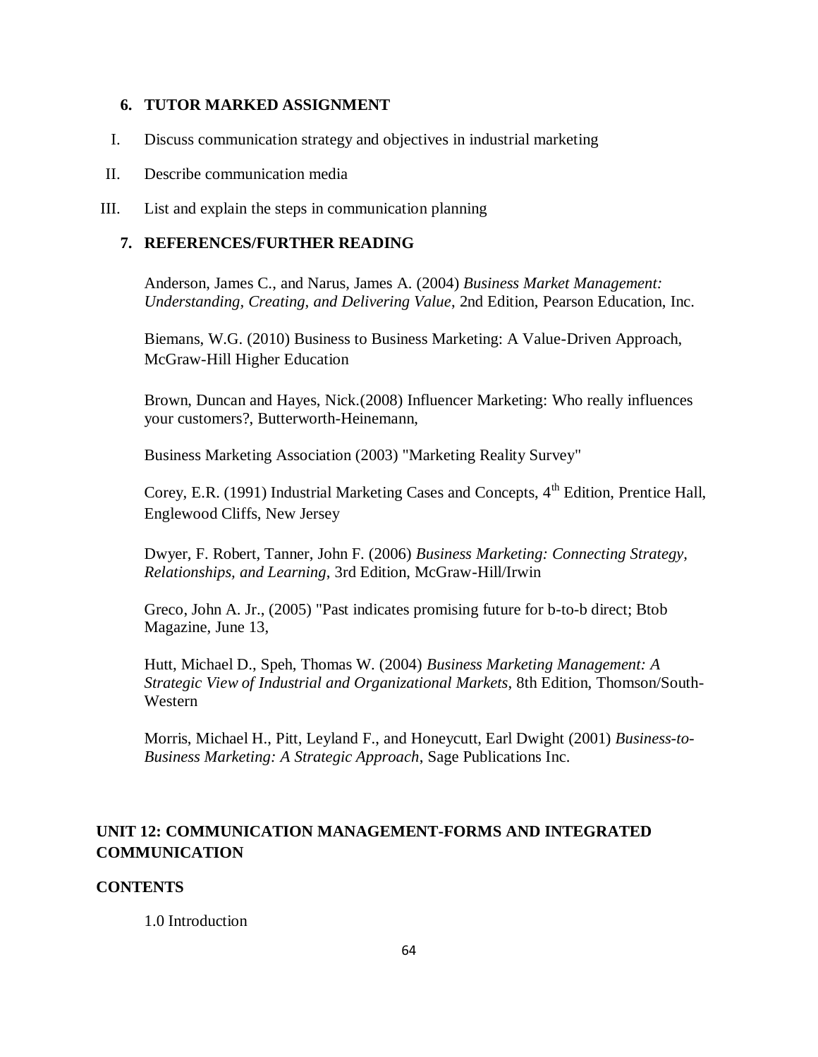## 6. TUTOR MARKED ASSIGNMENT

I. Discuss communication strategy and objectives in industrial marketing

II. Describe communication media

III. List and explain the steps in communication planning

## 7. REFERENCES/FURTHER READING

Anderson, James C., and Narus, James A. (2004) *Business Market Management: Understanding, Creating, and Delivering Value*, 2nd Edition, Pearson Education, Inc.

Biemans, W.G. (2010) Business to Business Marketing: A Value-Driven Approach, McGraw-Hill Higher Education

Brown, Duncan and Hayes, Nick.(2008) Influencer Marketing: Who really influences your customers?, Butterworth-Heinemann,

Business Marketing Association (2003) "Marketing Reality Survey"

Corey, E.R. (1991) Industrial Marketing Cases and Concepts, 4th Edition, Prentice Hall, Englewood Cliffs, New Jersey

Dwyer, F. Robert, Tanner, John F. (2006) *Business Marketing: Connecting Strategy, Relationships, and Learning*, 3rd Edition, McGraw-Hill/Irwin

Greco, John A. Jr., (2005) "Past indicates promising future for b-to-b direct; Btob Magazine, June 13,

Hutt, Michael D., Speh, Thomas W. (2004) *Business Marketing Management: A Strategic View of Industrial and Organizational Markets*, 8th Edition, Thomson/South-Western

Morris, Michael H., Pitt, Leyland F., and Honeycutt, Earl Dwight (2001) *Business-to-Business Marketing: A Strategic Approach*, Sage Publications Inc.

# UNIT 12: COMMUNICATION MANAGEMENT-FORMS AND INTEGRATED COMMUNICATION

## CONTENTS

1.0 Introduction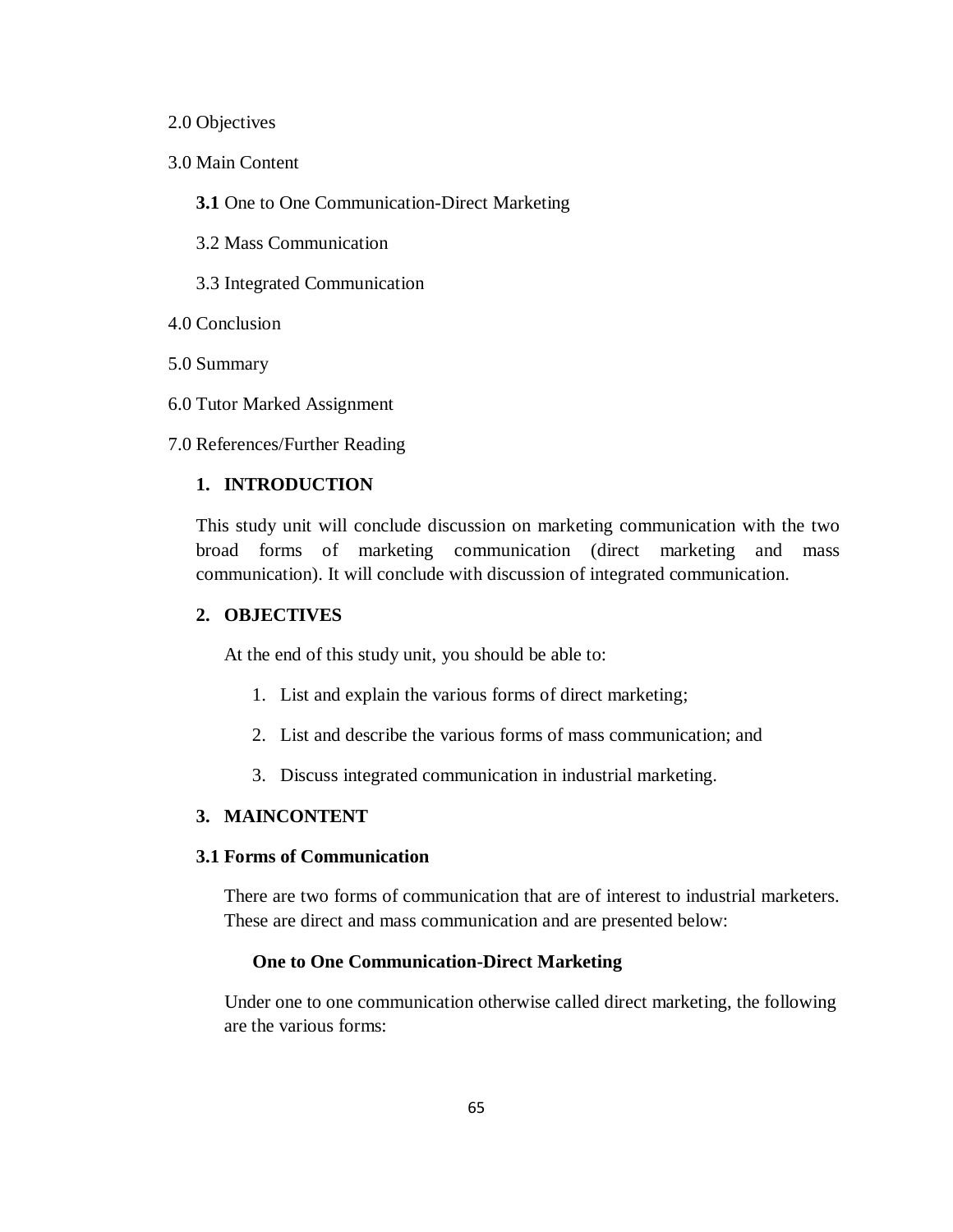2.0 Objectives

3.0 Main Content

**3.1** One to One Communication-Direct Marketing

3.2 Mass Communication

3.3 Integrated Communication

4.0 Conclusion

5.0 Summary

6.0 Tutor Marked Assignment

7.0 References/Further Reading

## 1. INTRODUCTION

This study unit will conclude discussion on marketing communication with the two broad forms of marketing communication (direct marketing and mass communication). It will conclude with discussion of integrated communication.

## 2. OBJECTIVES

At the end of this study unit, you should be able to:

1. List and explain the various forms of direct marketing;
2. List and describe the various forms of mass communication; and
3. Discuss integrated communication in industrial marketing.

## 3. MAINCONTENT

### 3.1 Forms of Communication

There are two forms of communication that are of interest to industrial marketers. These are direct and mass communication and are presented below:

#### One to One Communication-Direct Marketing

Under one to one communication otherwise called direct marketing, the following are the various forms: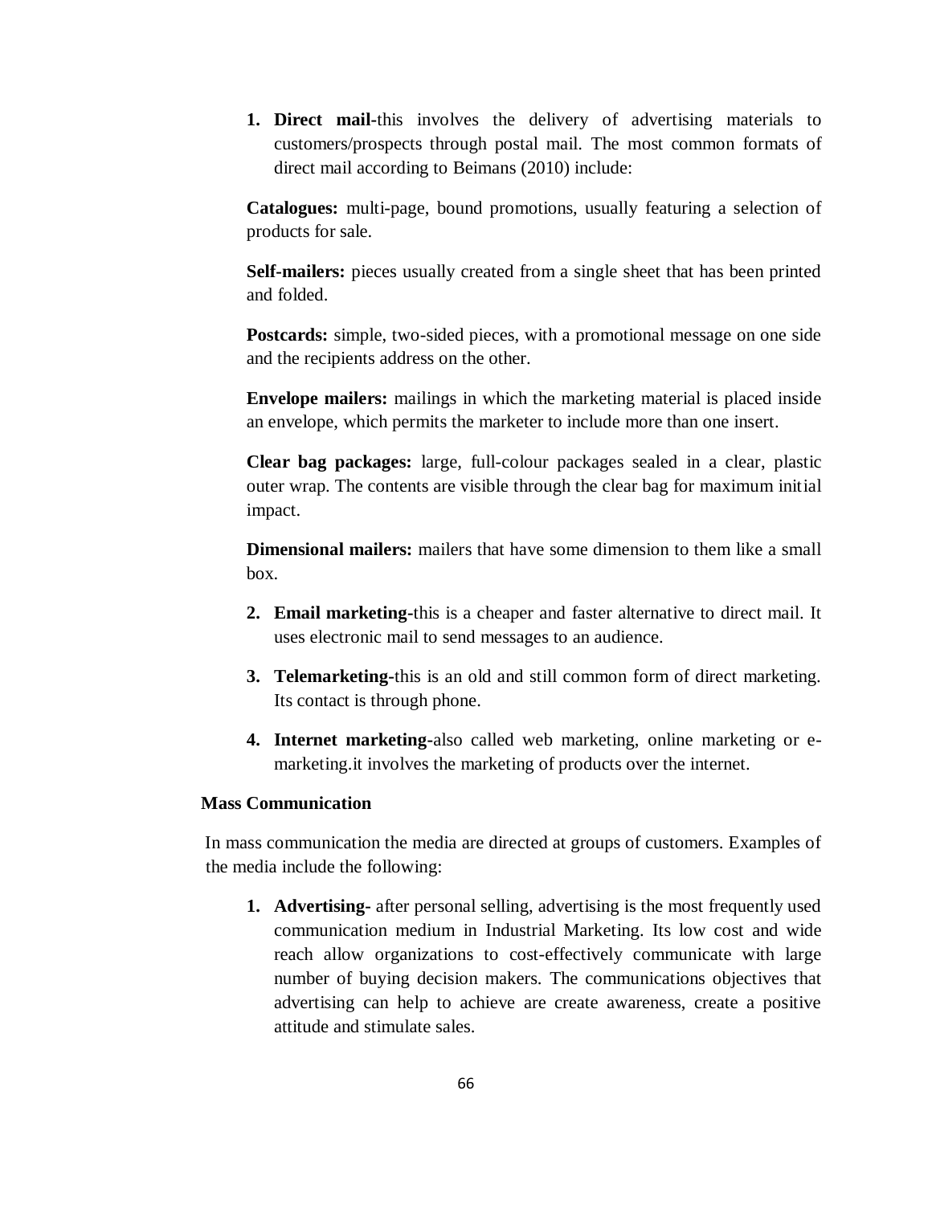1. **Direct mail-**this involves the delivery of advertising materials to customers/prospects through postal mail. The most common formats of direct mail according to Beimans (2010) include:

**Catalogues:** multi-page, bound promotions, usually featuring a selection of products for sale.

**Self-mailers:** pieces usually created from a single sheet that has been printed and folded.

**Postcards:** simple, two-sided pieces, with a promotional message on one side and the recipients address on the other.

**Envelope mailers:** mailings in which the marketing material is placed inside an envelope, which permits the marketer to include more than one insert.

**Clear bag packages:** large, full-colour packages sealed in a clear, plastic outer wrap. The contents are visible through the clear bag for maximum initial impact.

**Dimensional mailers:** mailers that have some dimension to them like a small box.

2. **Email marketing-**this is a cheaper and faster alternative to direct mail. It uses electronic mail to send messages to an audience.

3. **Telemarketing-**this is an old and still common form of direct marketing. Its contact is through phone.

4. **Internet marketing-**also called web marketing, online marketing or e-marketing.it involves the marketing of products over the internet.

**Mass Communication**

In mass communication the media are directed at groups of customers. Examples of the media include the following:

1. **Advertising-** after personal selling, advertising is the most frequently used communication medium in Industrial Marketing. Its low cost and wide reach allow organizations to cost-effectively communicate with large number of buying decision makers. The communications objectives that advertising can help to achieve are create awareness, create a positive attitude and stimulate sales.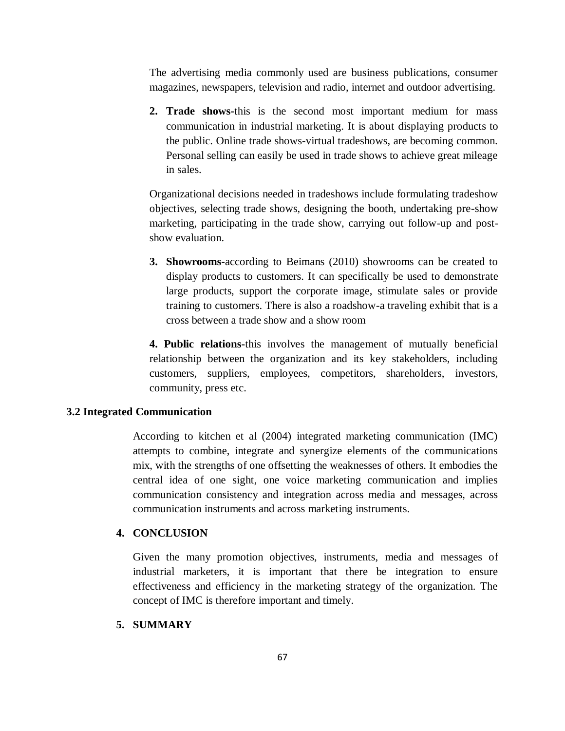The advertising media commonly used are business publications, consumer magazines, newspapers, television and radio, internet and outdoor advertising.

2. **Trade shows-**this is the second most important medium for mass communication in industrial marketing. It is about displaying products to the public. Online trade shows-virtual tradeshows, are becoming common. Personal selling can easily be used in trade shows to achieve great mileage in sales.

Organizational decisions needed in tradeshows include formulating tradeshow objectives, selecting trade shows, designing the booth, undertaking pre-show marketing, participating in the trade show, carrying out follow-up and post-show evaluation.

3. **Showrooms-**according to Beimans (2010) showrooms can be created to display products to customers. It can specifically be used to demonstrate large products, support the corporate image, stimulate sales or provide training to customers. There is also a roadshow-a traveling exhibit that is a cross between a trade show and a show room

**4. Public relations-**this involves the management of mutually beneficial relationship between the organization and its key stakeholders, including customers, suppliers, employees, competitors, shareholders, investors, community, press etc.

### 3.2 Integrated Communication

According to kitchen et al (2004) integrated marketing communication (IMC) attempts to combine, integrate and synergize elements of the communications mix, with the strengths of one offsetting the weaknesses of others. It embodies the central idea of one sight, one voice marketing communication and implies communication consistency and integration across media and messages, across communication instruments and across marketing instruments.

## 4. CONCLUSION

Given the many promotion objectives, instruments, media and messages of industrial marketers, it is important that there be integration to ensure effectiveness and efficiency in the marketing strategy of the organization. The concept of IMC is therefore important and timely.

## 5. SUMMARY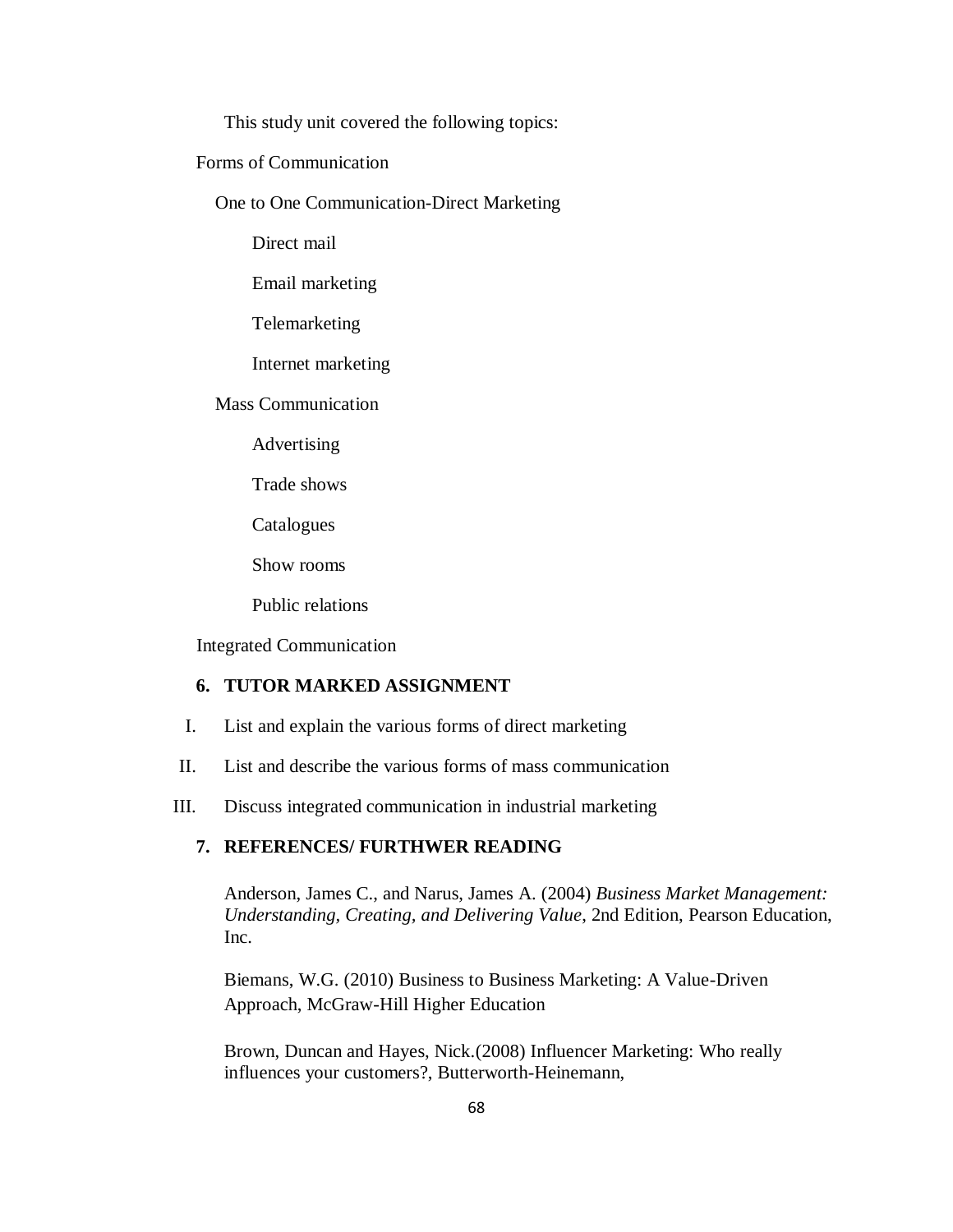This study unit covered the following topics:

- Forms of Communication
  - One to One Communication-Direct Marketing
    - Direct mail
    - Email marketing
    - Telemarketing
    - Internet marketing
  - Mass Communication
    - Advertising
    - Trade shows
    - Catalogues
    - Show rooms
    - Public relations
- Integrated Communication

## 6. TUTOR MARKED ASSIGNMENT

I. List and explain the various forms of direct marketing

II. List and describe the various forms of mass communication

III. Discuss integrated communication in industrial marketing

## 7. REFERENCES/ FURTHWER READING

Anderson, James C., and Narus, James A. (2004) *Business Market Management: Understanding, Creating, and Delivering Value*, 2nd Edition, Pearson Education, Inc.

Biemans, W.G. (2010) Business to Business Marketing: A Value-Driven Approach, McGraw-Hill Higher Education

Brown, Duncan and Hayes, Nick.(2008) Influencer Marketing: Who really influences your customers?, Butterworth-Heinemann,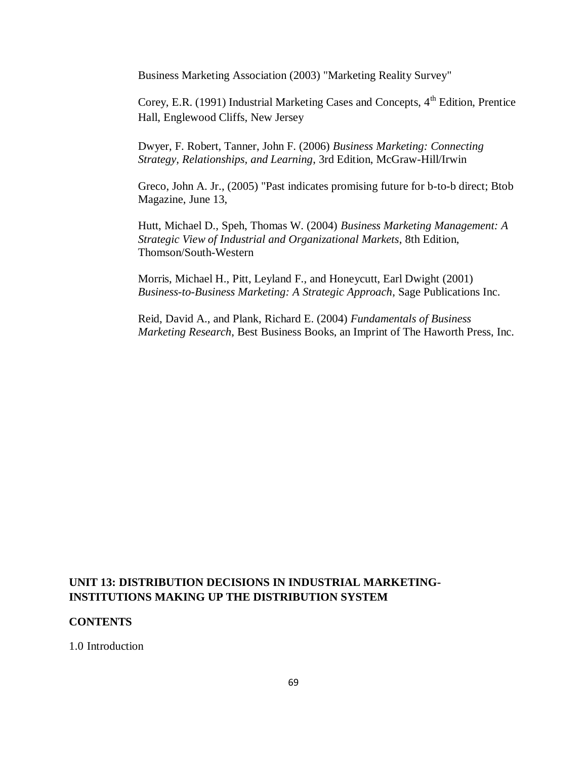Business Marketing Association (2003) "Marketing Reality Survey"

Corey, E.R. (1991) Industrial Marketing Cases and Concepts, 4th Edition, Prentice Hall, Englewood Cliffs, New Jersey

Dwyer, F. Robert, Tanner, John F. (2006) *Business Marketing: Connecting Strategy, Relationships, and Learning*, 3rd Edition, McGraw-Hill/Irwin

Greco, John A. Jr., (2005) "Past indicates promising future for b-to-b direct; Btob Magazine, June 13,

Hutt, Michael D., Speh, Thomas W. (2004) *Business Marketing Management: A Strategic View of Industrial and Organizational Markets*, 8th Edition, Thomson/South-Western

Morris, Michael H., Pitt, Leyland F., and Honeycutt, Earl Dwight (2001) *Business-to-Business Marketing: A Strategic Approach*, Sage Publications Inc.

Reid, David A., and Plank, Richard E. (2004) *Fundamentals of Business Marketing Research*, Best Business Books, an Imprint of The Haworth Press, Inc.

## UNIT 13: DISTRIBUTION DECISIONS IN INDUSTRIAL MARKETING-INSTITUTIONS MAKING UP THE DISTRIBUTION SYSTEM

**CONTENTS**

1.0 Introduction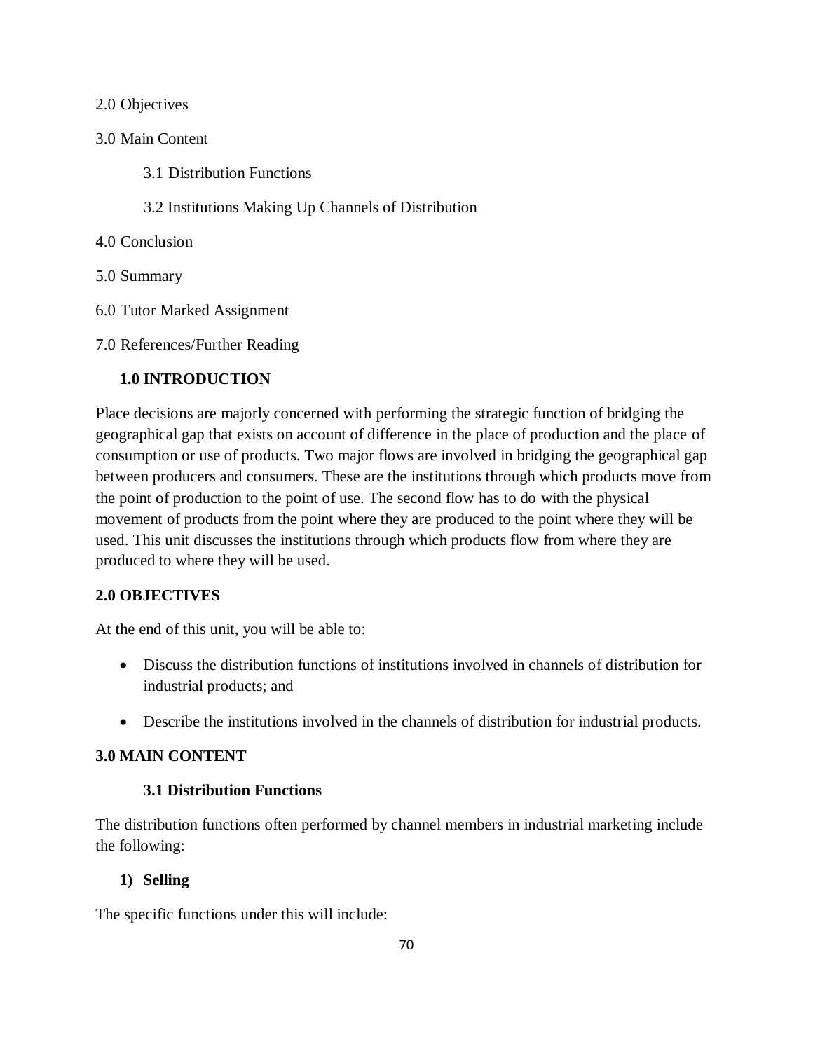2.0 Objectives

3.0 Main Content

3.1 Distribution Functions

3.2 Institutions Making Up Channels of Distribution

4.0 Conclusion

5.0 Summary

6.0 Tutor Marked Assignment

7.0 References/Further Reading

## 1.0 INTRODUCTION

Place decisions are majorly concerned with performing the strategic function of bridging the geographical gap that exists on account of difference in the place of production and the place of consumption or use of products. Two major flows are involved in bridging the geographical gap between producers and consumers. These are the institutions through which products move from the point of production to the point of use. The second flow has to do with the physical movement of products from the point where they are produced to the point where they will be used. This unit discusses the institutions through which products flow from where they are produced to where they will be used.

## 2.0 OBJECTIVES

At the end of this unit, you will be able to:

- Discuss the distribution functions of institutions involved in channels of distribution for industrial products; and
- Describe the institutions involved in the channels of distribution for industrial products.

## 3.0 MAIN CONTENT

### 3.1 Distribution Functions

The distribution functions often performed by channel members in industrial marketing include the following:

**1) Selling**

The specific functions under this will include: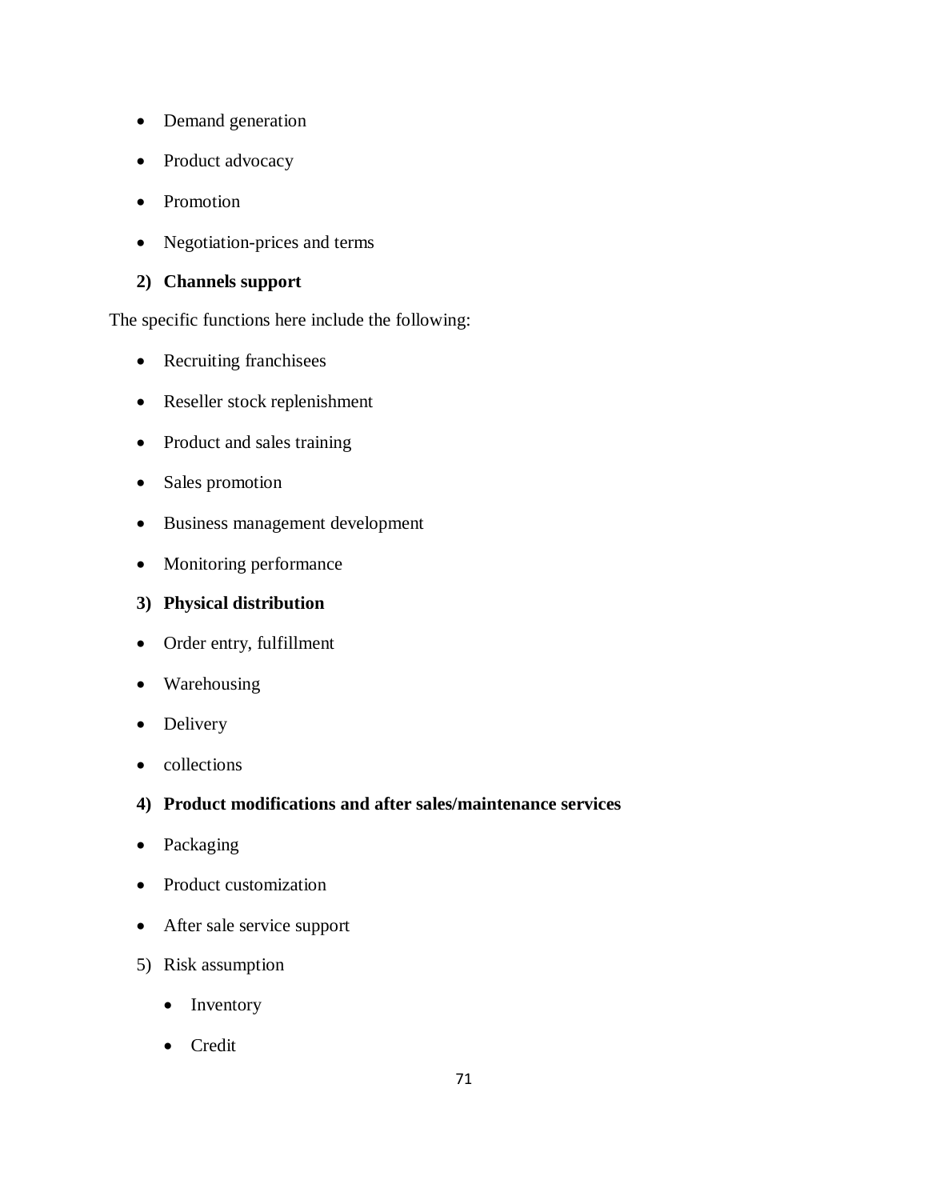- Demand generation
- Product advocacy
- Promotion
- Negotiation-prices and terms

**2) Channels support**

The specific functions here include the following:

- Recruiting franchisees
- Reseller stock replenishment
- Product and sales training
- Sales promotion
- Business management development
- Monitoring performance

**3) Physical distribution**

- Order entry, fulfillment
- Warehousing
- Delivery
- collections

**4) Product modifications and after sales/maintenance services**

- Packaging
- Product customization
- After sale service support

5) Risk assumption

  - Inventory
  - Credit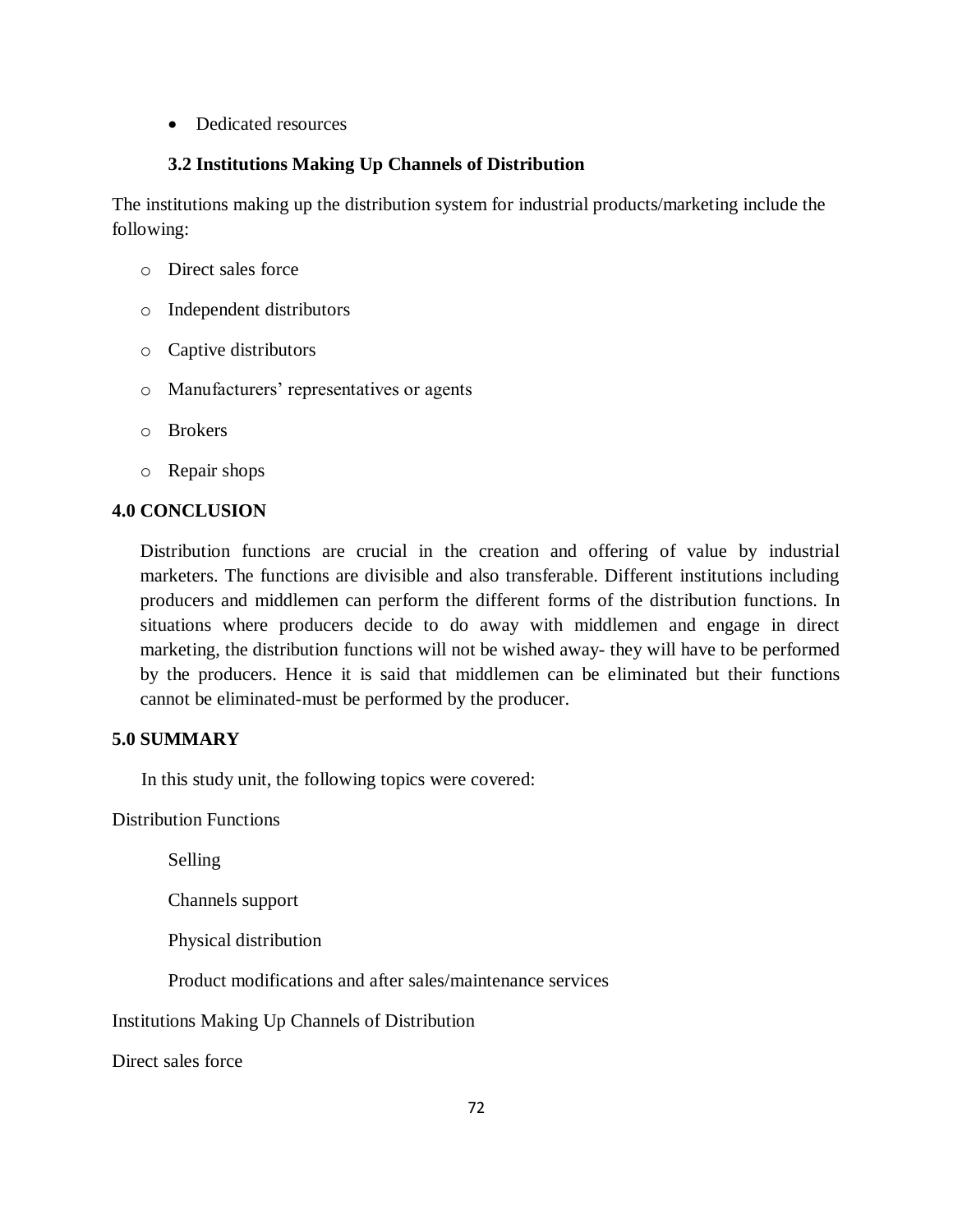- Dedicated resources

### 3.2 Institutions Making Up Channels of Distribution

The institutions making up the distribution system for industrial products/marketing include the following:

- Direct sales force
- Independent distributors
- Captive distributors
- Manufacturers' representatives or agents
- Brokers
- Repair shops

## 4.0 CONCLUSION

Distribution functions are crucial in the creation and offering of value by industrial marketers. The functions are divisible and also transferable. Different institutions including producers and middlemen can perform the different forms of the distribution functions. In situations where producers decide to do away with middlemen and engage in direct marketing, the distribution functions will not be wished away- they will have to be performed by the producers. Hence it is said that middlemen can be eliminated but their functions cannot be eliminated-must be performed by the producer.

## 5.0 SUMMARY

In this study unit, the following topics were covered:

Distribution Functions

Selling

Channels support

Physical distribution

Product modifications and after sales/maintenance services

Institutions Making Up Channels of Distribution

Direct sales force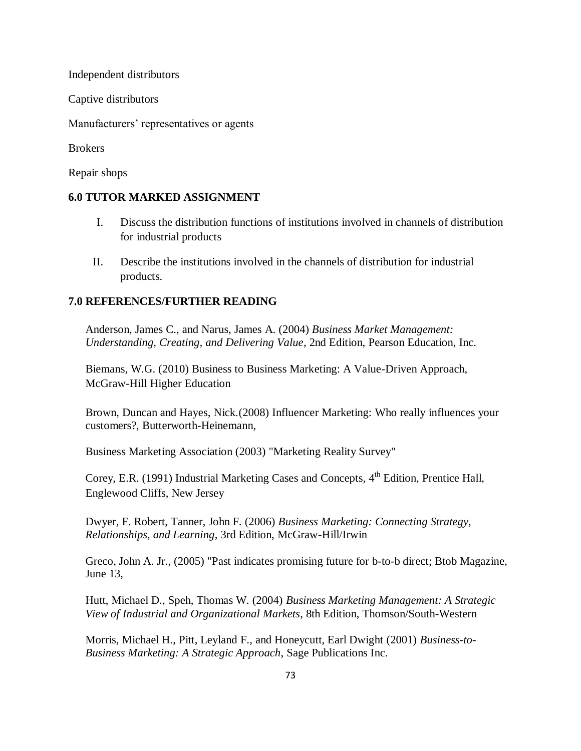Independent distributors

Captive distributors

Manufacturers' representatives or agents

Brokers

Repair shops

## 6.0 TUTOR MARKED ASSIGNMENT

I. Discuss the distribution functions of institutions involved in channels of distribution for industrial products

II. Describe the institutions involved in the channels of distribution for industrial products.

## 7.0 REFERENCES/FURTHER READING

Anderson, James C., and Narus, James A. (2004) *Business Market Management: Understanding, Creating, and Delivering Value*, 2nd Edition, Pearson Education, Inc.

Biemans, W.G. (2010) Business to Business Marketing: A Value-Driven Approach, McGraw-Hill Higher Education

Brown, Duncan and Hayes, Nick.(2008) Influencer Marketing: Who really influences your customers?, Butterworth-Heinemann,

Business Marketing Association (2003) "Marketing Reality Survey"

Corey, E.R. (1991) Industrial Marketing Cases and Concepts, 4th Edition, Prentice Hall, Englewood Cliffs, New Jersey

Dwyer, F. Robert, Tanner, John F. (2006) *Business Marketing: Connecting Strategy, Relationships, and Learning*, 3rd Edition, McGraw-Hill/Irwin

Greco, John A. Jr., (2005) "Past indicates promising future for b-to-b direct; Btob Magazine, June 13,

Hutt, Michael D., Speh, Thomas W. (2004) *Business Marketing Management: A Strategic View of Industrial and Organizational Markets*, 8th Edition, Thomson/South-Western

Morris, Michael H., Pitt, Leyland F., and Honeycutt, Earl Dwight (2001) *Business-to-Business Marketing: A Strategic Approach*, Sage Publications Inc.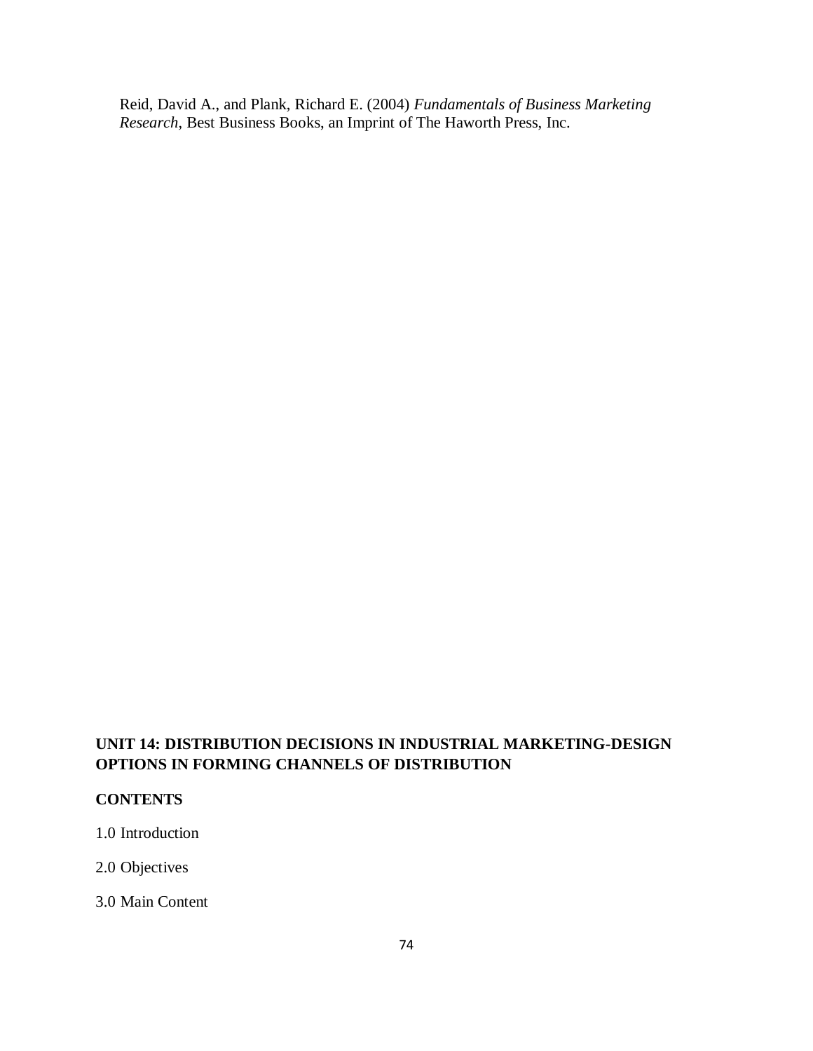Reid, David A., and Plank, Richard E. (2004) *Fundamentals of Business Marketing Research*, Best Business Books, an Imprint of The Haworth Press, Inc.

## UNIT 14: DISTRIBUTION DECISIONS IN INDUSTRIAL MARKETING-DESIGN OPTIONS IN FORMING CHANNELS OF DISTRIBUTION

**CONTENTS**

1.0 Introduction

2.0 Objectives

3.0 Main Content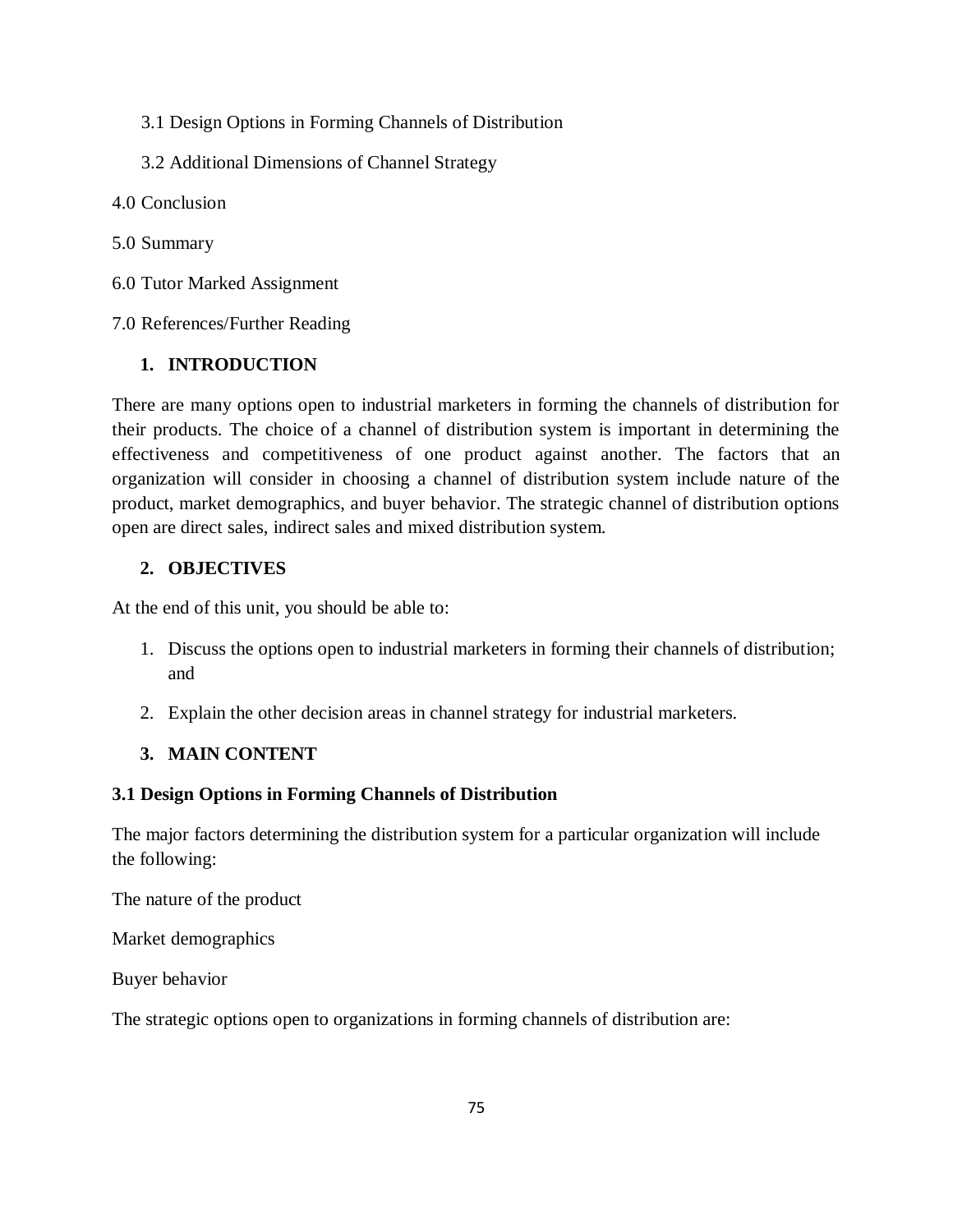3.1 Design Options in Forming Channels of Distribution

3.2 Additional Dimensions of Channel Strategy

4.0 Conclusion

5.0 Summary

6.0 Tutor Marked Assignment

7.0 References/Further Reading

## 1. INTRODUCTION

There are many options open to industrial marketers in forming the channels of distribution for their products. The choice of a channel of distribution system is important in determining the effectiveness and competitiveness of one product against another. The factors that an organization will consider in choosing a channel of distribution system include nature of the product, market demographics, and buyer behavior. The strategic channel of distribution options open are direct sales, indirect sales and mixed distribution system.

## 2. OBJECTIVES

At the end of this unit, you should be able to:

1. Discuss the options open to industrial marketers in forming their channels of distribution; and
2. Explain the other decision areas in channel strategy for industrial marketers.

## 3. MAIN CONTENT

### 3.1 Design Options in Forming Channels of Distribution

The major factors determining the distribution system for a particular organization will include the following:

The nature of the product

Market demographics

Buyer behavior

The strategic options open to organizations in forming channels of distribution are: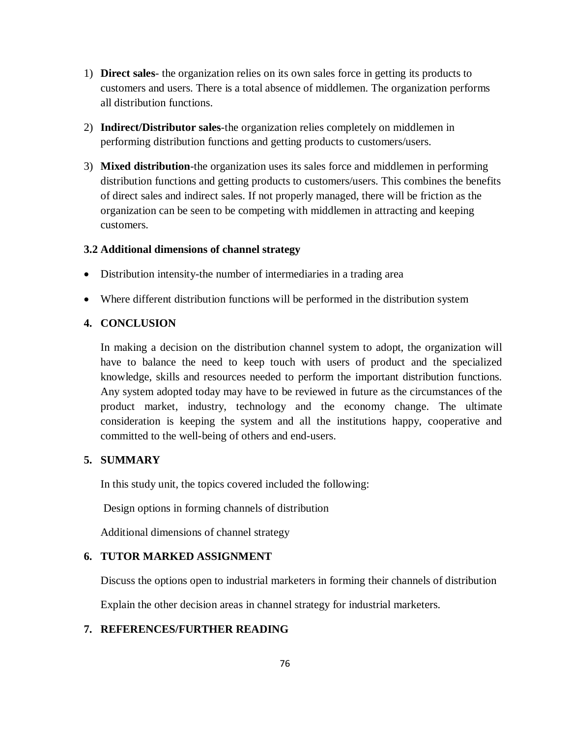1) **Direct sales**- the organization relies on its own sales force in getting its products to customers and users. There is a total absence of middlemen. The organization performs all distribution functions.

2) **Indirect/Distributor sales**-the organization relies completely on middlemen in performing distribution functions and getting products to customers/users.

3) **Mixed distribution**-the organization uses its sales force and middlemen in performing distribution functions and getting products to customers/users. This combines the benefits of direct sales and indirect sales. If not properly managed, there will be friction as the organization can be seen to be competing with middlemen in attracting and keeping customers.

### 3.2 Additional dimensions of channel strategy

- Distribution intensity-the number of intermediaries in a trading area
- Where different distribution functions will be performed in the distribution system

## 4. CONCLUSION

In making a decision on the distribution channel system to adopt, the organization will have to balance the need to keep touch with users of product and the specialized knowledge, skills and resources needed to perform the important distribution functions. Any system adopted today may have to be reviewed in future as the circumstances of the product market, industry, technology and the economy change. The ultimate consideration is keeping the system and all the institutions happy, cooperative and committed to the well-being of others and end-users.

## 5. SUMMARY

In this study unit, the topics covered included the following:

Design options in forming channels of distribution

Additional dimensions of channel strategy

## 6. TUTOR MARKED ASSIGNMENT

Discuss the options open to industrial marketers in forming their channels of distribution

Explain the other decision areas in channel strategy for industrial marketers.

## 7. REFERENCES/FURTHER READING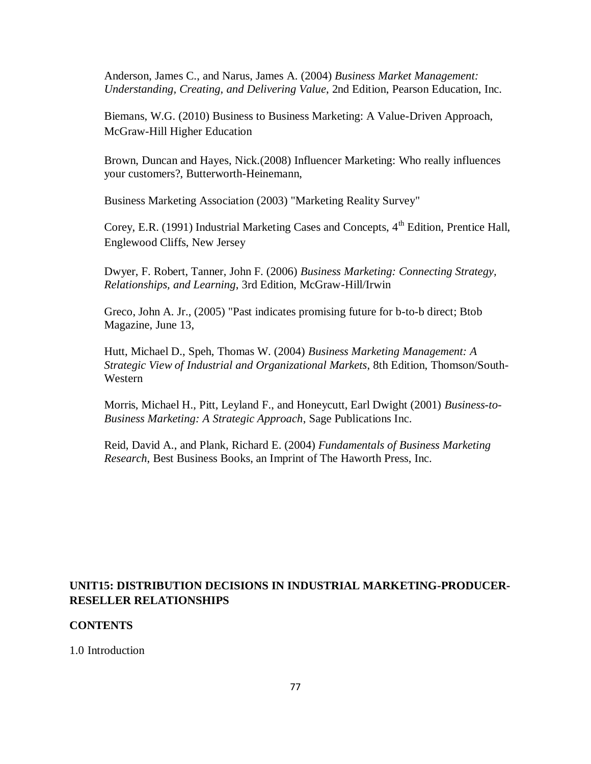Anderson, James C., and Narus, James A. (2004) *Business Market Management: Understanding, Creating, and Delivering Value*, 2nd Edition, Pearson Education, Inc.

Biemans, W.G. (2010) Business to Business Marketing: A Value-Driven Approach, McGraw-Hill Higher Education

Brown, Duncan and Hayes, Nick.(2008) Influencer Marketing: Who really influences your customers?, Butterworth-Heinemann,

Business Marketing Association (2003) "Marketing Reality Survey"

Corey, E.R. (1991) Industrial Marketing Cases and Concepts, 4th Edition, Prentice Hall, Englewood Cliffs, New Jersey

Dwyer, F. Robert, Tanner, John F. (2006) *Business Marketing: Connecting Strategy, Relationships, and Learning*, 3rd Edition, McGraw-Hill/Irwin

Greco, John A. Jr., (2005) "Past indicates promising future for b-to-b direct; Btob Magazine, June 13,

Hutt, Michael D., Speh, Thomas W. (2004) *Business Marketing Management: A Strategic View of Industrial and Organizational Markets*, 8th Edition, Thomson/South-Western

Morris, Michael H., Pitt, Leyland F., and Honeycutt, Earl Dwight (2001) *Business-to-Business Marketing: A Strategic Approach*, Sage Publications Inc.

Reid, David A., and Plank, Richard E. (2004) *Fundamentals of Business Marketing Research*, Best Business Books, an Imprint of The Haworth Press, Inc.

## UNIT15: DISTRIBUTION DECISIONS IN INDUSTRIAL MARKETING-PRODUCER-RESELLER RELATIONSHIPS

**CONTENTS**

1.0 Introduction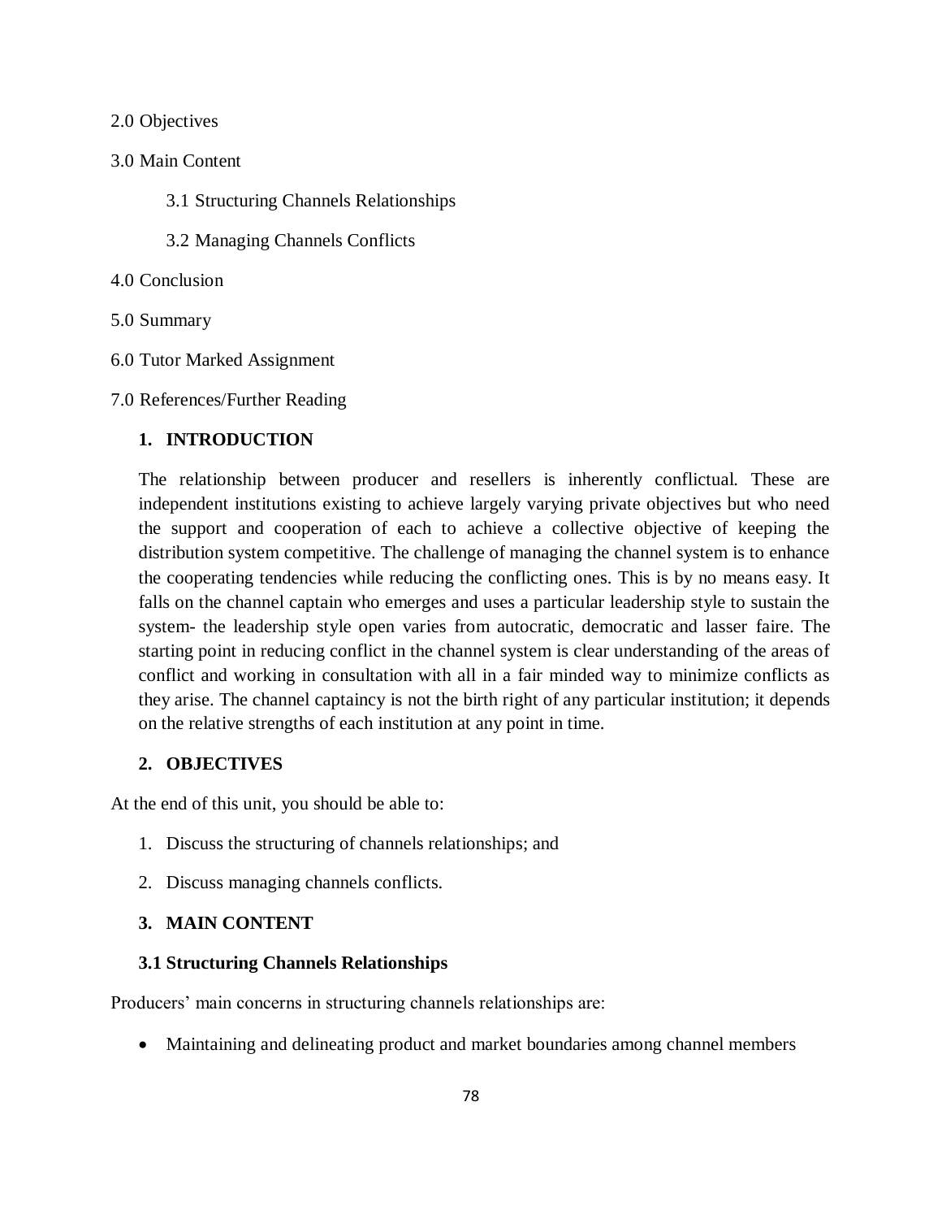2.0 Objectives

3.0 Main Content

3.1 Structuring Channels Relationships

3.2 Managing Channels Conflicts

4.0 Conclusion

5.0 Summary

6.0 Tutor Marked Assignment

7.0 References/Further Reading

## 1. INTRODUCTION

The relationship between producer and resellers is inherently conflictual. These are independent institutions existing to achieve largely varying private objectives but who need the support and cooperation of each to achieve a collective objective of keeping the distribution system competitive. The challenge of managing the channel system is to enhance the cooperating tendencies while reducing the conflicting ones. This is by no means easy. It falls on the channel captain who emerges and uses a particular leadership style to sustain the system- the leadership style open varies from autocratic, democratic and lasser faire. The starting point in reducing conflict in the channel system is clear understanding of the areas of conflict and working in consultation with all in a fair minded way to minimize conflicts as they arise. The channel captaincy is not the birth right of any particular institution; it depends on the relative strengths of each institution at any point in time.

## 2. OBJECTIVES

At the end of this unit, you should be able to:

1. Discuss the structuring of channels relationships; and
2. Discuss managing channels conflicts.

## 3. MAIN CONTENT

### 3.1 Structuring Channels Relationships

Producers' main concerns in structuring channels relationships are:

- Maintaining and delineating product and market boundaries among channel members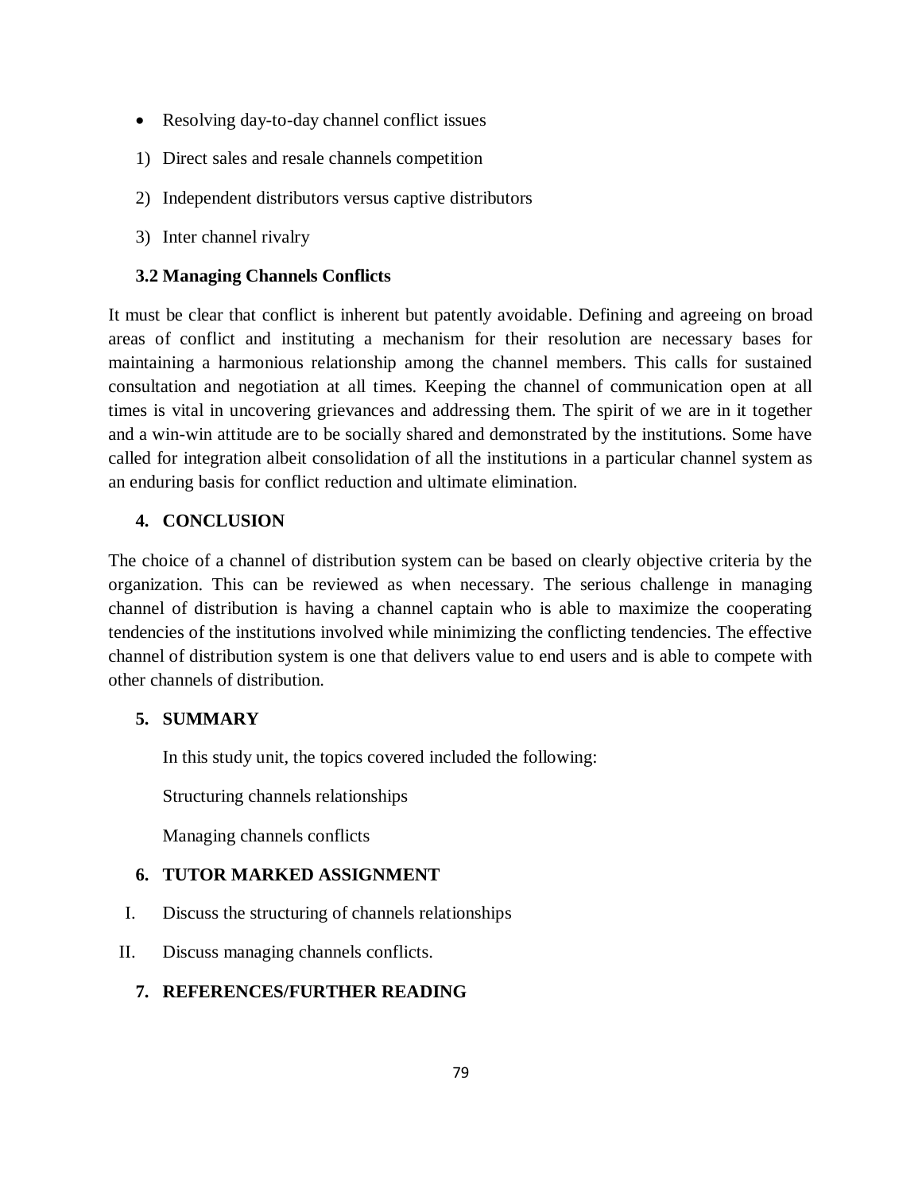- Resolving day-to-day channel conflict issues

1) Direct sales and resale channels competition
2) Independent distributors versus captive distributors
3) Inter channel rivalry

### 3.2 Managing Channels Conflicts

It must be clear that conflict is inherent but patently avoidable. Defining and agreeing on broad areas of conflict and instituting a mechanism for their resolution are necessary bases for maintaining a harmonious relationship among the channel members. This calls for sustained consultation and negotiation at all times. Keeping the channel of communication open at all times is vital in uncovering grievances and addressing them. The spirit of we are in it together and a win-win attitude are to be socially shared and demonstrated by the institutions. Some have called for integration albeit consolidation of all the institutions in a particular channel system as an enduring basis for conflict reduction and ultimate elimination.

## 4. CONCLUSION

The choice of a channel of distribution system can be based on clearly objective criteria by the organization. This can be reviewed as when necessary. The serious challenge in managing channel of distribution is having a channel captain who is able to maximize the cooperating tendencies of the institutions involved while minimizing the conflicting tendencies. The effective channel of distribution system is one that delivers value to end users and is able to compete with other channels of distribution.

## 5. SUMMARY

In this study unit, the topics covered included the following:

Structuring channels relationships

Managing channels conflicts

## 6. TUTOR MARKED ASSIGNMENT

I. Discuss the structuring of channels relationships

II. Discuss managing channels conflicts.

## 7. REFERENCES/FURTHER READING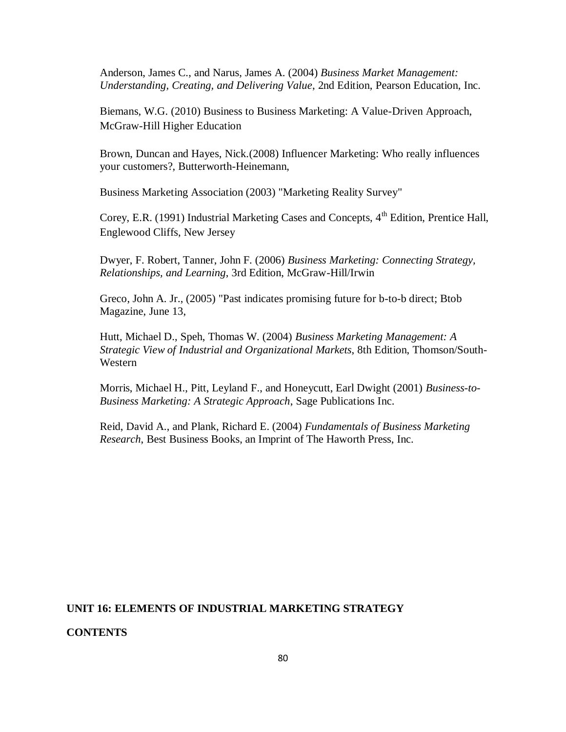Anderson, James C., and Narus, James A. (2004) *Business Market Management: Understanding, Creating, and Delivering Value*, 2nd Edition, Pearson Education, Inc.

Biemans, W.G. (2010) Business to Business Marketing: A Value-Driven Approach, McGraw-Hill Higher Education

Brown, Duncan and Hayes, Nick.(2008) Influencer Marketing: Who really influences your customers?, Butterworth-Heinemann,

Business Marketing Association (2003) "Marketing Reality Survey"

Corey, E.R. (1991) Industrial Marketing Cases and Concepts, 4th Edition, Prentice Hall, Englewood Cliffs, New Jersey

Dwyer, F. Robert, Tanner, John F. (2006) *Business Marketing: Connecting Strategy, Relationships, and Learning*, 3rd Edition, McGraw-Hill/Irwin

Greco, John A. Jr., (2005) "Past indicates promising future for b-to-b direct; Btob Magazine, June 13,

Hutt, Michael D., Speh, Thomas W. (2004) *Business Marketing Management: A Strategic View of Industrial and Organizational Markets*, 8th Edition, Thomson/South-Western

Morris, Michael H., Pitt, Leyland F., and Honeycutt, Earl Dwight (2001) *Business-to-Business Marketing: A Strategic Approach*, Sage Publications Inc.

Reid, David A., and Plank, Richard E. (2004) *Fundamentals of Business Marketing Research*, Best Business Books, an Imprint of The Haworth Press, Inc.

## UNIT 16: ELEMENTS OF INDUSTRIAL MARKETING STRATEGY

**CONTENTS**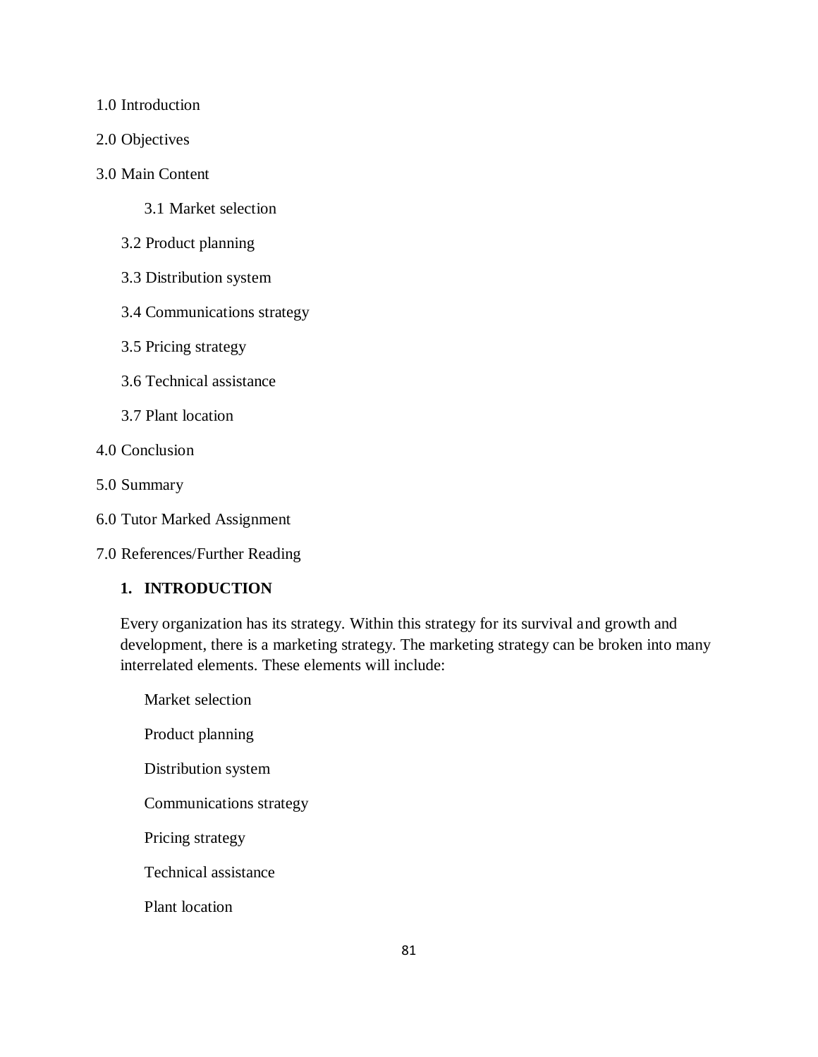1.0 Introduction

2.0 Objectives

3.0 Main Content

3.1 Market selection

3.2 Product planning

3.3 Distribution system

3.4 Communications strategy

3.5 Pricing strategy

3.6 Technical assistance

3.7 Plant location

4.0 Conclusion

5.0 Summary

6.0 Tutor Marked Assignment

7.0 References/Further Reading

**1. INTRODUCTION**

Every organization has its strategy. Within this strategy for its survival and growth and development, there is a marketing strategy. The marketing strategy can be broken into many interrelated elements. These elements will include:

Market selection

Product planning

Distribution system

Communications strategy

Pricing strategy

Technical assistance

Plant location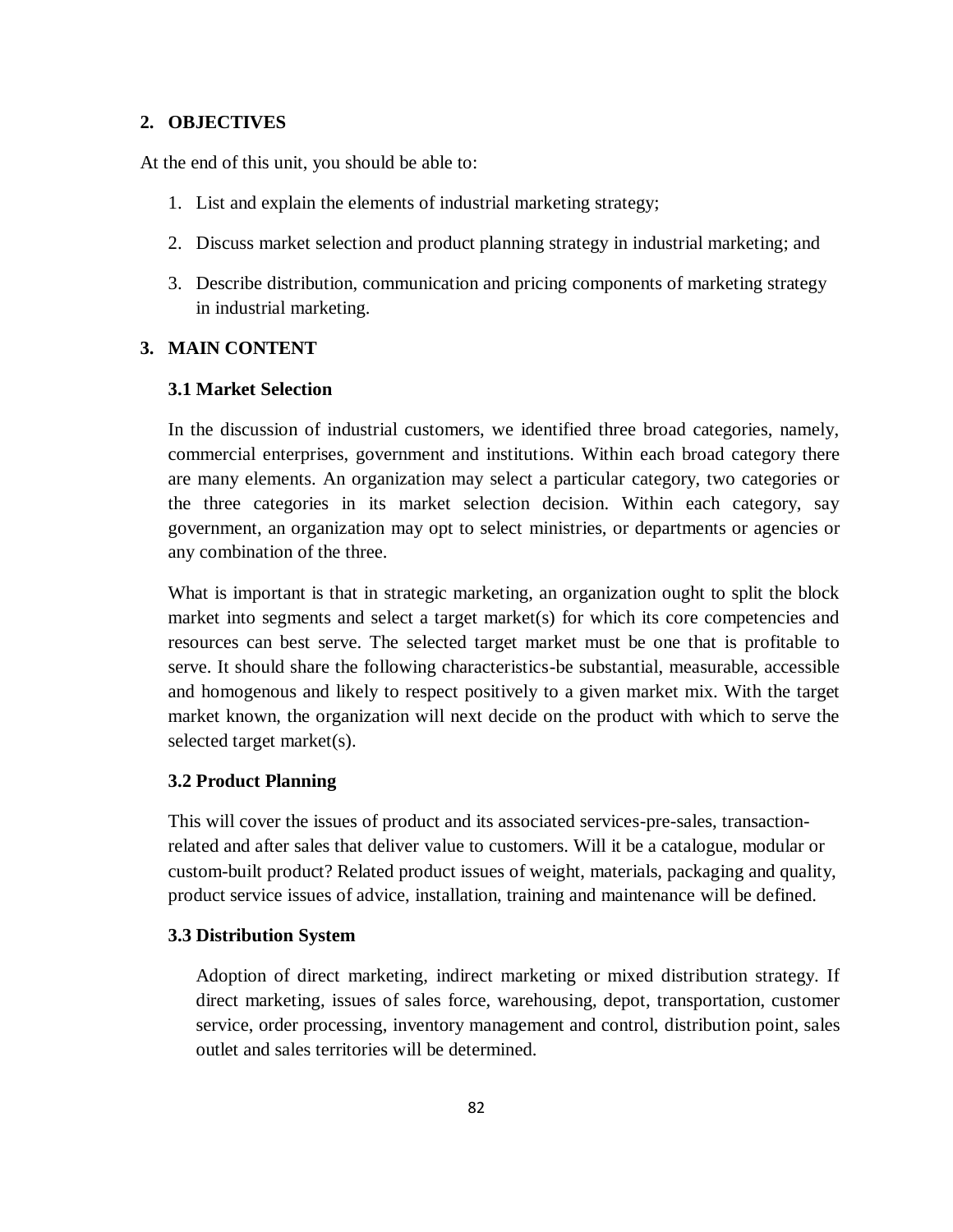## 2. OBJECTIVES

At the end of this unit, you should be able to:

1. List and explain the elements of industrial marketing strategy;
2. Discuss market selection and product planning strategy in industrial marketing; and
3. Describe distribution, communication and pricing components of marketing strategy in industrial marketing.

## 3. MAIN CONTENT

### 3.1 Market Selection

In the discussion of industrial customers, we identified three broad categories, namely, commercial enterprises, government and institutions. Within each broad category there are many elements. An organization may select a particular category, two categories or the three categories in its market selection decision. Within each category, say government, an organization may opt to select ministries, or departments or agencies or any combination of the three.

What is important is that in strategic marketing, an organization ought to split the block market into segments and select a target market(s) for which its core competencies and resources can best serve. The selected target market must be one that is profitable to serve. It should share the following characteristics-be substantial, measurable, accessible and homogenous and likely to respect positively to a given market mix. With the target market known, the organization will next decide on the product with which to serve the selected target market(s).

### 3.2 Product Planning

This will cover the issues of product and its associated services-pre-sales, transaction-related and after sales that deliver value to customers. Will it be a catalogue, modular or custom-built product? Related product issues of weight, materials, packaging and quality, product service issues of advice, installation, training and maintenance will be defined.

### 3.3 Distribution System

Adoption of direct marketing, indirect marketing or mixed distribution strategy. If direct marketing, issues of sales force, warehousing, depot, transportation, customer service, order processing, inventory management and control, distribution point, sales outlet and sales territories will be determined.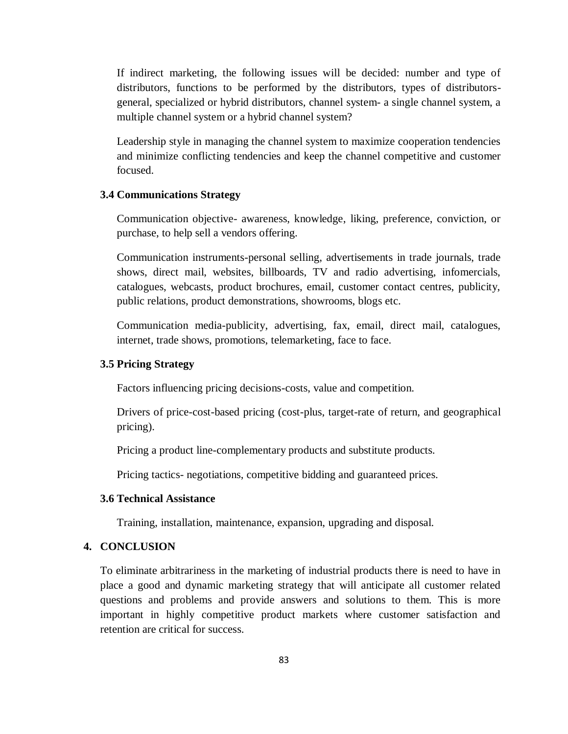If indirect marketing, the following issues will be decided: number and type of distributors, functions to be performed by the distributors, types of distributors-general, specialized or hybrid distributors, channel system- a single channel system, a multiple channel system or a hybrid channel system?

Leadership style in managing the channel system to maximize cooperation tendencies and minimize conflicting tendencies and keep the channel competitive and customer focused.

### 3.4 Communications Strategy

Communication objective- awareness, knowledge, liking, preference, conviction, or purchase, to help sell a vendors offering.

Communication instruments-personal selling, advertisements in trade journals, trade shows, direct mail, websites, billboards, TV and radio advertising, infomercials, catalogues, webcasts, product brochures, email, customer contact centres, publicity, public relations, product demonstrations, showrooms, blogs etc.

Communication media-publicity, advertising, fax, email, direct mail, catalogues, internet, trade shows, promotions, telemarketing, face to face.

### 3.5 Pricing Strategy

Factors influencing pricing decisions-costs, value and competition.

Drivers of price-cost-based pricing (cost-plus, target-rate of return, and geographical pricing).

Pricing a product line-complementary products and substitute products.

Pricing tactics- negotiations, competitive bidding and guaranteed prices.

### 3.6 Technical Assistance

Training, installation, maintenance, expansion, upgrading and disposal.

## 4. CONCLUSION

To eliminate arbitrariness in the marketing of industrial products there is need to have in place a good and dynamic marketing strategy that will anticipate all customer related questions and problems and provide answers and solutions to them. This is more important in highly competitive product markets where customer satisfaction and retention are critical for success.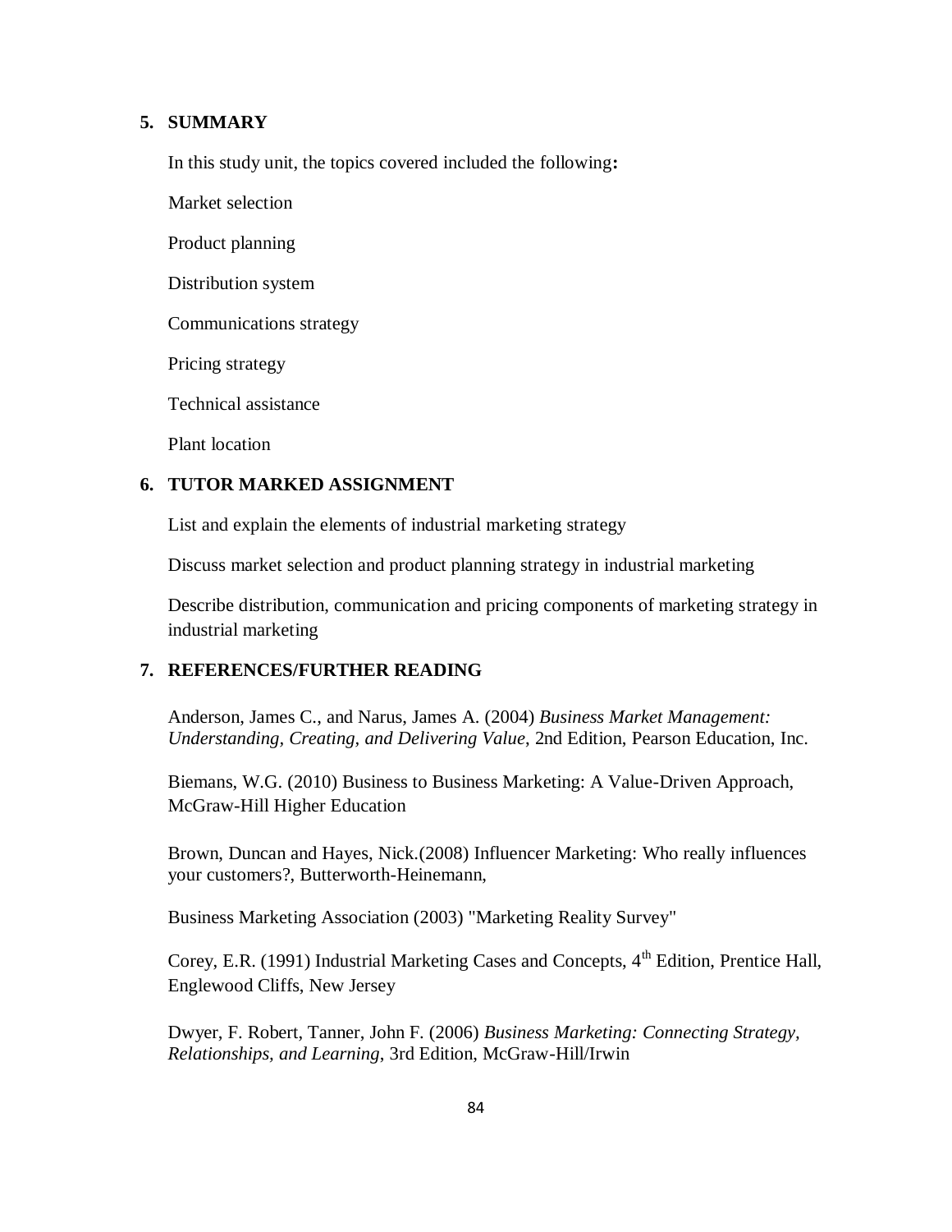## 5. SUMMARY

In this study unit, the topics covered included the following**:**

Market selection

Product planning

Distribution system

Communications strategy

Pricing strategy

Technical assistance

Plant location

## 6. TUTOR MARKED ASSIGNMENT

List and explain the elements of industrial marketing strategy

Discuss market selection and product planning strategy in industrial marketing

Describe distribution, communication and pricing components of marketing strategy in industrial marketing

## 7. REFERENCES/FURTHER READING

Anderson, James C., and Narus, James A. (2004) *Business Market Management: Understanding, Creating, and Delivering Value*, 2nd Edition, Pearson Education, Inc.

Biemans, W.G. (2010) Business to Business Marketing: A Value-Driven Approach, McGraw-Hill Higher Education

Brown, Duncan and Hayes, Nick.(2008) Influencer Marketing: Who really influences your customers?, Butterworth-Heinemann,

Business Marketing Association (2003) "Marketing Reality Survey"

Corey, E.R. (1991) Industrial Marketing Cases and Concepts, 4th Edition, Prentice Hall, Englewood Cliffs, New Jersey

Dwyer, F. Robert, Tanner, John F. (2006) *Business Marketing: Connecting Strategy, Relationships, and Learning*, 3rd Edition, McGraw-Hill/Irwin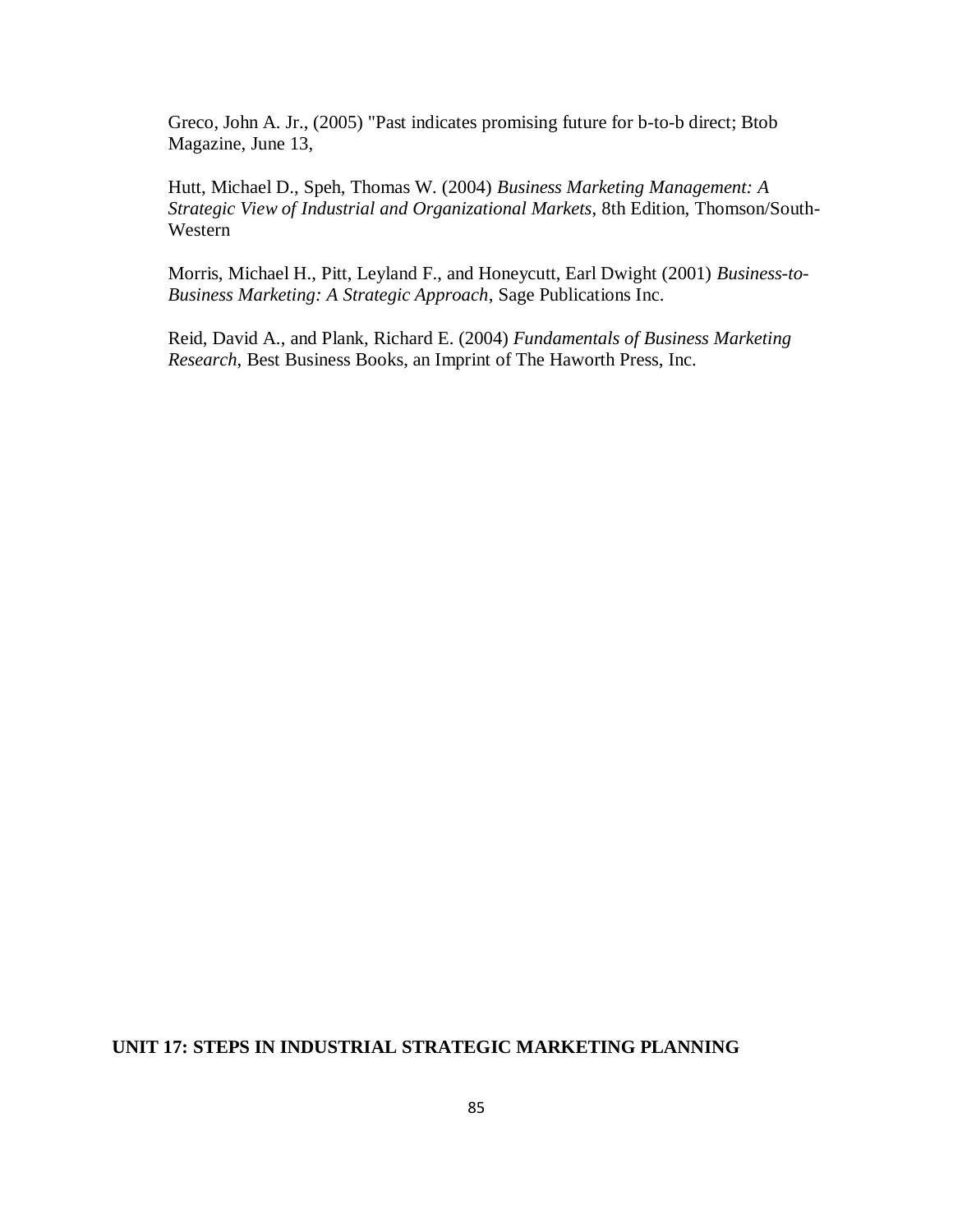Greco, John A. Jr., (2005) "Past indicates promising future for b-to-b direct; Btob Magazine, June 13,

Hutt, Michael D., Speh, Thomas W. (2004) *Business Marketing Management: A Strategic View of Industrial and Organizational Markets*, 8th Edition, Thomson/South-Western

Morris, Michael H., Pitt, Leyland F., and Honeycutt, Earl Dwight (2001) *Business-to-Business Marketing: A Strategic Approach*, Sage Publications Inc.

Reid, David A., and Plank, Richard E. (2004) *Fundamentals of Business Marketing Research*, Best Business Books, an Imprint of The Haworth Press, Inc.

## UNIT 17: STEPS IN INDUSTRIAL STRATEGIC MARKETING PLANNING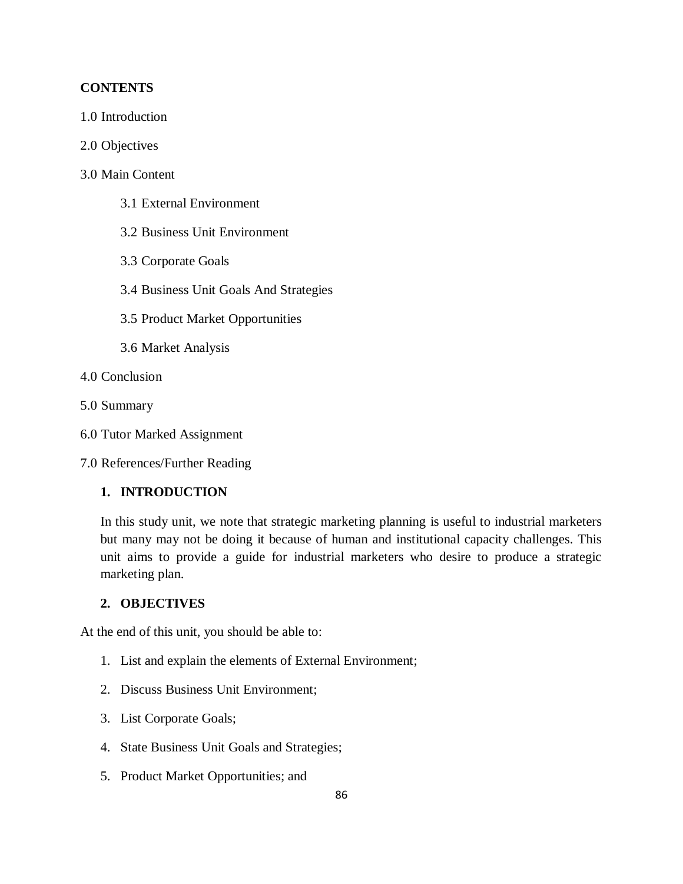**CONTENTS**

1.0 Introduction

2.0 Objectives

3.0 Main Content

- 3.1 External Environment
- 3.2 Business Unit Environment
- 3.3 Corporate Goals
- 3.4 Business Unit Goals And Strategies
- 3.5 Product Market Opportunities
- 3.6 Market Analysis

4.0 Conclusion

5.0 Summary

6.0 Tutor Marked Assignment

7.0 References/Further Reading

## 1. INTRODUCTION

In this study unit, we note that strategic marketing planning is useful to industrial marketers but many may not be doing it because of human and institutional capacity challenges. This unit aims to provide a guide for industrial marketers who desire to produce a strategic marketing plan.

## 2. OBJECTIVES

At the end of this unit, you should be able to:

1. List and explain the elements of External Environment;
2. Discuss Business Unit Environment;
3. List Corporate Goals;
4. State Business Unit Goals and Strategies;
5. Product Market Opportunities; and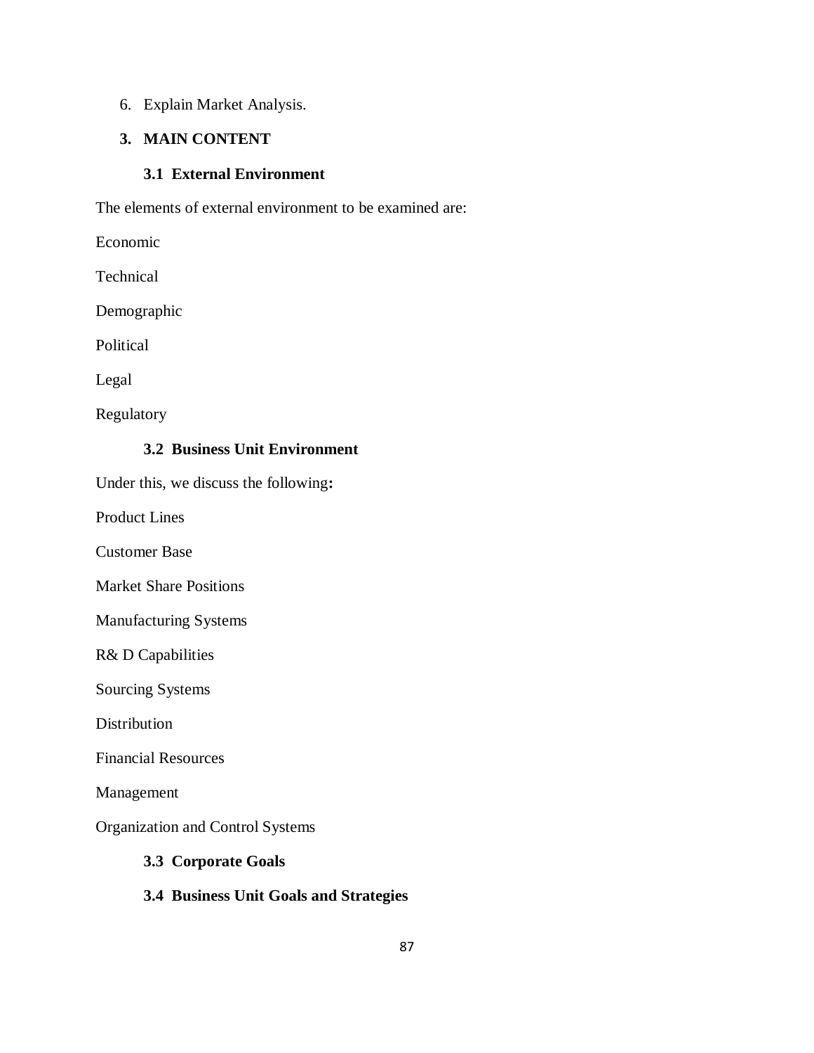6. Explain Market Analysis.

## 3. MAIN CONTENT

### 3.1 External Environment

The elements of external environment to be examined are:

Economic

Technical

Demographic

Political

Legal

Regulatory

### 3.2 Business Unit Environment

Under this, we discuss the following**:**

Product Lines

Customer Base

Market Share Positions

Manufacturing Systems

R& D Capabilities

Sourcing Systems

Distribution

Financial Resources

Management

Organization and Control Systems

### 3.3 Corporate Goals

### 3.4 Business Unit Goals and Strategies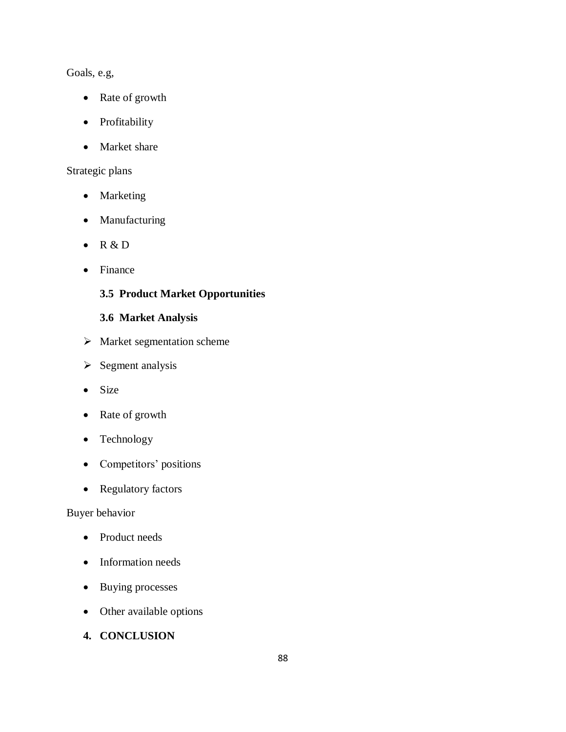Goals, e.g,

- Rate of growth
- Profitability
- Market share

Strategic plans

- Marketing
- Manufacturing
- R & D
- Finance

### 3.5 Product Market Opportunities

### 3.6 Market Analysis

- Market segmentation scheme
- Segment analysis
- Size
- Rate of growth
- Technology
- Competitors' positions
- Regulatory factors

Buyer behavior

- Product needs
- Information needs
- Buying processes
- Other available options

## 4. CONCLUSION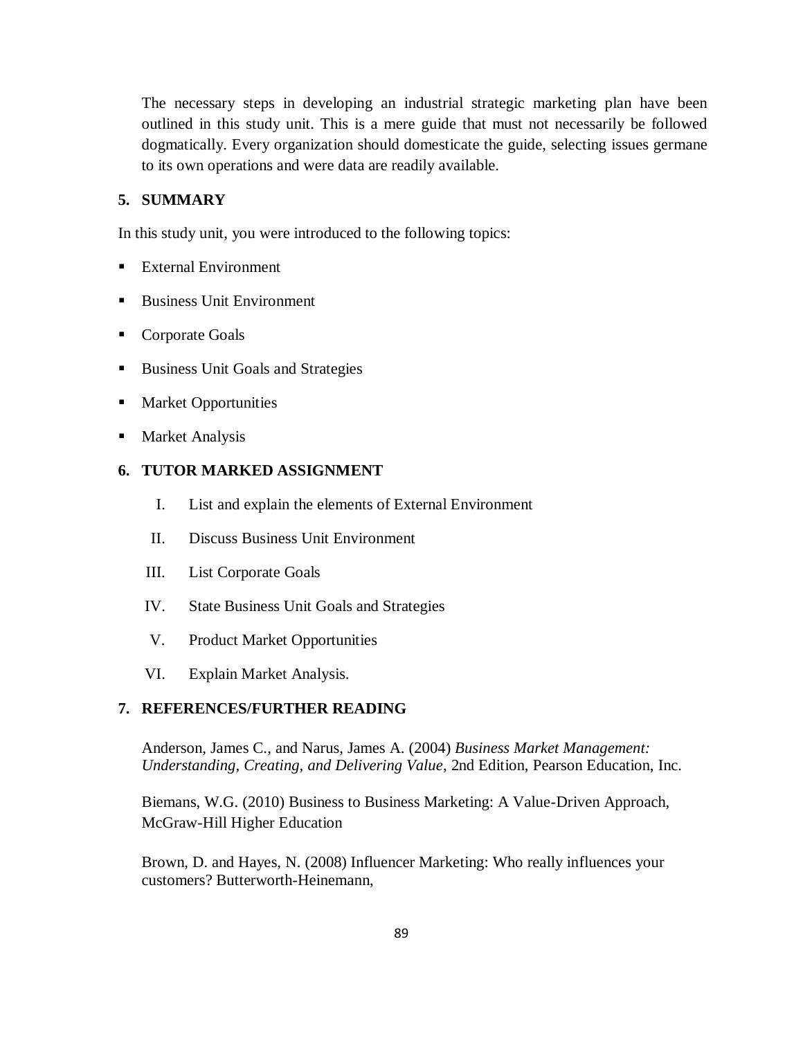The necessary steps in developing an industrial strategic marketing plan have been outlined in this study unit. This is a mere guide that must not necessarily be followed dogmatically. Every organization should domesticate the guide, selecting issues germane to its own operations and were data are readily available.

## 5. SUMMARY

In this study unit, you were introduced to the following topics:

- External Environment
- Business Unit Environment
- Corporate Goals
- Business Unit Goals and Strategies
- Market Opportunities
- Market Analysis

## 6. TUTOR MARKED ASSIGNMENT

I. List and explain the elements of External Environment

II. Discuss Business Unit Environment

III. List Corporate Goals

IV. State Business Unit Goals and Strategies

V. Product Market Opportunities

VI. Explain Market Analysis.

## 7. REFERENCES/FURTHER READING

Anderson, James C., and Narus, James A. (2004) *Business Market Management: Understanding, Creating, and Delivering Value*, 2nd Edition, Pearson Education, Inc.

Biemans, W.G. (2010) Business to Business Marketing: A Value-Driven Approach, McGraw-Hill Higher Education

Brown, D. and Hayes, N. (2008) Influencer Marketing: Who really influences your customers? Butterworth-Heinemann,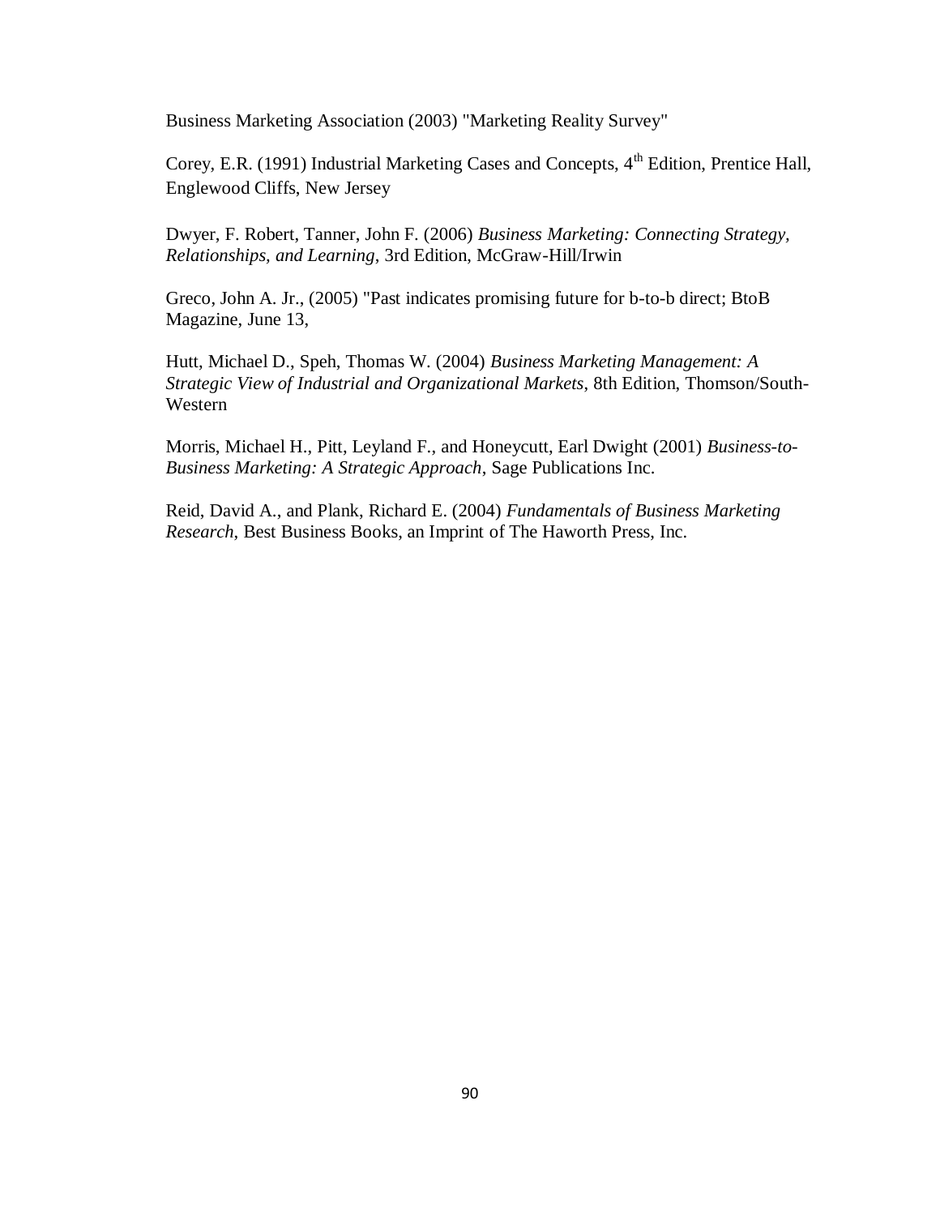Business Marketing Association (2003) "Marketing Reality Survey"

Corey, E.R. (1991) Industrial Marketing Cases and Concepts, 4th Edition, Prentice Hall, Englewood Cliffs, New Jersey

Dwyer, F. Robert, Tanner, John F. (2006) *Business Marketing: Connecting Strategy, Relationships, and Learning*, 3rd Edition, McGraw-Hill/Irwin

Greco, John A. Jr., (2005) "Past indicates promising future for b-to-b direct; BtoB Magazine, June 13,

Hutt, Michael D., Speh, Thomas W. (2004) *Business Marketing Management: A Strategic View of Industrial and Organizational Markets*, 8th Edition, Thomson/South-Western

Morris, Michael H., Pitt, Leyland F., and Honeycutt, Earl Dwight (2001) *Business-to-Business Marketing: A Strategic Approach*, Sage Publications Inc.

Reid, David A., and Plank, Richard E. (2004) *Fundamentals of Business Marketing Research*, Best Business Books, an Imprint of The Haworth Press, Inc.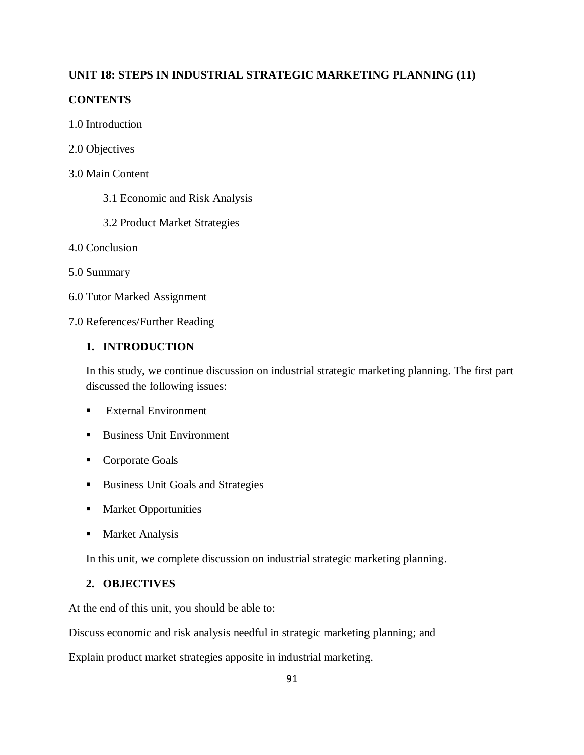**UNIT 18: STEPS IN INDUSTRIAL STRATEGIC MARKETING PLANNING (11)**

**CONTENTS**

1.0 Introduction

2.0 Objectives

3.0 Main Content

  3.1 Economic and Risk Analysis

  3.2 Product Market Strategies

4.0 Conclusion

5.0 Summary

6.0 Tutor Marked Assignment

7.0 References/Further Reading

## 1. INTRODUCTION

In this study, we continue discussion on industrial strategic marketing planning. The first part discussed the following issues:

- External Environment
- Business Unit Environment
- Corporate Goals
- Business Unit Goals and Strategies
- Market Opportunities
- Market Analysis

In this unit, we complete discussion on industrial strategic marketing planning.

## 2. OBJECTIVES

At the end of this unit, you should be able to:

Discuss economic and risk analysis needful in strategic marketing planning; and

Explain product market strategies apposite in industrial marketing.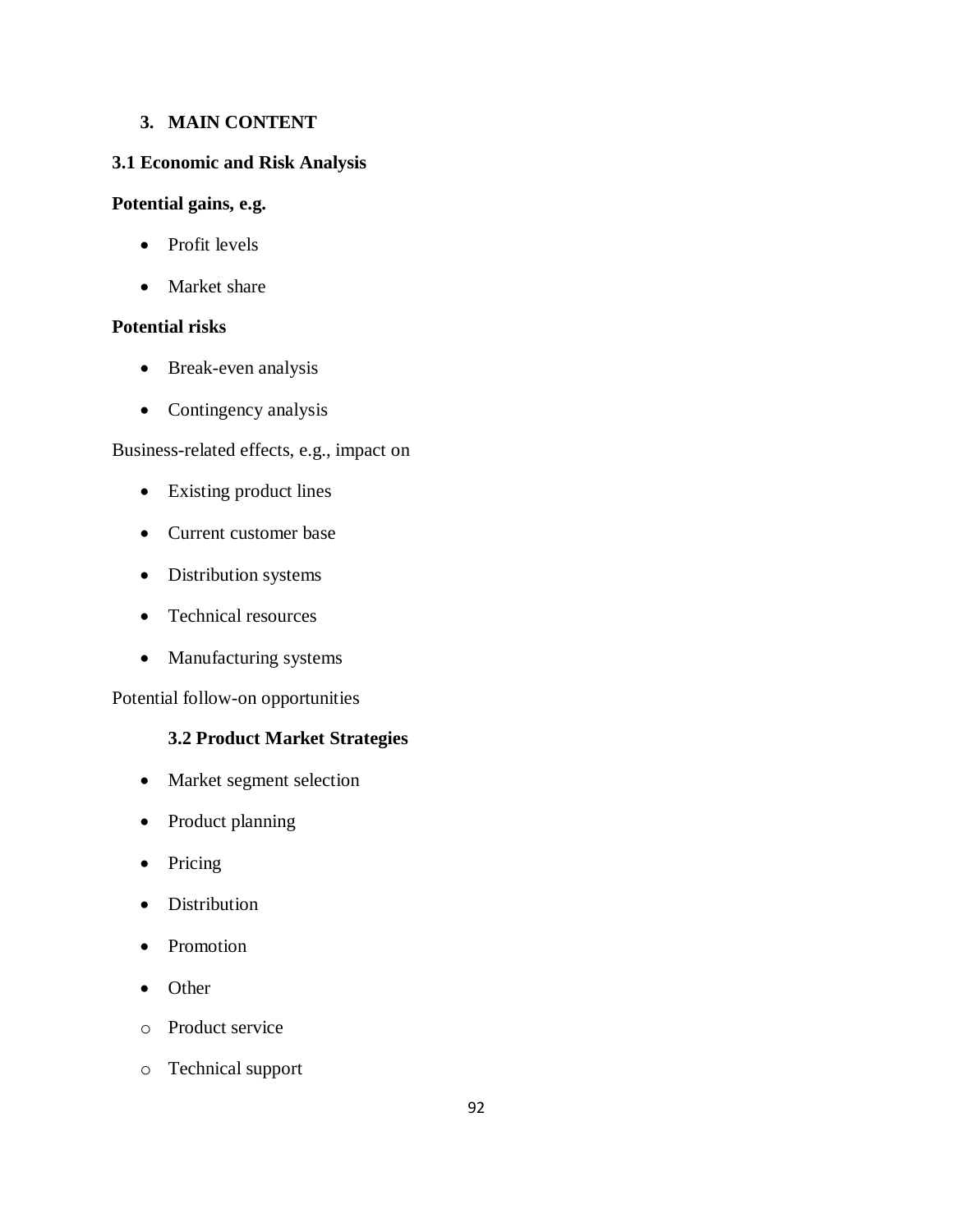## 3. MAIN CONTENT

### 3.1 Economic and Risk Analysis

**Potential gains, e.g.**

- Profit levels
- Market share

**Potential risks**

- Break-even analysis
- Contingency analysis

Business-related effects, e.g., impact on

- Existing product lines
- Current customer base
- Distribution systems
- Technical resources
- Manufacturing systems

Potential follow-on opportunities

### 3.2 Product Market Strategies

- Market segment selection
- Product planning
- Pricing
- Distribution
- Promotion
- Other
  - Product service
  - Technical support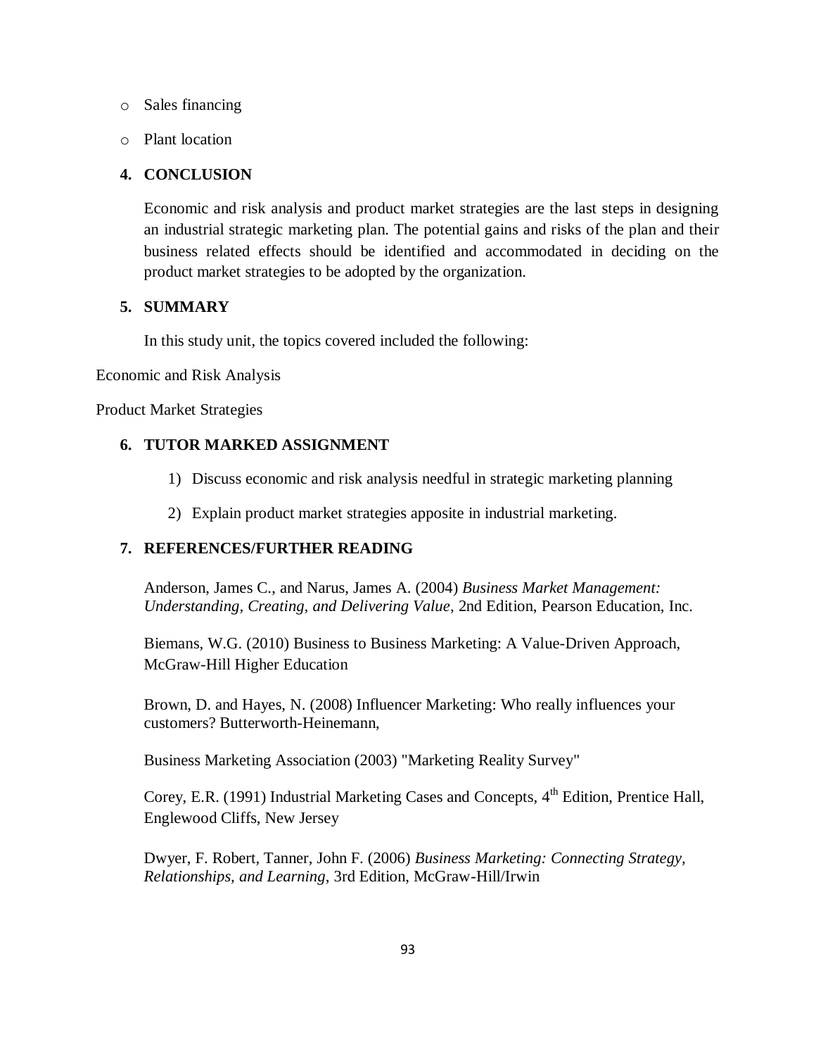- Sales financing
- Plant location

## 4. CONCLUSION

Economic and risk analysis and product market strategies are the last steps in designing an industrial strategic marketing plan. The potential gains and risks of the plan and their business related effects should be identified and accommodated in deciding on the product market strategies to be adopted by the organization.

## 5. SUMMARY

In this study unit, the topics covered included the following:

Economic and Risk Analysis

Product Market Strategies

## 6. TUTOR MARKED ASSIGNMENT

1) Discuss economic and risk analysis needful in strategic marketing planning
2) Explain product market strategies apposite in industrial marketing.

## 7. REFERENCES/FURTHER READING

Anderson, James C., and Narus, James A. (2004) *Business Market Management: Understanding, Creating, and Delivering Value*, 2nd Edition, Pearson Education, Inc.

Biemans, W.G. (2010) Business to Business Marketing: A Value-Driven Approach, McGraw-Hill Higher Education

Brown, D. and Hayes, N. (2008) Influencer Marketing: Who really influences your customers? Butterworth-Heinemann,

Business Marketing Association (2003) "Marketing Reality Survey"

Corey, E.R. (1991) Industrial Marketing Cases and Concepts, 4th Edition, Prentice Hall, Englewood Cliffs, New Jersey

Dwyer, F. Robert, Tanner, John F. (2006) *Business Marketing: Connecting Strategy, Relationships, and Learning*, 3rd Edition, McGraw-Hill/Irwin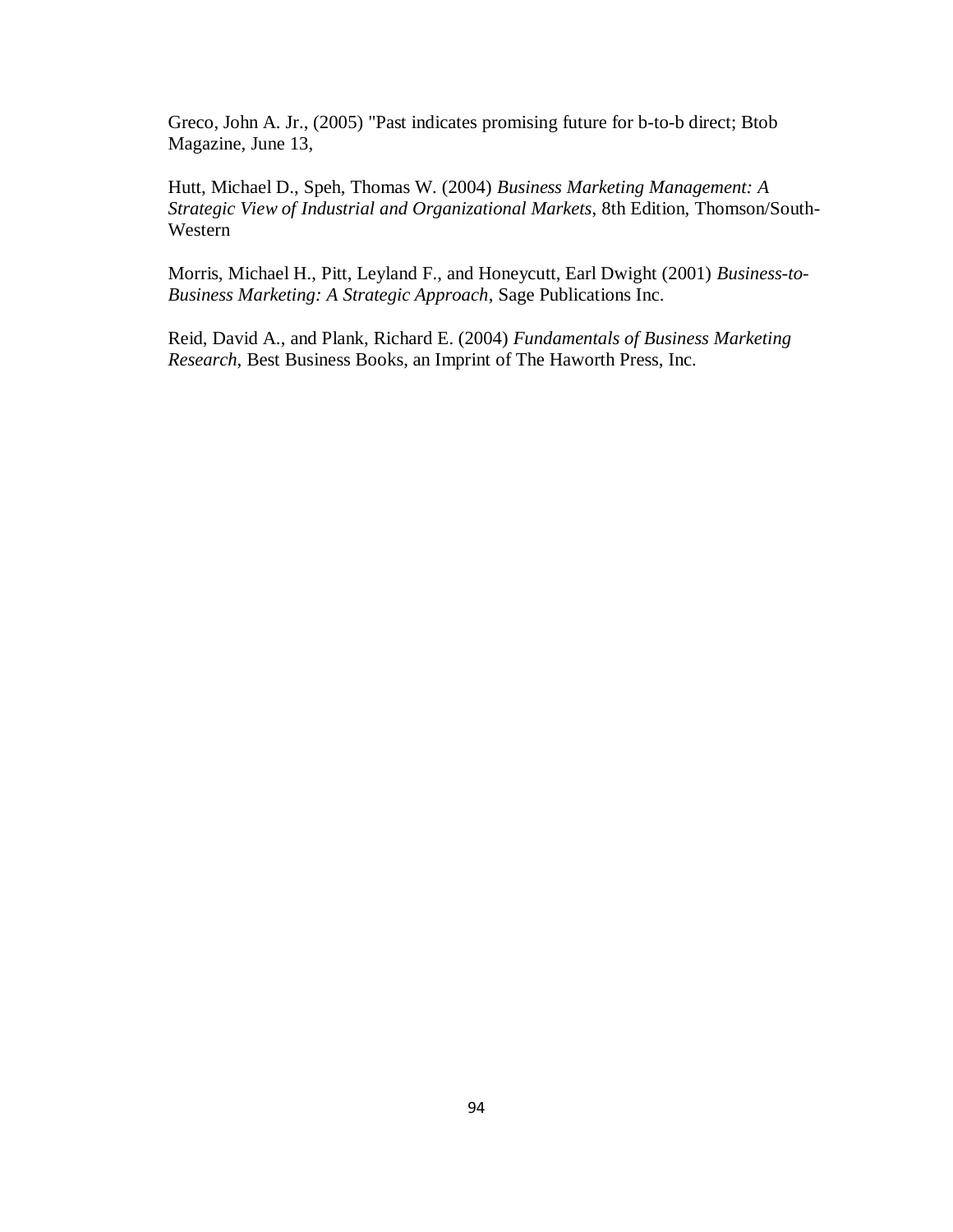Greco, John A. Jr., (2005) "Past indicates promising future for b-to-b direct; Btob Magazine, June 13,

Hutt, Michael D., Speh, Thomas W. (2004) *Business Marketing Management: A Strategic View of Industrial and Organizational Markets*, 8th Edition, Thomson/South-Western

Morris, Michael H., Pitt, Leyland F., and Honeycutt, Earl Dwight (2001) *Business-to-Business Marketing: A Strategic Approach*, Sage Publications Inc.

Reid, David A., and Plank, Richard E. (2004) *Fundamentals of Business Marketing Research*, Best Business Books, an Imprint of The Haworth Press, Inc.